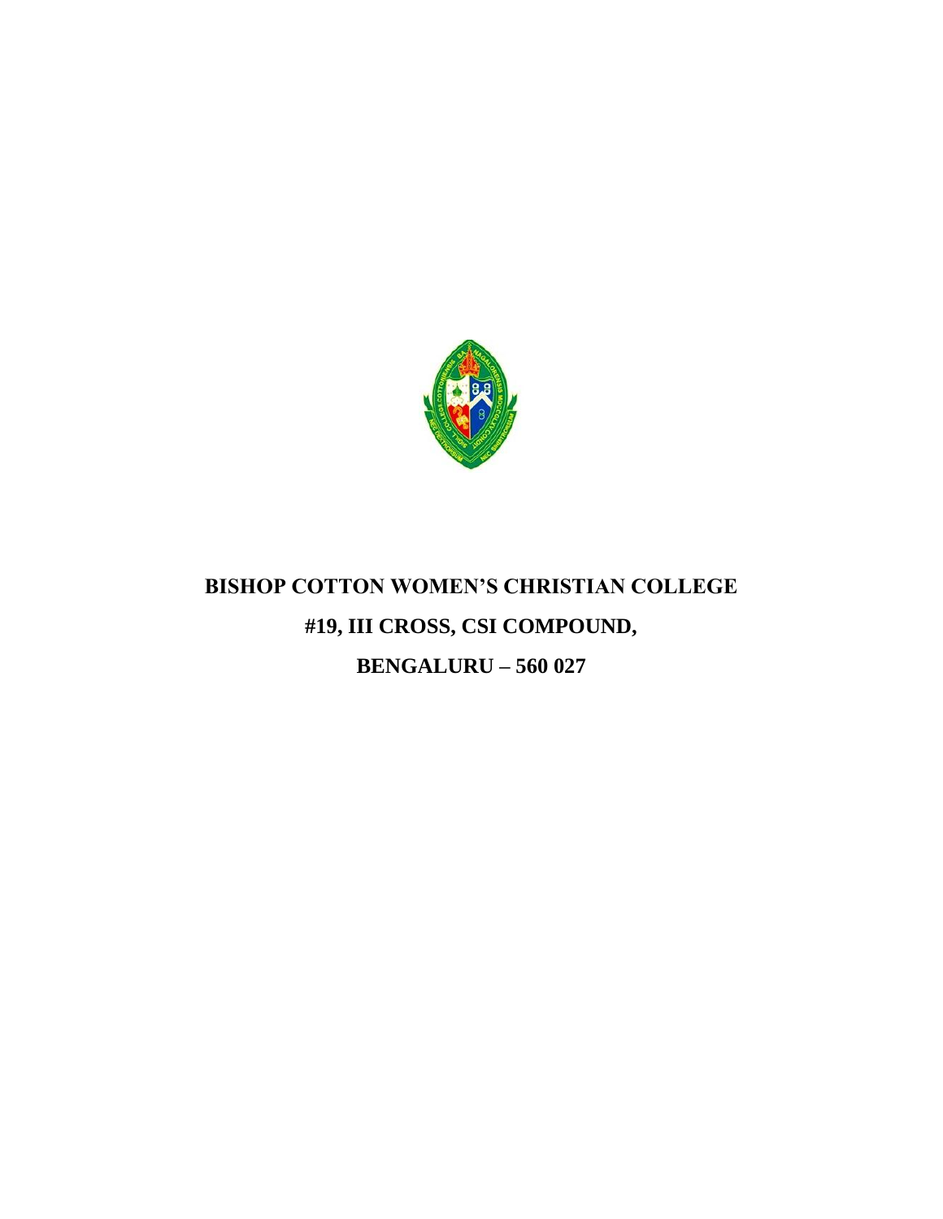# BISHOP COTTON WOMEN'S CHRISTIAN COLLEGE

**#19, III CROSS, CSI COMPOUND,**

**BENGALURU – 560 027**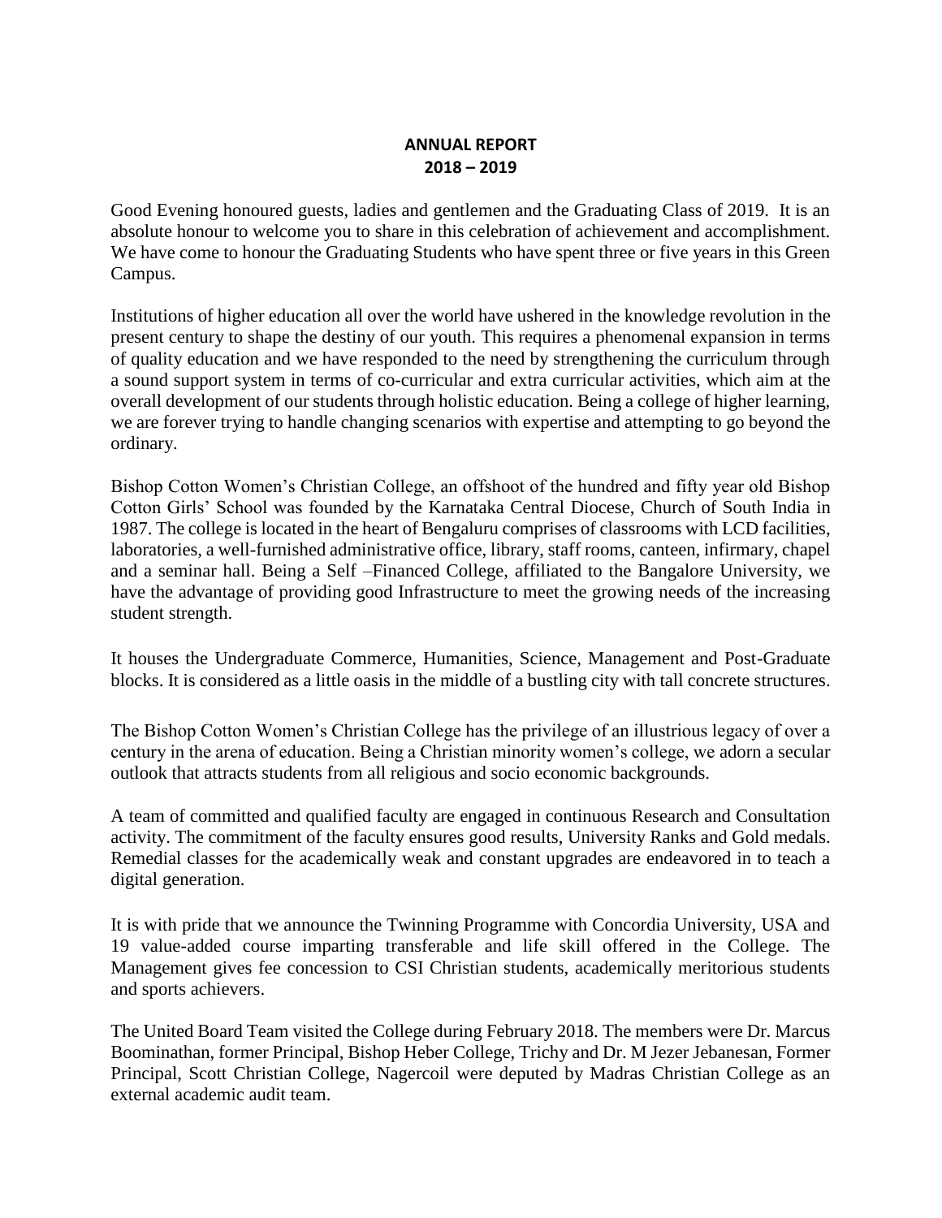**ANNUAL REPORT**
**2018 – 2019**

Good Evening honoured guests, ladies and gentlemen and the Graduating Class of 2019. It is an absolute honour to welcome you to share in this celebration of achievement and accomplishment. We have come to honour the Graduating Students who have spent three or five years in this Green Campus.

Institutions of higher education all over the world have ushered in the knowledge revolution in the present century to shape the destiny of our youth. This requires a phenomenal expansion in terms of quality education and we have responded to the need by strengthening the curriculum through a sound support system in terms of co-curricular and extra curricular activities, which aim at the overall development of our students through holistic education. Being a college of higher learning, we are forever trying to handle changing scenarios with expertise and attempting to go beyond the ordinary.

Bishop Cotton Women's Christian College, an offshoot of the hundred and fifty year old Bishop Cotton Girls' School was founded by the Karnataka Central Diocese, Church of South India in 1987. The college is located in the heart of Bengaluru comprises of classrooms with LCD facilities, laboratories, a well-furnished administrative office, library, staff rooms, canteen, infirmary, chapel and a seminar hall. Being a Self –Financed College, affiliated to the Bangalore University, we have the advantage of providing good Infrastructure to meet the growing needs of the increasing student strength.

It houses the Undergraduate Commerce, Humanities, Science, Management and Post-Graduate blocks. It is considered as a little oasis in the middle of a bustling city with tall concrete structures.

The Bishop Cotton Women's Christian College has the privilege of an illustrious legacy of over a century in the arena of education. Being a Christian minority women's college, we adorn a secular outlook that attracts students from all religious and socio economic backgrounds.

A team of committed and qualified faculty are engaged in continuous Research and Consultation activity. The commitment of the faculty ensures good results, University Ranks and Gold medals. Remedial classes for the academically weak and constant upgrades are endeavored in to teach a digital generation.

It is with pride that we announce the Twinning Programme with Concordia University, USA and 19 value-added course imparting transferable and life skill offered in the College. The Management gives fee concession to CSI Christian students, academically meritorious students and sports achievers.

The United Board Team visited the College during February 2018. The members were Dr. Marcus Boominathan, former Principal, Bishop Heber College, Trichy and Dr. M Jezer Jebanesan, Former Principal, Scott Christian College, Nagercoil were deputed by Madras Christian College as an external academic audit team.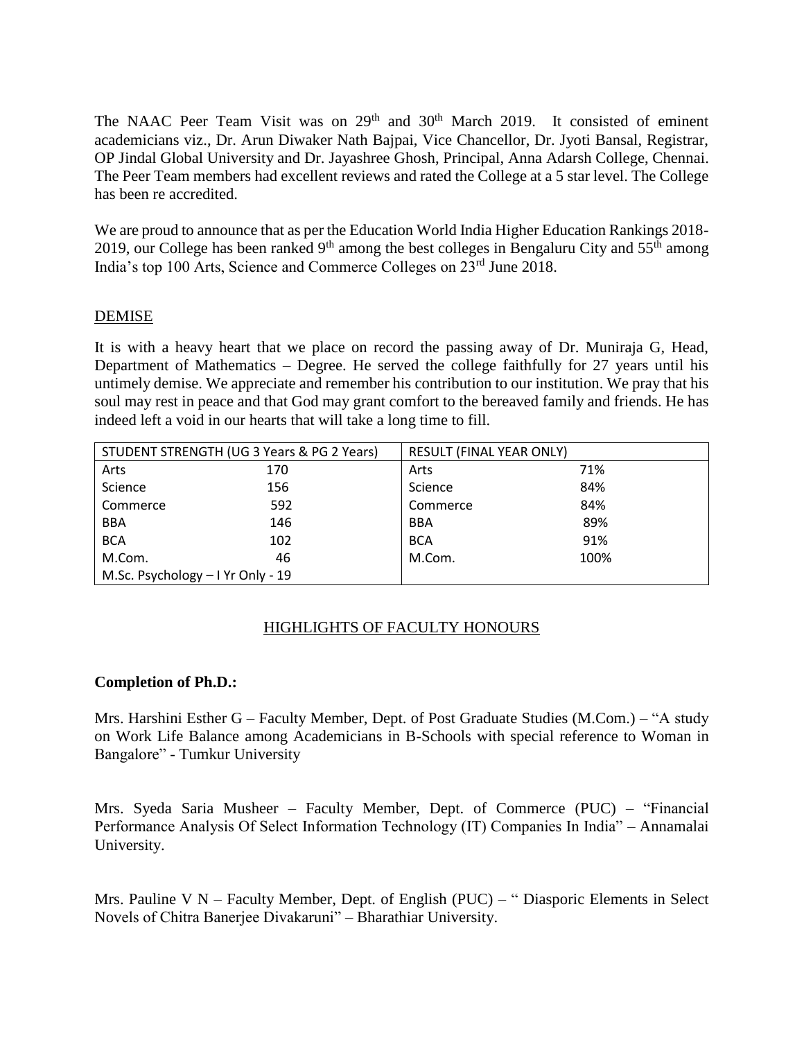The NAAC Peer Team Visit was on 29th and 30th March 2019. It consisted of eminent academicians viz., Dr. Arun Diwaker Nath Bajpai, Vice Chancellor, Dr. Jyoti Bansal, Registrar, OP Jindal Global University and Dr. Jayashree Ghosh, Principal, Anna Adarsh College, Chennai. The Peer Team members had excellent reviews and rated the College at a 5 star level. The College has been re accredited.

We are proud to announce that as per the Education World India Higher Education Rankings 2018-2019, our College has been ranked 9th among the best colleges in Bengaluru City and 55th among India's top 100 Arts, Science and Commerce Colleges on 23rd June 2018.

## DEMISE

It is with a heavy heart that we place on record the passing away of Dr. Muniraja G, Head, Department of Mathematics – Degree. He served the college faithfully for 27 years until his untimely demise. We appreciate and remember his contribution to our institution. We pray that his soul may rest in peace and that God may grant comfort to the bereaved family and friends. He has indeed left a void in our hearts that will take a long time to fill.

| STUDENT STRENGTH (UG 3 Years & PG 2 Years) | | RESULT (FINAL YEAR ONLY) | |
|---|---|---|---|
| Arts | 170 | Arts | 71% |
| Science | 156 | Science | 84% |
| Commerce | 592 | Commerce | 84% |
| BBA | 146 | BBA | 89% |
| BCA | 102 | BCA | 91% |
| M.Com. | 46 | M.Com. | 100% |
| M.Sc. Psychology – I Yr Only - 19 | | | |

## HIGHLIGHTS OF FACULTY HONOURS

**Completion of Ph.D.:**

Mrs. Harshini Esther G – Faculty Member, Dept. of Post Graduate Studies (M.Com.) – "A study on Work Life Balance among Academicians in B-Schools with special reference to Woman in Bangalore" - Tumkur University

Mrs. Syeda Saria Musheer – Faculty Member, Dept. of Commerce (PUC) – "Financial Performance Analysis Of Select Information Technology (IT) Companies In India" – Annamalai University.

Mrs. Pauline V N – Faculty Member, Dept. of English (PUC) – " Diasporic Elements in Select Novels of Chitra Banerjee Divakaruni" – Bharathiar University.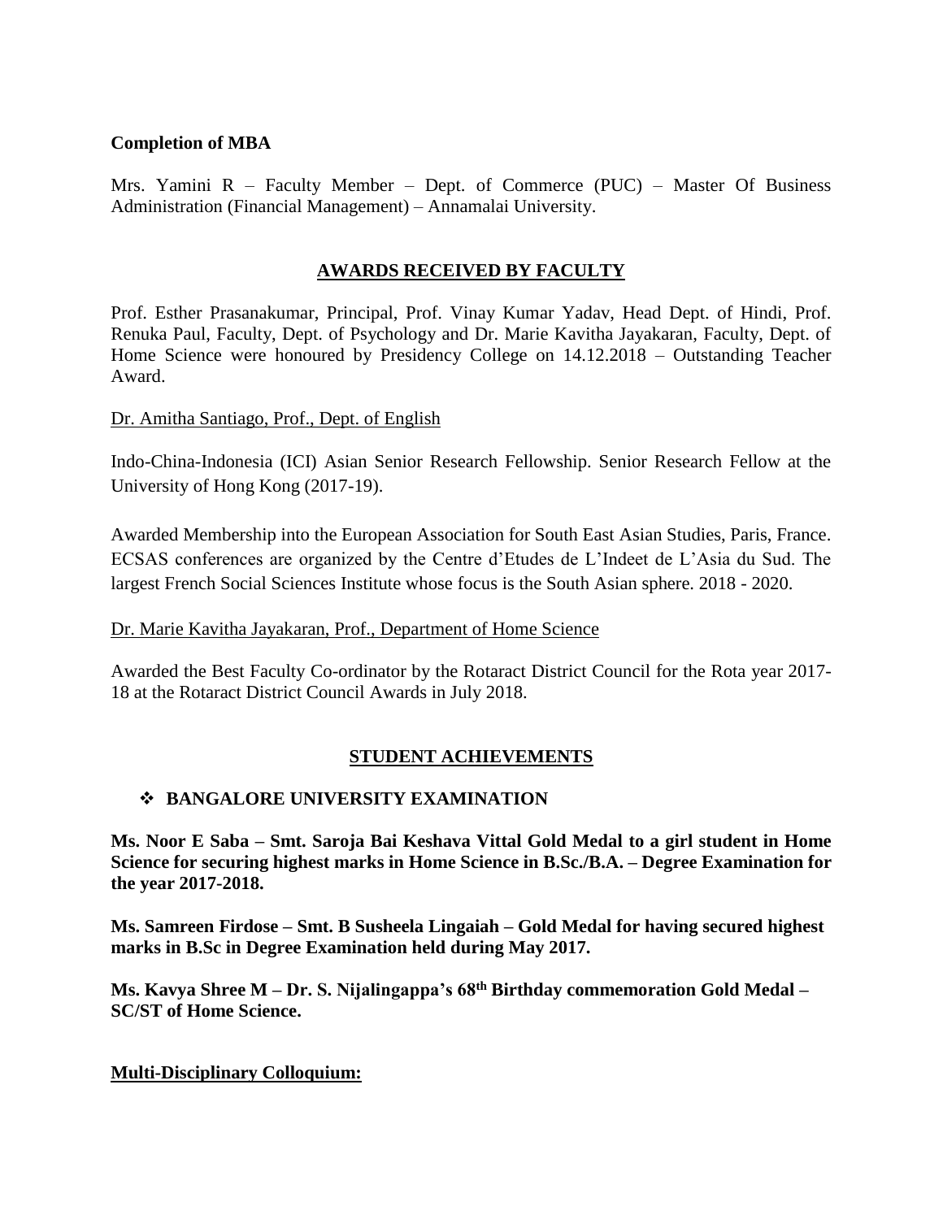**Completion of MBA**

Mrs. Yamini R – Faculty Member – Dept. of Commerce (PUC) – Master Of Business Administration (Financial Management) – Annamalai University.

## AWARDS RECEIVED BY FACULTY

Prof. Esther Prasanakumar, Principal, Prof. Vinay Kumar Yadav, Head Dept. of Hindi, Prof. Renuka Paul, Faculty, Dept. of Psychology and Dr. Marie Kavitha Jayakaran, Faculty, Dept. of Home Science were honoured by Presidency College on 14.12.2018 – Outstanding Teacher Award.

Dr. Amitha Santiago, Prof., Dept. of English

Indo-China-Indonesia (ICI) Asian Senior Research Fellowship. Senior Research Fellow at the University of Hong Kong (2017-19).

Awarded Membership into the European Association for South East Asian Studies, Paris, France. ECSAS conferences are organized by the Centre d'Etudes de L'Indeet de L'Asia du Sud. The largest French Social Sciences Institute whose focus is the South Asian sphere. 2018 - 2020.

Dr. Marie Kavitha Jayakaran, Prof., Department of Home Science

Awarded the Best Faculty Co-ordinator by the Rotaract District Council for the Rota year 2017-18 at the Rotaract District Council Awards in July 2018.

## STUDENT ACHIEVEMENTS

- **BANGALORE UNIVERSITY EXAMINATION**

**Ms. Noor E Saba – Smt. Saroja Bai Keshava Vittal Gold Medal to a girl student in Home Science for securing highest marks in Home Science in B.Sc./B.A. – Degree Examination for the year 2017-2018.**

**Ms. Samreen Firdose – Smt. B Susheela Lingaiah – Gold Medal for having secured highest marks in B.Sc in Degree Examination held during May 2017.**

**Ms. Kavya Shree M – Dr. S. Nijalingappa's 68th Birthday commemoration Gold Medal – SC/ST of Home Science.**

**Multi-Disciplinary Colloquium:**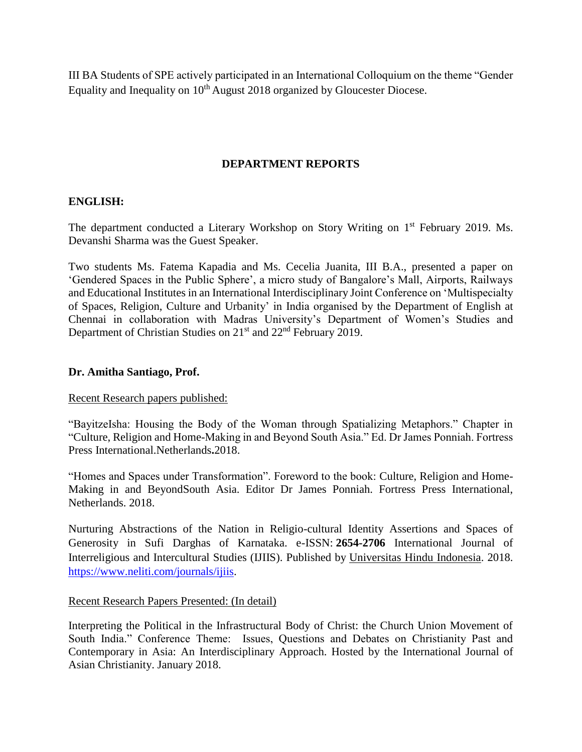III BA Students of SPE actively participated in an International Colloquium on the theme "Gender Equality and Inequality on 10th August 2018 organized by Gloucester Diocese.

## DEPARTMENT REPORTS

### ENGLISH:

The department conducted a Literary Workshop on Story Writing on 1st February 2019. Ms. Devanshi Sharma was the Guest Speaker.

Two students Ms. Fatema Kapadia and Ms. Cecelia Juanita, III B.A., presented a paper on 'Gendered Spaces in the Public Sphere', a micro study of Bangalore's Mall, Airports, Railways and Educational Institutes in an International Interdisciplinary Joint Conference on 'Multispecialty of Spaces, Religion, Culture and Urbanity' in India organised by the Department of English at Chennai in collaboration with Madras University's Department of Women's Studies and Department of Christian Studies on 21st and 22nd February 2019.

**Dr. Amitha Santiago, Prof.**

Recent Research papers published:

"BayitzeIsha: Housing the Body of the Woman through Spatializing Metaphors." Chapter in "Culture, Religion and Home-Making in and Beyond South Asia." Ed. Dr James Ponniah. Fortress Press International.Netherlands**.**2018.

"Homes and Spaces under Transformation". Foreword to the book: Culture, Religion and Home-Making in and BeyondSouth Asia. Editor Dr James Ponniah. Fortress Press International, Netherlands. 2018.

Nurturing Abstractions of the Nation in Religio-cultural Identity Assertions and Spaces of Generosity in Sufi Darghas of Karnataka. e-ISSN: **2654-2706** International Journal of Interreligious and Intercultural Studies (IJIIS). Published by Universitas Hindu Indonesia. 2018. https://www.neliti.com/journals/ijiis.

Recent Research Papers Presented: (In detail)

Interpreting the Political in the Infrastructural Body of Christ: the Church Union Movement of South India." Conference Theme: Issues, Questions and Debates on Christianity Past and Contemporary in Asia: An Interdisciplinary Approach. Hosted by the International Journal of Asian Christianity. January 2018.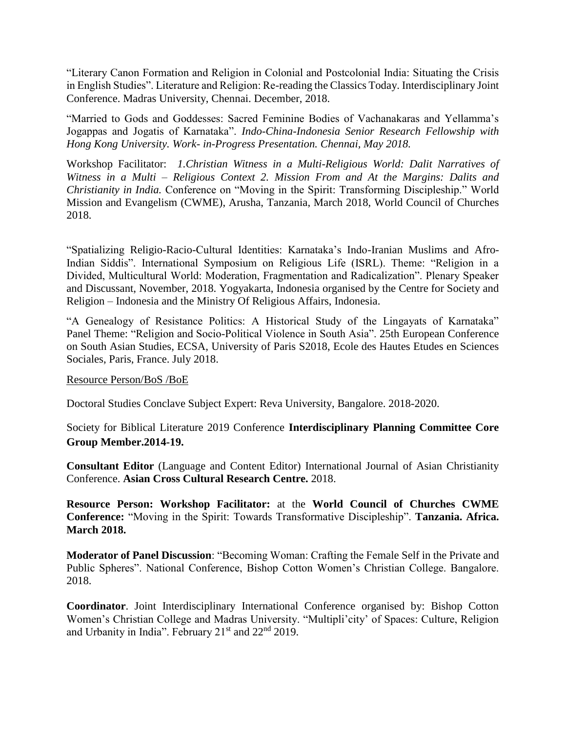"Literary Canon Formation and Religion in Colonial and Postcolonial India: Situating the Crisis in English Studies". Literature and Religion: Re-reading the Classics Today. Interdisciplinary Joint Conference. Madras University, Chennai. December, 2018.

"Married to Gods and Goddesses: Sacred Feminine Bodies of Vachanakaras and Yellamma's Jogappas and Jogatis of Karnataka". *Indo-China-Indonesia Senior Research Fellowship with Hong Kong University. Work- in-Progress Presentation. Chennai, May 2018.*

Workshop Facilitator: *1.Christian Witness in a Multi-Religious World: Dalit Narratives of Witness in a Multi – Religious Context 2. Mission From and At the Margins: Dalits and Christianity in India.* Conference on "Moving in the Spirit: Transforming Discipleship." World Mission and Evangelism (CWME), Arusha, Tanzania, March 2018, World Council of Churches 2018.

"Spatializing Religio-Racio-Cultural Identities: Karnataka's Indo-Iranian Muslims and Afro-Indian Siddis". International Symposium on Religious Life (ISRL). Theme: "Religion in a Divided, Multicultural World: Moderation, Fragmentation and Radicalization". Plenary Speaker and Discussant, November, 2018. Yogyakarta, Indonesia organised by the Centre for Society and Religion – Indonesia and the Ministry Of Religious Affairs, Indonesia.

"A Genealogy of Resistance Politics: A Historical Study of the Lingayats of Karnataka" Panel Theme: "Religion and Socio-Political Violence in South Asia". 25th European Conference on South Asian Studies, ECSA, University of Paris S2018, Ecole des Hautes Etudes en Sciences Sociales, Paris, France. July 2018.

Resource Person/BoS /BoE

Doctoral Studies Conclave Subject Expert: Reva University, Bangalore. 2018-2020.

Society for Biblical Literature 2019 Conference **Interdisciplinary Planning Committee Core Group Member.2014-19.**

**Consultant Editor** (Language and Content Editor) International Journal of Asian Christianity Conference. **Asian Cross Cultural Research Centre.** 2018.

**Resource Person: Workshop Facilitator:** at the **World Council of Churches CWME Conference:** "Moving in the Spirit: Towards Transformative Discipleship". **Tanzania. Africa. March 2018.**

**Moderator of Panel Discussion**: "Becoming Woman: Crafting the Female Self in the Private and Public Spheres". National Conference, Bishop Cotton Women's Christian College. Bangalore. 2018.

**Coordinator**. Joint Interdisciplinary International Conference organised by: Bishop Cotton Women's Christian College and Madras University. "Multipli'city' of Spaces: Culture, Religion and Urbanity in India". February 21st and 22nd 2019.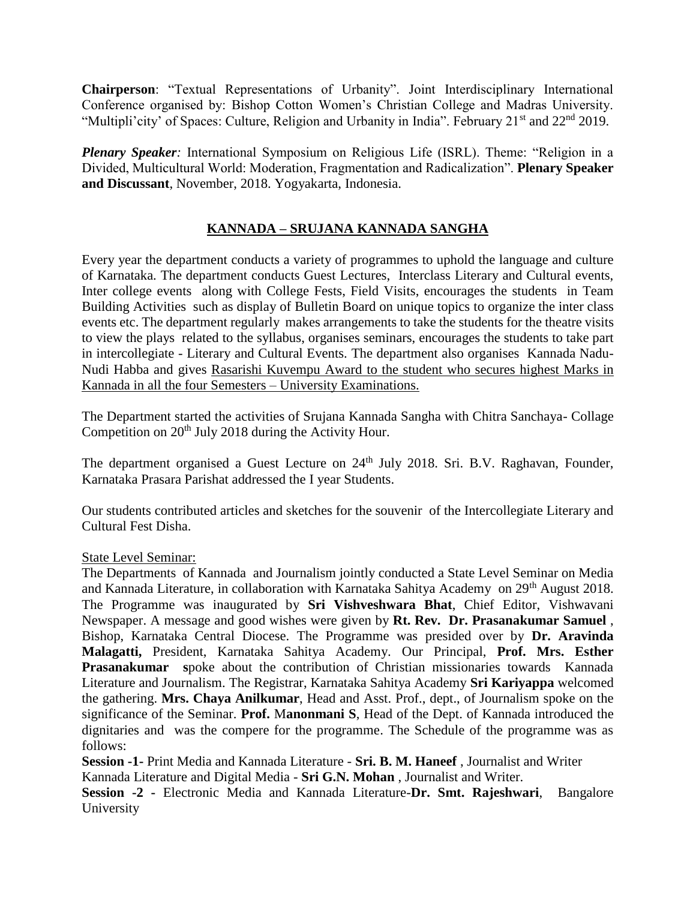**Chairperson**: "Textual Representations of Urbanity". Joint Interdisciplinary International Conference organised by: Bishop Cotton Women's Christian College and Madras University. "Multipli'city' of Spaces: Culture, Religion and Urbanity in India". February 21st and 22nd 2019.

***Plenary Speaker:*** International Symposium on Religious Life (ISRL). Theme: "Religion in a Divided, Multicultural World: Moderation, Fragmentation and Radicalization". **Plenary Speaker and Discussant**, November, 2018. Yogyakarta, Indonesia.

## KANNADA – SRUJANA KANNADA SANGHA

Every year the department conducts a variety of programmes to uphold the language and culture of Karnataka. The department conducts Guest Lectures, Interclass Literary and Cultural events, Inter college events along with College Fests, Field Visits, encourages the students in Team Building Activities such as display of Bulletin Board on unique topics to organize the inter class events etc. The department regularly makes arrangements to take the students for the theatre visits to view the plays related to the syllabus, organises seminars, encourages the students to take part in intercollegiate - Literary and Cultural Events. The department also organises Kannada Nadu-Nudi Habba and gives Rasarishi Kuvempu Award to the student who secures highest Marks in Kannada in all the four Semesters – University Examinations.

The Department started the activities of Srujana Kannada Sangha with Chitra Sanchaya- Collage Competition on 20th July 2018 during the Activity Hour.

The department organised a Guest Lecture on 24th July 2018. Sri. B.V. Raghavan, Founder, Karnataka Prasara Parishat addressed the I year Students.

Our students contributed articles and sketches for the souvenir of the Intercollegiate Literary and Cultural Fest Disha.

State Level Seminar:

The Departments of Kannada and Journalism jointly conducted a State Level Seminar on Media and Kannada Literature, in collaboration with Karnataka Sahitya Academy on 29th August 2018. The Programme was inaugurated by **Sri Vishveshwara Bhat**, Chief Editor, Vishwavani Newspaper. A message and good wishes were given by **Rt. Rev. Dr. Prasanakumar Samuel** , Bishop, Karnataka Central Diocese. The Programme was presided over by **Dr. Aravinda Malagatti,** President, Karnataka Sahitya Academy. Our Principal, **Prof. Mrs. Esther Prasanakumar s**poke about the contribution of Christian missionaries towards Kannada Literature and Journalism. The Registrar, Karnataka Sahitya Academy **Sri Kariyappa** welcomed the gathering. **Mrs. Chaya Anilkumar**, Head and Asst. Prof., dept., of Journalism spoke on the significance of the Seminar. **Prof. Manonmani S**, Head of the Dept. of Kannada introduced the dignitaries and was the compere for the programme. The Schedule of the programme was as follows:

**Session -1-** Print Media and Kannada Literature - **Sri. B. M. Haneef** , Journalist and Writer
Kannada Literature and Digital Media - **Sri G.N. Mohan** , Journalist and Writer.

**Session -2 -** Electronic Media and Kannada Literature-**Dr. Smt. Rajeshwari**, Bangalore University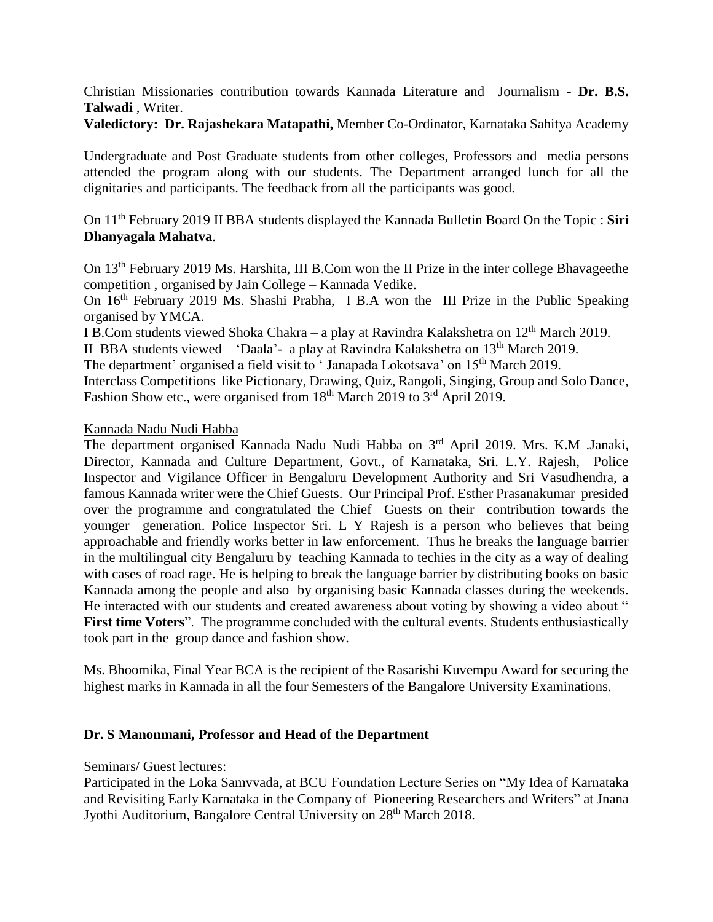Christian Missionaries contribution towards Kannada Literature and Journalism - **Dr. B.S. Talwadi** , Writer.

**Valedictory: Dr. Rajashekara Matapathi,** Member Co-Ordinator, Karnataka Sahitya Academy

Undergraduate and Post Graduate students from other colleges, Professors and media persons attended the program along with our students. The Department arranged lunch for all the dignitaries and participants. The feedback from all the participants was good.

On 11th February 2019 II BBA students displayed the Kannada Bulletin Board On the Topic : **Siri Dhanyagala Mahatva**.

On 13th February 2019 Ms. Harshita, III B.Com won the II Prize in the inter college Bhavageethe competition , organised by Jain College – Kannada Vedike.

On 16th February 2019 Ms. Shashi Prabha, I B.A won the III Prize in the Public Speaking organised by YMCA.

I B.Com students viewed Shoka Chakra – a play at Ravindra Kalakshetra on 12th March 2019.

II BBA students viewed – 'Daala'- a play at Ravindra Kalakshetra on 13th March 2019.

The department' organised a field visit to ' Janapada Lokotsava' on 15th March 2019.

Interclass Competitions like Pictionary, Drawing, Quiz, Rangoli, Singing, Group and Solo Dance, Fashion Show etc., were organised from 18th March 2019 to 3rd April 2019.

Kannada Nadu Nudi Habba

The department organised Kannada Nadu Nudi Habba on 3rd April 2019. Mrs. K.M .Janaki, Director, Kannada and Culture Department, Govt., of Karnataka, Sri. L.Y. Rajesh, Police Inspector and Vigilance Officer in Bengaluru Development Authority and Sri Vasudhendra, a famous Kannada writer were the Chief Guests. Our Principal Prof. Esther Prasanakumar presided over the programme and congratulated the Chief Guests on their contribution towards the younger generation. Police Inspector Sri. L Y Rajesh is a person who believes that being approachable and friendly works better in law enforcement. Thus he breaks the language barrier in the multilingual city Bengaluru by teaching Kannada to techies in the city as a way of dealing with cases of road rage. He is helping to break the language barrier by distributing books on basic Kannada among the people and also by organising basic Kannada classes during the weekends. He interacted with our students and created awareness about voting by showing a video about "**First time Voters**". The programme concluded with the cultural events. Students enthusiastically took part in the group dance and fashion show.

Ms. Bhoomika, Final Year BCA is the recipient of the Rasarishi Kuvempu Award for securing the highest marks in Kannada in all the four Semesters of the Bangalore University Examinations.

**Dr. S Manonmani, Professor and Head of the Department**

Seminars/ Guest lectures:

Participated in the Loka Samvvada, at BCU Foundation Lecture Series on "My Idea of Karnataka and Revisiting Early Karnataka in the Company of Pioneering Researchers and Writers" at Jnana Jyothi Auditorium, Bangalore Central University on 28th March 2018.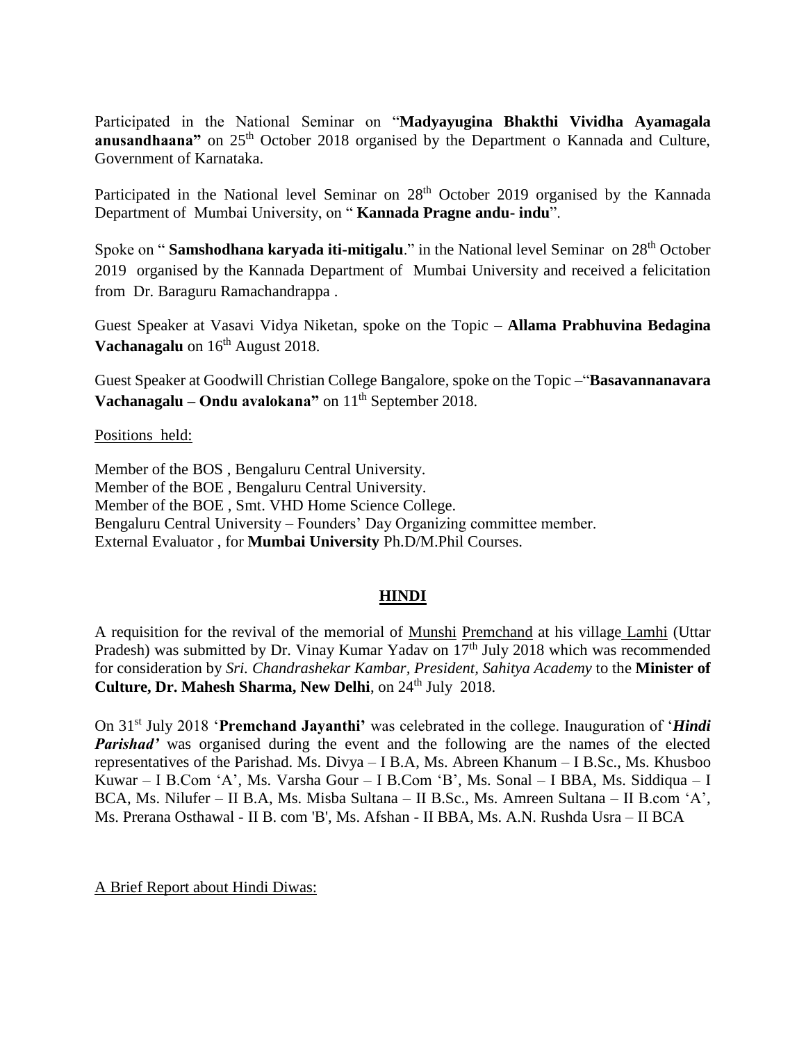Participated in the National Seminar on "**Madyayugina Bhakthi Vividha Ayamagala anusandhaana"** on 25th October 2018 organised by the Department o Kannada and Culture, Government of Karnataka.

Participated in the National level Seminar on 28th October 2019 organised by the Kannada Department of Mumbai University, on " **Kannada Pragne andu- indu**".

Spoke on " **Samshodhana karyada iti-mitigalu**." in the National level Seminar on 28th October 2019 organised by the Kannada Department of Mumbai University and received a felicitation from Dr. Baraguru Ramachandrappa .

Guest Speaker at Vasavi Vidya Niketan, spoke on the Topic – **Allama Prabhuvina Bedagina Vachanagalu** on 16th August 2018.

Guest Speaker at Goodwill Christian College Bangalore, spoke on the Topic –"**Basavannanavara Vachanagalu – Ondu avalokana"** on 11th September 2018.

Positions held:

Member of the BOS , Bengaluru Central University.
Member of the BOE , Bengaluru Central University.
Member of the BOE , Smt. VHD Home Science College.
Bengaluru Central University – Founders' Day Organizing committee member.
External Evaluator , for **Mumbai University** Ph.D/M.Phil Courses.

## HINDI

A requisition for the revival of the memorial of Munshi Premchand at his village Lamhi (Uttar Pradesh) was submitted by Dr. Vinay Kumar Yadav on 17th July 2018 which was recommended for consideration by *Sri. Chandrashekar Kambar, President, Sahitya Academy* to the **Minister of Culture, Dr. Mahesh Sharma, New Delhi**, on 24th July 2018.

On 31st July 2018 '**Premchand Jayanthi'** was celebrated in the college. Inauguration of '***Hindi Parishad'*** was organised during the event and the following are the names of the elected representatives of the Parishad. Ms. Divya – I B.A, Ms. Abreen Khanum – I B.Sc., Ms. Khusboo Kuwar – I B.Com 'A', Ms. Varsha Gour – I B.Com 'B', Ms. Sonal – I BBA, Ms. Siddiqua – I BCA, Ms. Nilufer – II B.A, Ms. Misba Sultana – II B.Sc., Ms. Amreen Sultana – II B.com 'A', Ms. Prerana Osthawal - II B. com 'B', Ms. Afshan - II BBA, Ms. A.N. Rushda Usra – II BCA

A Brief Report about Hindi Diwas: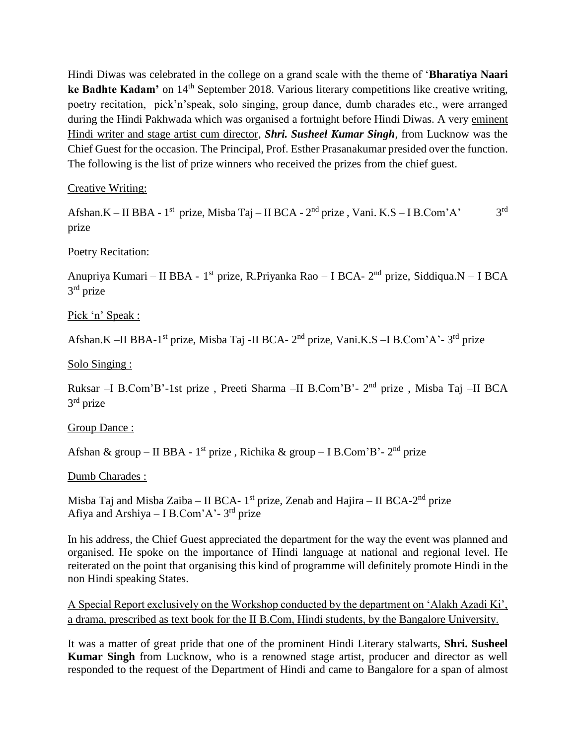Hindi Diwas was celebrated in the college on a grand scale with the theme of '**Bharatiya Naari ke Badhte Kadam'** on 14th September 2018. Various literary competitions like creative writing, poetry recitation, pick'n'speak, solo singing, group dance, dumb charades etc., were arranged during the Hindi Pakhwada which was organised a fortnight before Hindi Diwas. A very eminent Hindi writer and stage artist cum director, ***Shri. Susheel Kumar Singh***, from Lucknow was the Chief Guest for the occasion. The Principal, Prof. Esther Prasanakumar presided over the function. The following is the list of prize winners who received the prizes from the chief guest.

Creative Writing:

Afshan.K – II BBA - 1st prize, Misba Taj – II BCA - 2nd prize , Vani. K.S – I B.Com'A' 3rd prize

Poetry Recitation:

Anupriya Kumari – II BBA - 1st prize, R.Priyanka Rao – I BCA- 2nd prize, Siddiqua.N – I BCA 3rd prize

Pick 'n' Speak :

Afshan.K –II BBA-1st prize, Misba Taj -II BCA- 2nd prize, Vani.K.S –I B.Com'A'- 3rd prize

Solo Singing :

Ruksar –I B.Com'B'-1st prize , Preeti Sharma –II B.Com'B'- 2nd prize , Misba Taj –II BCA 3rd prize

Group Dance :

Afshan & group – II BBA - 1st prize , Richika & group – I B.Com'B'- 2nd prize

Dumb Charades :

Misba Taj and Misba Zaiba – II BCA- 1st prize, Zenab and Hajira – II BCA-2nd prize
Afiya and Arshiya – I B.Com'A'- 3rd prize

In his address, the Chief Guest appreciated the department for the way the event was planned and organised. He spoke on the importance of Hindi language at national and regional level. He reiterated on the point that organising this kind of programme will definitely promote Hindi in the non Hindi speaking States.

A Special Report exclusively on the Workshop conducted by the department on 'Alakh Azadi Ki', a drama, prescribed as text book for the II B.Com, Hindi students, by the Bangalore University.

It was a matter of great pride that one of the prominent Hindi Literary stalwarts, **Shri. Susheel Kumar Singh** from Lucknow, who is a renowned stage artist, producer and director as well responded to the request of the Department of Hindi and came to Bangalore for a span of almost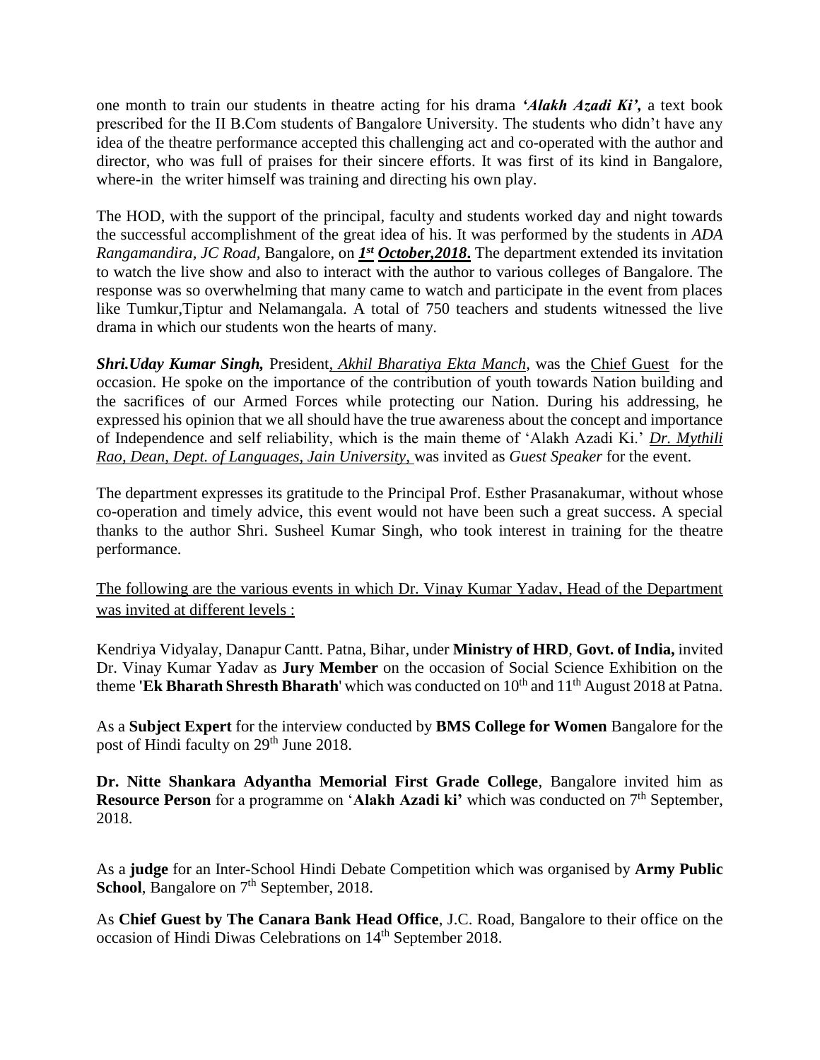one month to train our students in theatre acting for his drama ***'Alakh Azadi Ki',*** a text book prescribed for the II B.Com students of Bangalore University. The students who didn't have any idea of the theatre performance accepted this challenging act and co-operated with the author and director, who was full of praises for their sincere efforts. It was first of its kind in Bangalore, where-in the writer himself was training and directing his own play.

The HOD, with the support of the principal, faculty and students worked day and night towards the successful accomplishment of the great idea of his. It was performed by the students in *ADA Rangamandira, JC Road,* Bangalore, on ***1st October,2018***. The department extended its invitation to watch the live show and also to interact with the author to various colleges of Bangalore. The response was so overwhelming that many came to watch and participate in the event from places like Tumkur,Tiptur and Nelamangala. A total of 750 teachers and students witnessed the live drama in which our students won the hearts of many.

***Shri.Uday Kumar Singh,*** President*, Akhil Bharatiya Ekta Manch*, was the Chief Guest for the occasion. He spoke on the importance of the contribution of youth towards Nation building and the sacrifices of our Armed Forces while protecting our Nation. During his addressing, he expressed his opinion that we all should have the true awareness about the concept and importance of Independence and self reliability, which is the main theme of 'Alakh Azadi Ki.' *Dr. Mythili Rao, Dean, Dept. of Languages, Jain University,* was invited as *Guest Speaker* for the event.

The department expresses its gratitude to the Principal Prof. Esther Prasanakumar, without whose co-operation and timely advice, this event would not have been such a great success. A special thanks to the author Shri. Susheel Kumar Singh, who took interest in training for the theatre performance.

The following are the various events in which Dr. Vinay Kumar Yadav, Head of the Department was invited at different levels :

Kendriya Vidyalay, Danapur Cantt. Patna, Bihar, under **Ministry of HRD**, **Govt. of India,** invited Dr. Vinay Kumar Yadav as **Jury Member** on the occasion of Social Science Exhibition on the theme **'Ek Bharath Shresth Bharath'** which was conducted on 10th and 11th August 2018 at Patna.

As a **Subject Expert** for the interview conducted by **BMS College for Women** Bangalore for the post of Hindi faculty on 29th June 2018.

**Dr. Nitte Shankara Adyantha Memorial First Grade College**, Bangalore invited him as **Resource Person** for a programme on '**Alakh Azadi ki'** which was conducted on 7th September, 2018.

As a **judge** for an Inter-School Hindi Debate Competition which was organised by **Army Public School**, Bangalore on 7th September, 2018.

As **Chief Guest by The Canara Bank Head Office**, J.C. Road, Bangalore to their office on the occasion of Hindi Diwas Celebrations on 14th September 2018.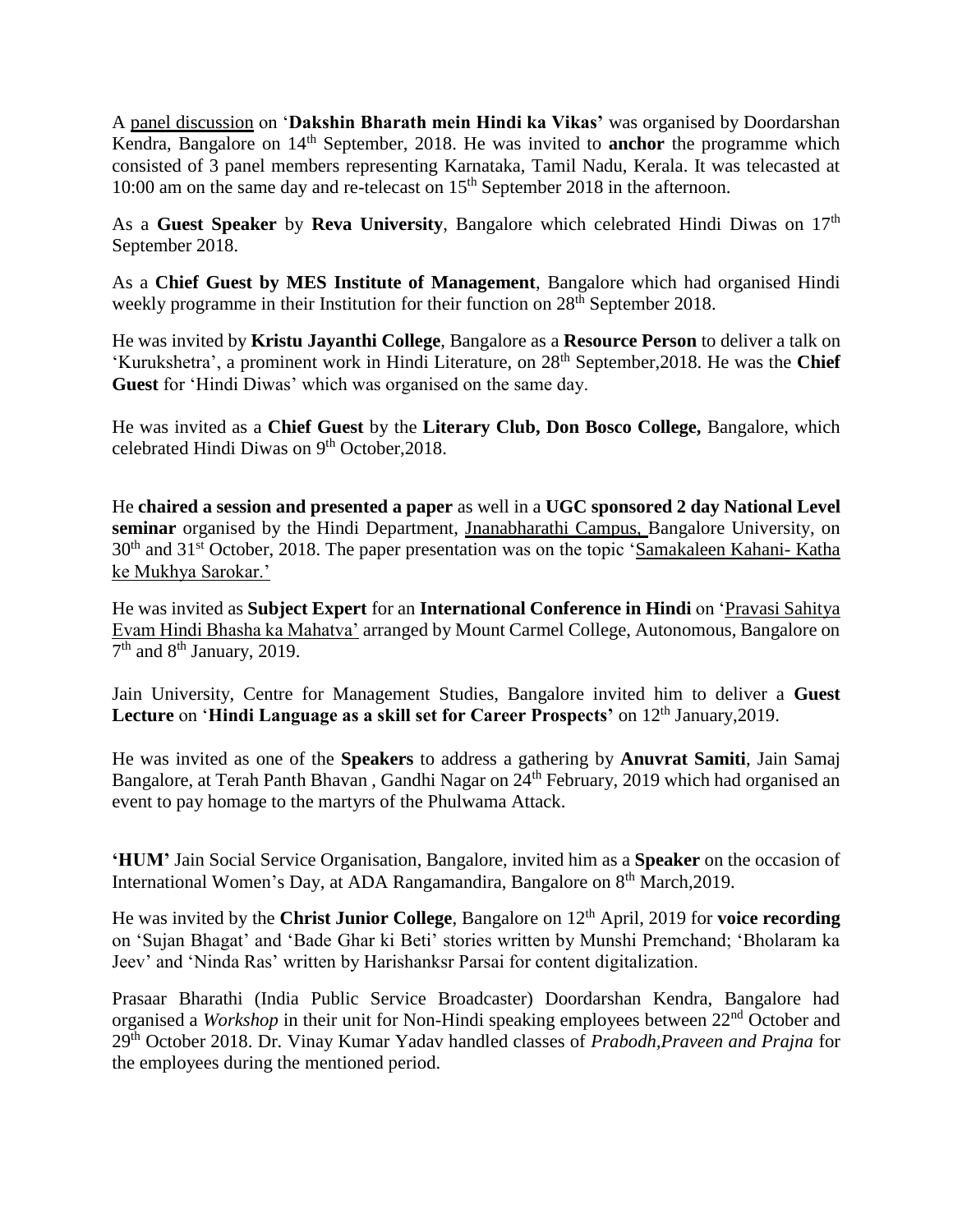A <u>panel discussion</u> on '**Dakshin Bharath mein Hindi ka Vikas'** was organised by Doordarshan Kendra, Bangalore on 14th September, 2018. He was invited to **anchor** the programme which consisted of 3 panel members representing Karnataka, Tamil Nadu, Kerala. It was telecasted at 10:00 am on the same day and re-telecast on 15th September 2018 in the afternoon.

As a **Guest Speaker** by **Reva University**, Bangalore which celebrated Hindi Diwas on 17th September 2018.

As a **Chief Guest by MES Institute of Management**, Bangalore which had organised Hindi weekly programme in their Institution for their function on 28th September 2018.

He was invited by **Kristu Jayanthi College**, Bangalore as a **Resource Person** to deliver a talk on 'Kurukshetra', a prominent work in Hindi Literature, on 28th September,2018. He was the **Chief Guest** for 'Hindi Diwas' which was organised on the same day.

He was invited as a **Chief Guest** by the **Literary Club, Don Bosco College,** Bangalore, which celebrated Hindi Diwas on 9th October,2018.

He **chaired a session and presented a paper** as well in a **UGC sponsored 2 day National Level seminar** organised by the Hindi Department, <u>Jnanabharathi Campus,</u> Bangalore University, on 30th and 31st October, 2018. The paper presentation was on the topic '<u>Samakaleen Kahani- Katha ke Mukhya Sarokar.'</u>

He was invited as **Subject Expert** for an **International Conference in Hindi** on '<u>Pravasi Sahitya Evam Hindi Bhasha ka Mahatva'</u> arranged by Mount Carmel College, Autonomous, Bangalore on 7th and 8th January, 2019.

Jain University, Centre for Management Studies, Bangalore invited him to deliver a **Guest Lecture** on '**Hindi Language as a skill set for Career Prospects'** on 12th January,2019.

He was invited as one of the **Speakers** to address a gathering by **Anuvrat Samiti**, Jain Samaj Bangalore, at Terah Panth Bhavan , Gandhi Nagar on 24th February, 2019 which had organised an event to pay homage to the martyrs of the Phulwama Attack.

**'HUM'** Jain Social Service Organisation, Bangalore, invited him as a **Speaker** on the occasion of International Women's Day, at ADA Rangamandira, Bangalore on 8th March,2019.

He was invited by the **Christ Junior College**, Bangalore on 12th April, 2019 for **voice recording** on 'Sujan Bhagat' and 'Bade Ghar ki Beti' stories written by Munshi Premchand; 'Bholaram ka Jeev' and 'Ninda Ras' written by Harishanksr Parsai for content digitalization.

Prasaar Bharathi (India Public Service Broadcaster) Doordarshan Kendra, Bangalore had organised a *Workshop* in their unit for Non-Hindi speaking employees between 22nd October and 29th October 2018. Dr. Vinay Kumar Yadav handled classes of *Prabodh,Praveen and Prajna* for the employees during the mentioned period.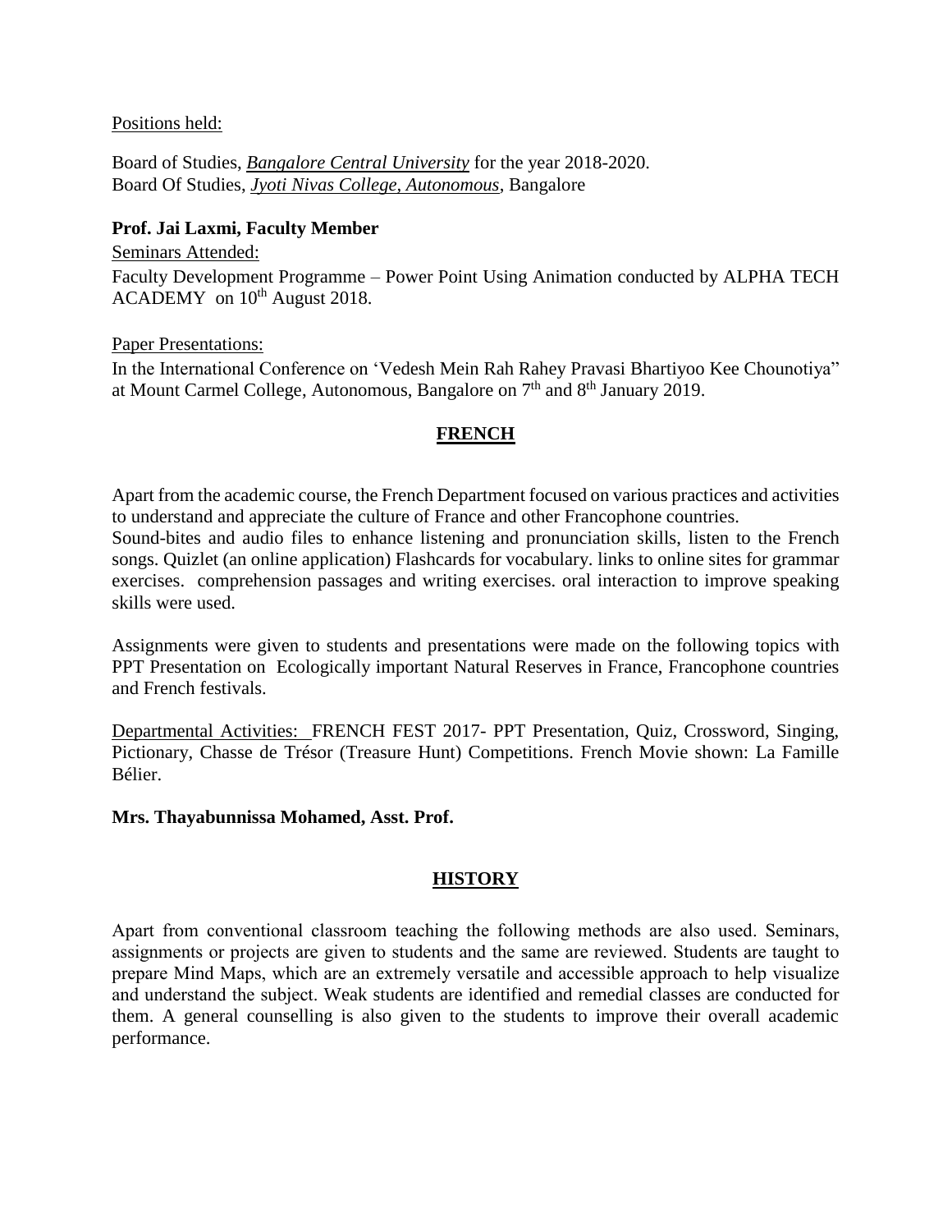Positions held:

Board of Studies, *Bangalore Central University* for the year 2018-2020.
Board Of Studies, *Jyoti Nivas College, Autonomous*, Bangalore

**Prof. Jai Laxmi, Faculty Member**

Seminars Attended:

Faculty Development Programme – Power Point Using Animation conducted by ALPHA TECH ACADEMY on 10th August 2018.

Paper Presentations:

In the International Conference on 'Vedesh Mein Rah Rahey Pravasi Bhartiyoo Kee Chounotiya" at Mount Carmel College, Autonomous, Bangalore on 7th and 8th January 2019.

## FRENCH

Apart from the academic course, the French Department focused on various practices and activities to understand and appreciate the culture of France and other Francophone countries.
Sound-bites and audio files to enhance listening and pronunciation skills, listen to the French songs. Quizlet (an online application) Flashcards for vocabulary. links to online sites for grammar exercises. comprehension passages and writing exercises. oral interaction to improve speaking skills were used.

Assignments were given to students and presentations were made on the following topics with PPT Presentation on Ecologically important Natural Reserves in France, Francophone countries and French festivals.

Departmental Activities: FRENCH FEST 2017- PPT Presentation, Quiz, Crossword, Singing, Pictionary, Chasse de Trésor (Treasure Hunt) Competitions. French Movie shown: La Famille Bélier.

**Mrs. Thayabunnissa Mohamed, Asst. Prof.**

## HISTORY

Apart from conventional classroom teaching the following methods are also used. Seminars, assignments or projects are given to students and the same are reviewed. Students are taught to prepare Mind Maps, which are an extremely versatile and accessible approach to help visualize and understand the subject. Weak students are identified and remedial classes are conducted for them. A general counselling is also given to the students to improve their overall academic performance.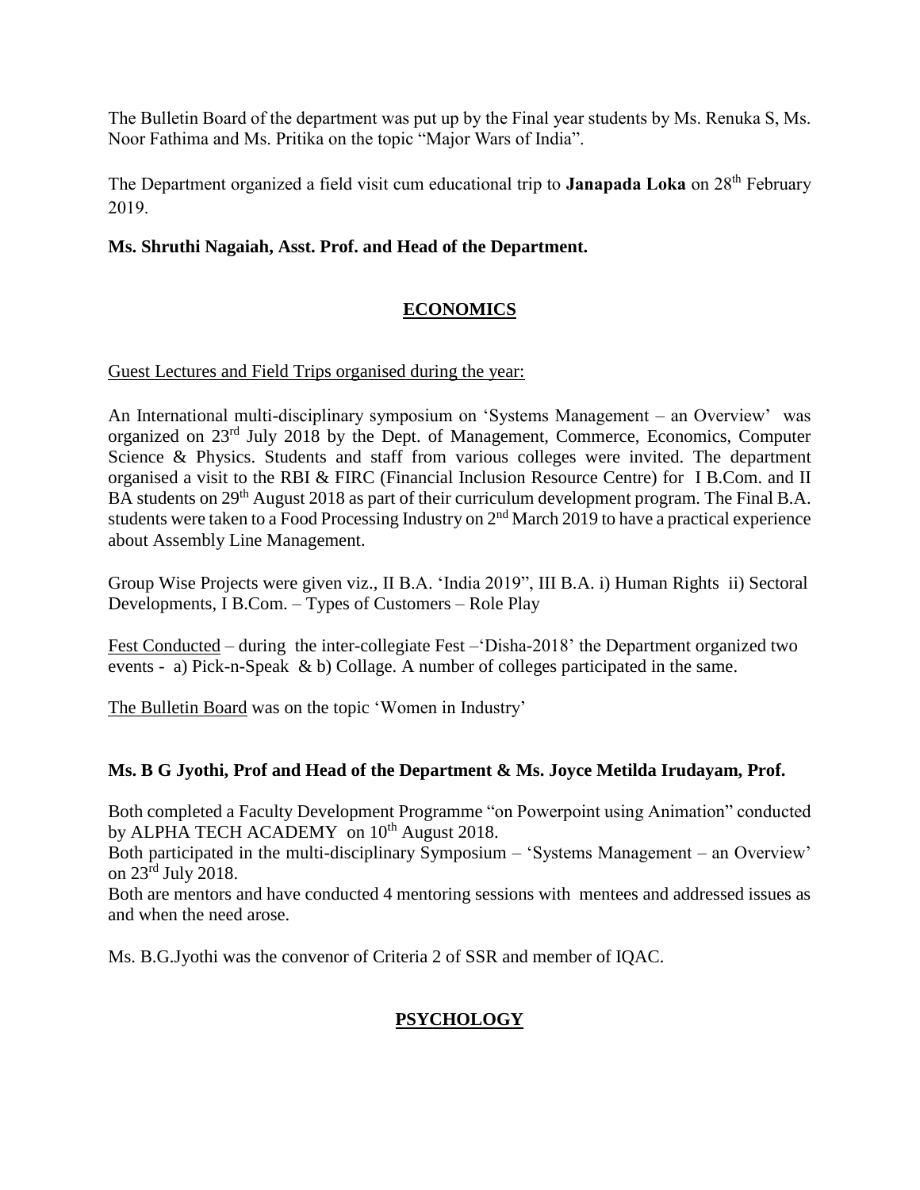The Bulletin Board of the department was put up by the Final year students by Ms. Renuka S, Ms. Noor Fathima and Ms. Pritika on the topic “Major Wars of India”.

The Department organized a field visit cum educational trip to **Janapada Loka** on 28th February 2019.

**Ms. Shruthi Nagaiah, Asst. Prof. and Head of the Department.**

## ECONOMICS

Guest Lectures and Field Trips organised during the year:

An International multi-disciplinary symposium on ‘Systems Management – an Overview’ was organized on 23rd July 2018 by the Dept. of Management, Commerce, Economics, Computer Science & Physics. Students and staff from various colleges were invited. The department organised a visit to the RBI & FIRC (Financial Inclusion Resource Centre) for I B.Com. and II BA students on 29th August 2018 as part of their curriculum development program. The Final B.A. students were taken to a Food Processing Industry on 2nd March 2019 to have a practical experience about Assembly Line Management.

Group Wise Projects were given viz., II B.A. ‘India 2019”, III B.A. i) Human Rights ii) Sectoral Developments, I B.Com. – Types of Customers – Role Play

Fest Conducted – during the inter-collegiate Fest –‘Disha-2018’ the Department organized two events - a) Pick-n-Speak & b) Collage. A number of colleges participated in the same.

The Bulletin Board was on the topic ‘Women in Industry’

**Ms. B G Jyothi, Prof and Head of the Department & Ms. Joyce Metilda Irudayam, Prof.**

Both completed a Faculty Development Programme “on Powerpoint using Animation” conducted by ALPHA TECH ACADEMY on 10th August 2018.
Both participated in the multi-disciplinary Symposium – ‘Systems Management – an Overview’ on 23rd July 2018.
Both are mentors and have conducted 4 mentoring sessions with mentees and addressed issues as and when the need arose.

Ms. B.G.Jyothi was the convenor of Criteria 2 of SSR and member of IQAC.

## PSYCHOLOGY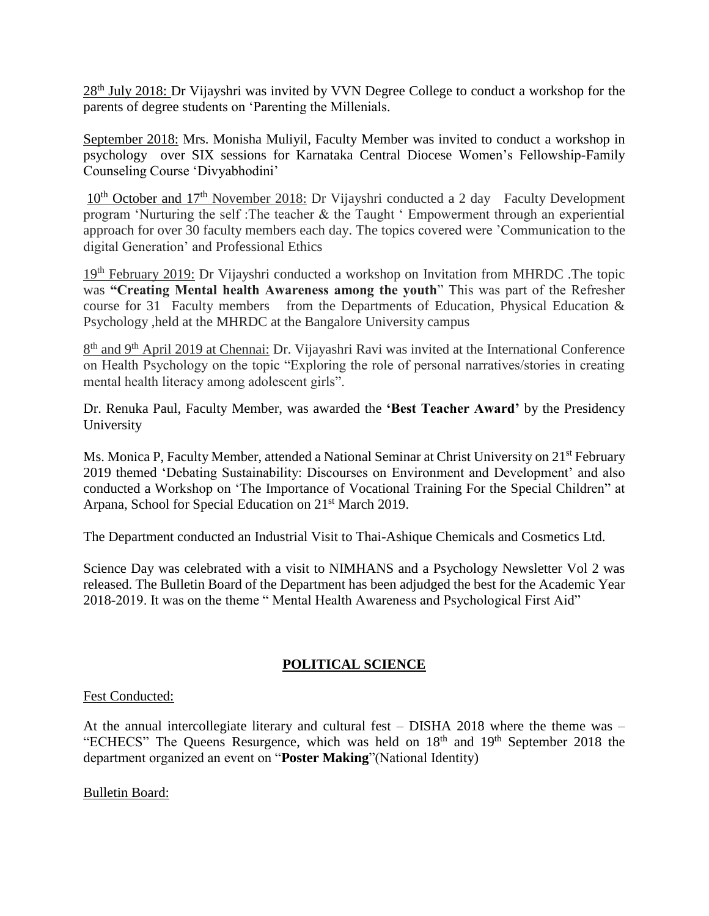28th July 2018: Dr Vijayshri was invited by VVN Degree College to conduct a workshop for the parents of degree students on 'Parenting the Millenials.

September 2018: Mrs. Monisha Muliyil, Faculty Member was invited to conduct a workshop in psychology over SIX sessions for Karnataka Central Diocese Women's Fellowship-Family Counseling Course 'Divyabhodini'

10th October and 17th November 2018: Dr Vijayshri conducted a 2 day Faculty Development program 'Nurturing the self :The teacher & the Taught ' Empowerment through an experiential approach for over 30 faculty members each day. The topics covered were 'Communication to the digital Generation' and Professional Ethics

19th February 2019: Dr Vijayshri conducted a workshop on Invitation from MHRDC .The topic was **"Creating Mental health Awareness among the youth**" This was part of the Refresher course for 31 Faculty members from the Departments of Education, Physical Education & Psychology ,held at the MHRDC at the Bangalore University campus

8th and 9th April 2019 at Chennai: Dr. Vijayashri Ravi was invited at the International Conference on Health Psychology on the topic "Exploring the role of personal narratives/stories in creating mental health literacy among adolescent girls".

Dr. Renuka Paul, Faculty Member, was awarded the **'Best Teacher Award'** by the Presidency University

Ms. Monica P, Faculty Member, attended a National Seminar at Christ University on 21st February 2019 themed 'Debating Sustainability: Discourses on Environment and Development' and also conducted a Workshop on 'The Importance of Vocational Training For the Special Children" at Arpana, School for Special Education on 21st March 2019.

The Department conducted an Industrial Visit to Thai-Ashique Chemicals and Cosmetics Ltd.

Science Day was celebrated with a visit to NIMHANS and a Psychology Newsletter Vol 2 was released. The Bulletin Board of the Department has been adjudged the best for the Academic Year 2018-2019. It was on the theme " Mental Health Awareness and Psychological First Aid"

## POLITICAL SCIENCE

Fest Conducted:

At the annual intercollegiate literary and cultural fest – DISHA 2018 where the theme was – "ECHECS" The Queens Resurgence, which was held on 18th and 19th September 2018 the department organized an event on "**Poster Making**"(National Identity)

Bulletin Board: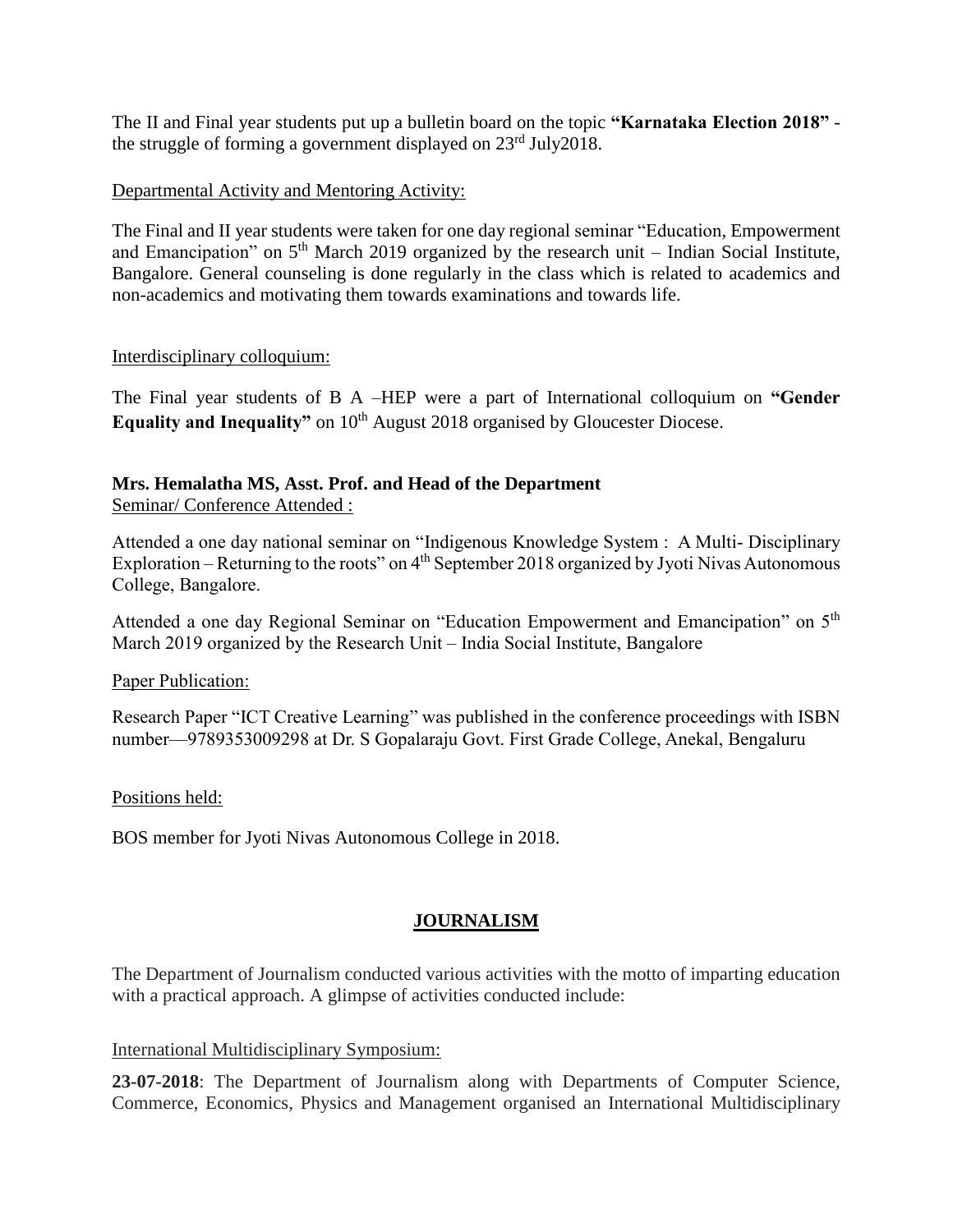The II and Final year students put up a bulletin board on the topic **"Karnataka Election 2018"** - the struggle of forming a government displayed on 23rd July2018.

Departmental Activity and Mentoring Activity:

The Final and II year students were taken for one day regional seminar "Education, Empowerment and Emancipation" on 5th March 2019 organized by the research unit – Indian Social Institute, Bangalore. General counseling is done regularly in the class which is related to academics and non-academics and motivating them towards examinations and towards life.

Interdisciplinary colloquium:

The Final year students of B A –HEP were a part of International colloquium on **"Gender Equality and Inequality"** on 10th August 2018 organised by Gloucester Diocese.

**Mrs. Hemalatha MS, Asst. Prof. and Head of the Department**

Seminar/ Conference Attended :

Attended a one day national seminar on "Indigenous Knowledge System : A Multi- Disciplinary Exploration – Returning to the roots" on 4th September 2018 organized by Jyoti Nivas Autonomous College, Bangalore.

Attended a one day Regional Seminar on "Education Empowerment and Emancipation" on 5th March 2019 organized by the Research Unit – India Social Institute, Bangalore

Paper Publication:

Research Paper "ICT Creative Learning" was published in the conference proceedings with ISBN number—9789353009298 at Dr. S Gopalaraju Govt. First Grade College, Anekal, Bengaluru

Positions held:

BOS member for Jyoti Nivas Autonomous College in 2018.

## JOURNALISM

The Department of Journalism conducted various activities with the motto of imparting education with a practical approach. A glimpse of activities conducted include:

International Multidisciplinary Symposium:

**23-07-2018**: The Department of Journalism along with Departments of Computer Science, Commerce, Economics, Physics and Management organised an International Multidisciplinary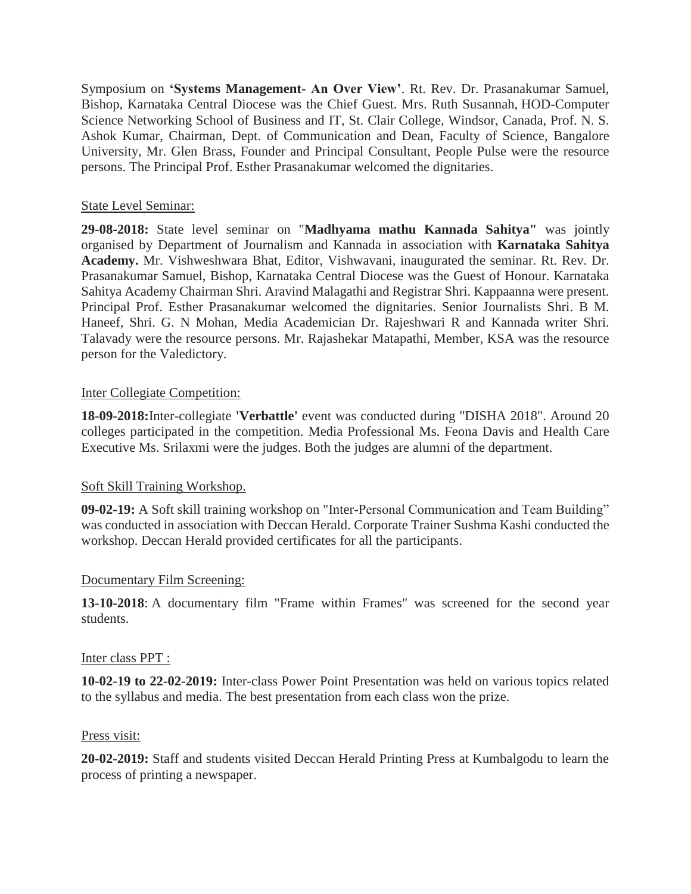Symposium on **'Systems Management- An Over View'**. Rt. Rev. Dr. Prasanakumar Samuel, Bishop, Karnataka Central Diocese was the Chief Guest. Mrs. Ruth Susannah, HOD-Computer Science Networking School of Business and IT, St. Clair College, Windsor, Canada, Prof. N. S. Ashok Kumar, Chairman, Dept. of Communication and Dean, Faculty of Science, Bangalore University, Mr. Glen Brass, Founder and Principal Consultant, People Pulse were the resource persons. The Principal Prof. Esther Prasanakumar welcomed the dignitaries.

State Level Seminar:

**29-08-2018:** State level seminar on "**Madhyama mathu Kannada Sahitya"** was jointly organised by Department of Journalism and Kannada in association with **Karnataka Sahitya Academy.** Mr. Vishweshwara Bhat, Editor, Vishwavani, inaugurated the seminar. Rt. Rev. Dr. Prasanakumar Samuel, Bishop, Karnataka Central Diocese was the Guest of Honour. Karnataka Sahitya Academy Chairman Shri. Aravind Malagathi and Registrar Shri. Kappaanna were present. Principal Prof. Esther Prasanakumar welcomed the dignitaries. Senior Journalists Shri. B M. Haneef, Shri. G. N Mohan, Media Academician Dr. Rajeshwari R and Kannada writer Shri. Talavady were the resource persons. Mr. Rajashekar Matapathi, Member, KSA was the resource person for the Valedictory.

Inter Collegiate Competition:

**18-09-2018:**Inter-collegiate **'Verbattle'** event was conducted during "DISHA 2018". Around 20 colleges participated in the competition. Media Professional Ms. Feona Davis and Health Care Executive Ms. Srilaxmi were the judges. Both the judges are alumni of the department.

Soft Skill Training Workshop.

**09-02-19:** A Soft skill training workshop on "Inter-Personal Communication and Team Building" was conducted in association with Deccan Herald. Corporate Trainer Sushma Kashi conducted the workshop. Deccan Herald provided certificates for all the participants.

Documentary Film Screening:

**13-10-2018**: A documentary film "Frame within Frames" was screened for the second year students.

Inter class PPT :

**10-02-19 to 22-02-2019:** Inter-class Power Point Presentation was held on various topics related to the syllabus and media. The best presentation from each class won the prize.

Press visit:

**20-02-2019:** Staff and students visited Deccan Herald Printing Press at Kumbalgodu to learn the process of printing a newspaper.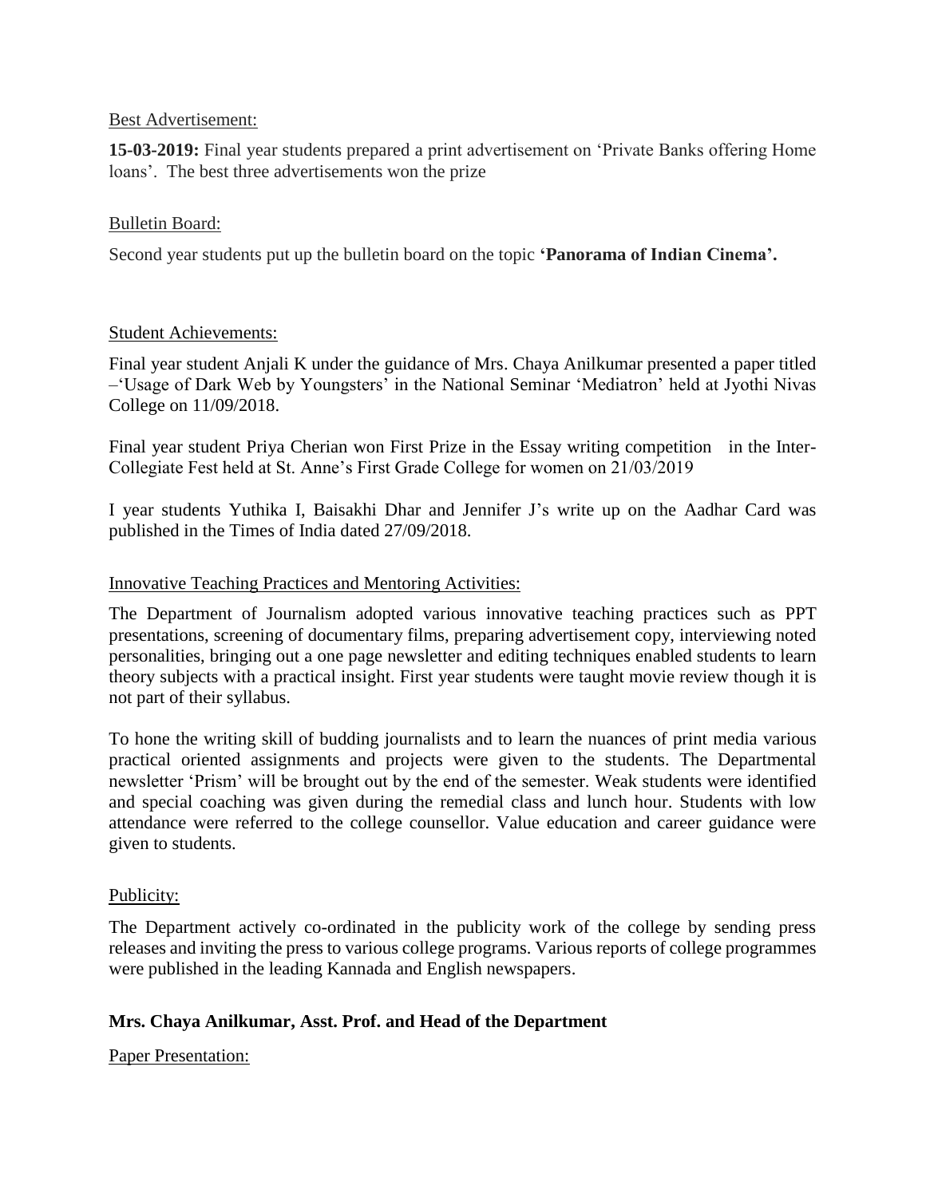Best Advertisement:

**15-03-2019:** Final year students prepared a print advertisement on 'Private Banks offering Home loans'. The best three advertisements won the prize

Bulletin Board:

Second year students put up the bulletin board on the topic **'Panorama of Indian Cinema'.**

Student Achievements:

Final year student Anjali K under the guidance of Mrs. Chaya Anilkumar presented a paper titled –'Usage of Dark Web by Youngsters' in the National Seminar 'Mediatron' held at Jyothi Nivas College on 11/09/2018.

Final year student Priya Cherian won First Prize in the Essay writing competition in the Inter-Collegiate Fest held at St. Anne's First Grade College for women on 21/03/2019

I year students Yuthika I, Baisakhi Dhar and Jennifer J's write up on the Aadhar Card was published in the Times of India dated 27/09/2018.

Innovative Teaching Practices and Mentoring Activities:

The Department of Journalism adopted various innovative teaching practices such as PPT presentations, screening of documentary films, preparing advertisement copy, interviewing noted personalities, bringing out a one page newsletter and editing techniques enabled students to learn theory subjects with a practical insight. First year students were taught movie review though it is not part of their syllabus.

To hone the writing skill of budding journalists and to learn the nuances of print media various practical oriented assignments and projects were given to the students. The Departmental newsletter 'Prism' will be brought out by the end of the semester. Weak students were identified and special coaching was given during the remedial class and lunch hour. Students with low attendance were referred to the college counsellor. Value education and career guidance were given to students.

Publicity:

The Department actively co-ordinated in the publicity work of the college by sending press releases and inviting the press to various college programs. Various reports of college programmes were published in the leading Kannada and English newspapers.

**Mrs. Chaya Anilkumar, Asst. Prof. and Head of the Department**

Paper Presentation: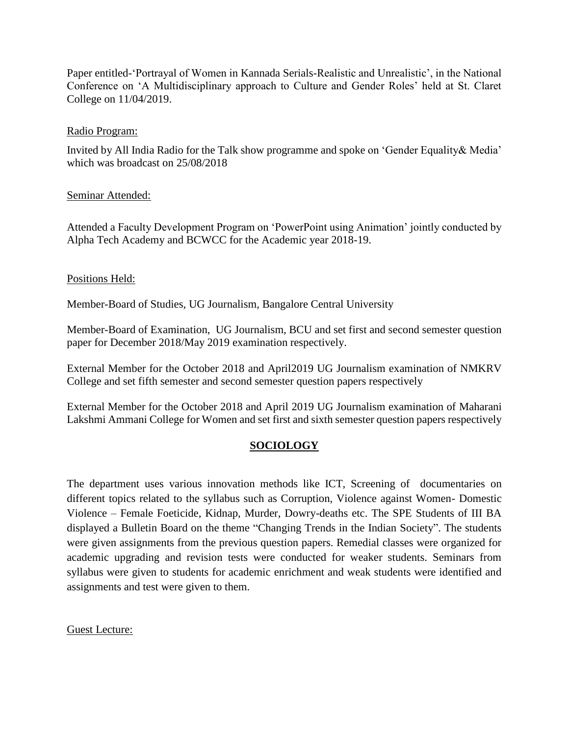Paper entitled-'Portrayal of Women in Kannada Serials-Realistic and Unrealistic', in the National Conference on 'A Multidisciplinary approach to Culture and Gender Roles' held at St. Claret College on 11/04/2019.

Radio Program:

Invited by All India Radio for the Talk show programme and spoke on 'Gender Equality& Media' which was broadcast on 25/08/2018

Seminar Attended:

Attended a Faculty Development Program on 'PowerPoint using Animation' jointly conducted by Alpha Tech Academy and BCWCC for the Academic year 2018-19.

Positions Held:

Member-Board of Studies, UG Journalism, Bangalore Central University

Member-Board of Examination, UG Journalism, BCU and set first and second semester question paper for December 2018/May 2019 examination respectively.

External Member for the October 2018 and April2019 UG Journalism examination of NMKRV College and set fifth semester and second semester question papers respectively

External Member for the October 2018 and April 2019 UG Journalism examination of Maharani Lakshmi Ammani College for Women and set first and sixth semester question papers respectively

## SOCIOLOGY

The department uses various innovation methods like ICT, Screening of documentaries on different topics related to the syllabus such as Corruption, Violence against Women- Domestic Violence – Female Foeticide, Kidnap, Murder, Dowry-deaths etc. The SPE Students of III BA displayed a Bulletin Board on the theme "Changing Trends in the Indian Society". The students were given assignments from the previous question papers. Remedial classes were organized for academic upgrading and revision tests were conducted for weaker students. Seminars from syllabus were given to students for academic enrichment and weak students were identified and assignments and test were given to them.

Guest Lecture: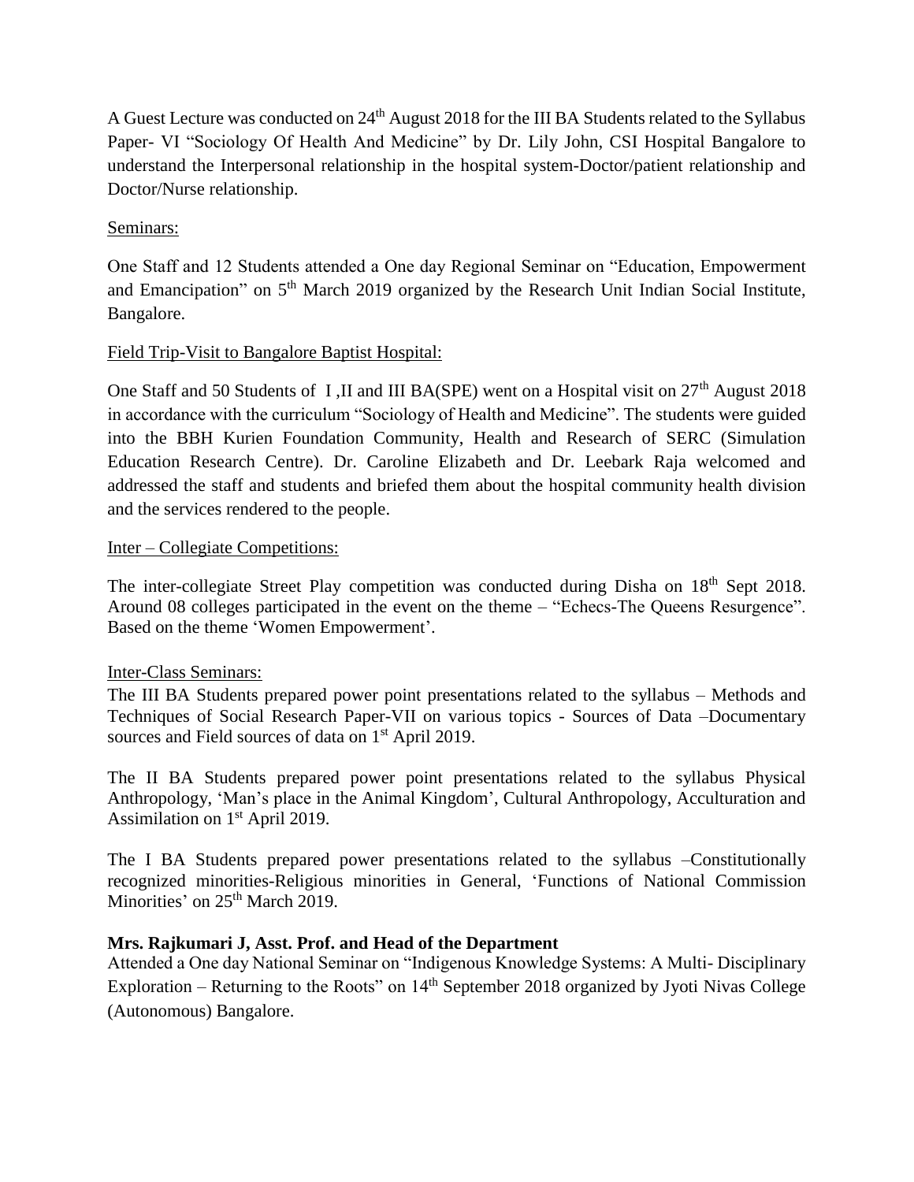A Guest Lecture was conducted on 24th August 2018 for the III BA Students related to the Syllabus Paper- VI "Sociology Of Health And Medicine" by Dr. Lily John, CSI Hospital Bangalore to understand the Interpersonal relationship in the hospital system-Doctor/patient relationship and Doctor/Nurse relationship.

Seminars:

One Staff and 12 Students attended a One day Regional Seminar on "Education, Empowerment and Emancipation" on 5th March 2019 organized by the Research Unit Indian Social Institute, Bangalore.

Field Trip-Visit to Bangalore Baptist Hospital:

One Staff and 50 Students of I ,II and III BA(SPE) went on a Hospital visit on 27th August 2018 in accordance with the curriculum "Sociology of Health and Medicine". The students were guided into the BBH Kurien Foundation Community, Health and Research of SERC (Simulation Education Research Centre). Dr. Caroline Elizabeth and Dr. Leebark Raja welcomed and addressed the staff and students and briefed them about the hospital community health division and the services rendered to the people.

Inter – Collegiate Competitions:

The inter-collegiate Street Play competition was conducted during Disha on 18th Sept 2018. Around 08 colleges participated in the event on the theme – "Echecs-The Queens Resurgence". Based on the theme 'Women Empowerment'.

Inter-Class Seminars:

The III BA Students prepared power point presentations related to the syllabus – Methods and Techniques of Social Research Paper-VII on various topics - Sources of Data –Documentary sources and Field sources of data on 1st April 2019.

The II BA Students prepared power point presentations related to the syllabus Physical Anthropology, 'Man's place in the Animal Kingdom', Cultural Anthropology, Acculturation and Assimilation on 1st April 2019.

The I BA Students prepared power presentations related to the syllabus –Constitutionally recognized minorities-Religious minorities in General, 'Functions of National Commission Minorities' on 25th March 2019.

**Mrs. Rajkumari J, Asst. Prof. and Head of the Department**

Attended a One day National Seminar on "Indigenous Knowledge Systems: A Multi- Disciplinary Exploration – Returning to the Roots" on 14th September 2018 organized by Jyoti Nivas College (Autonomous) Bangalore.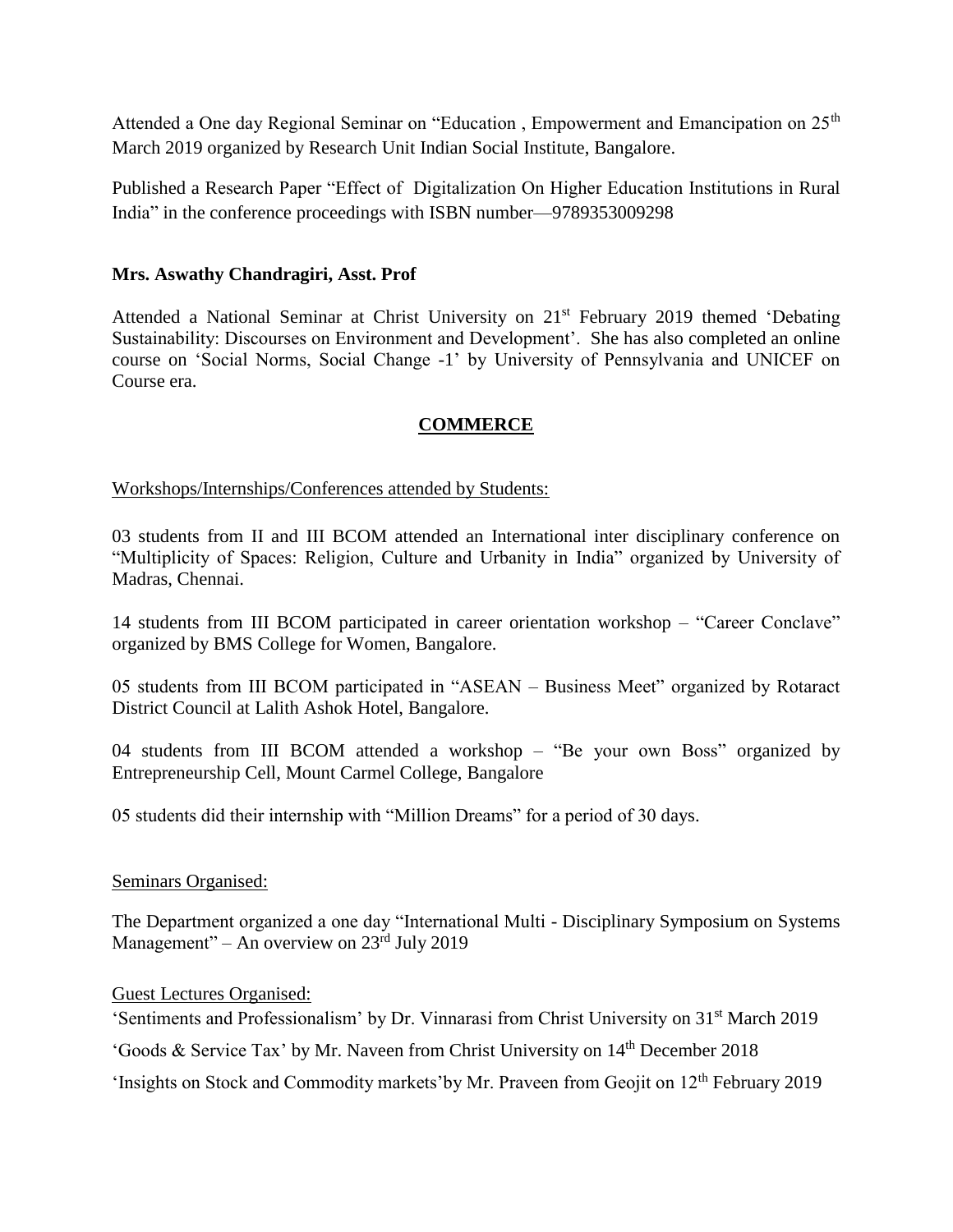Attended a One day Regional Seminar on "Education , Empowerment and Emancipation on 25th March 2019 organized by Research Unit Indian Social Institute, Bangalore.

Published a Research Paper "Effect of Digitalization On Higher Education Institutions in Rural India" in the conference proceedings with ISBN number—9789353009298

**Mrs. Aswathy Chandragiri, Asst. Prof**

Attended a National Seminar at Christ University on 21st February 2019 themed 'Debating Sustainability: Discourses on Environment and Development'. She has also completed an online course on 'Social Norms, Social Change -1' by University of Pennsylvania and UNICEF on Course era.

## COMMERCE

Workshops/Internships/Conferences attended by Students:

03 students from II and III BCOM attended an International inter disciplinary conference on "Multiplicity of Spaces: Religion, Culture and Urbanity in India" organized by University of Madras, Chennai.

14 students from III BCOM participated in career orientation workshop – "Career Conclave" organized by BMS College for Women, Bangalore.

05 students from III BCOM participated in "ASEAN – Business Meet" organized by Rotaract District Council at Lalith Ashok Hotel, Bangalore.

04 students from III BCOM attended a workshop – "Be your own Boss" organized by Entrepreneurship Cell, Mount Carmel College, Bangalore

05 students did their internship with "Million Dreams" for a period of 30 days.

Seminars Organised:

The Department organized a one day "International Multi - Disciplinary Symposium on Systems Management" – An overview on 23rd July 2019

Guest Lectures Organised:

'Sentiments and Professionalism' by Dr. Vinnarasi from Christ University on 31st March 2019

'Goods & Service Tax' by Mr. Naveen from Christ University on 14th December 2018

'Insights on Stock and Commodity markets'by Mr. Praveen from Geojit on 12th February 2019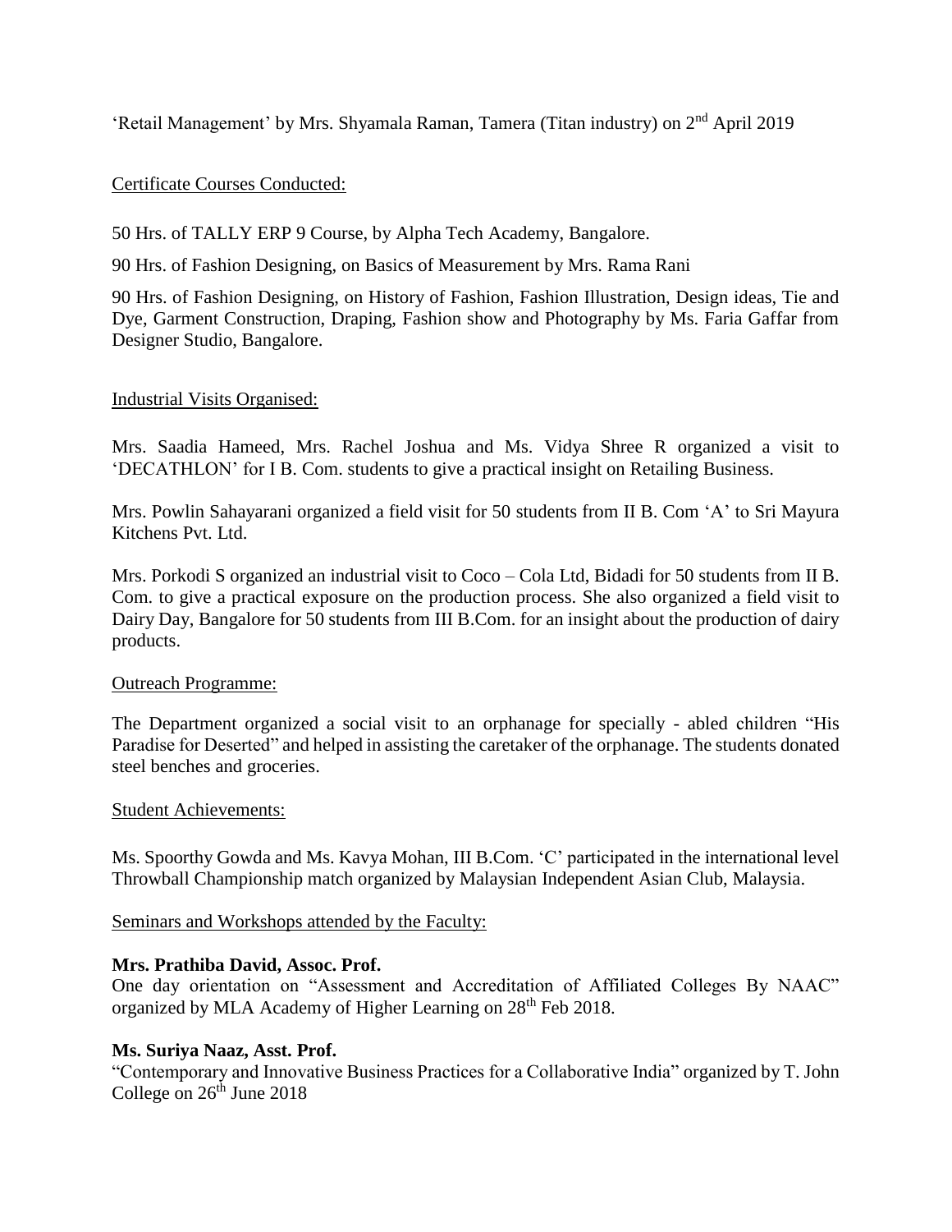'Retail Management' by Mrs. Shyamala Raman, Tamera (Titan industry) on 2nd April 2019

Certificate Courses Conducted:

50 Hrs. of TALLY ERP 9 Course, by Alpha Tech Academy, Bangalore.

90 Hrs. of Fashion Designing, on Basics of Measurement by Mrs. Rama Rani

90 Hrs. of Fashion Designing, on History of Fashion, Fashion Illustration, Design ideas, Tie and Dye, Garment Construction, Draping, Fashion show and Photography by Ms. Faria Gaffar from Designer Studio, Bangalore.

Industrial Visits Organised:

Mrs. Saadia Hameed, Mrs. Rachel Joshua and Ms. Vidya Shree R organized a visit to 'DECATHLON' for I B. Com. students to give a practical insight on Retailing Business.

Mrs. Powlin Sahayarani organized a field visit for 50 students from II B. Com 'A' to Sri Mayura Kitchens Pvt. Ltd.

Mrs. Porkodi S organized an industrial visit to Coco – Cola Ltd, Bidadi for 50 students from II B. Com. to give a practical exposure on the production process. She also organized a field visit to Dairy Day, Bangalore for 50 students from III B.Com. for an insight about the production of dairy products.

Outreach Programme:

The Department organized a social visit to an orphanage for specially - abled children "His Paradise for Deserted" and helped in assisting the caretaker of the orphanage. The students donated steel benches and groceries.

Student Achievements:

Ms. Spoorthy Gowda and Ms. Kavya Mohan, III B.Com. 'C' participated in the international level Throwball Championship match organized by Malaysian Independent Asian Club, Malaysia.

Seminars and Workshops attended by the Faculty:

**Mrs. Prathiba David, Assoc. Prof.**
One day orientation on "Assessment and Accreditation of Affiliated Colleges By NAAC" organized by MLA Academy of Higher Learning on 28th Feb 2018.

**Ms. Suriya Naaz, Asst. Prof.**
"Contemporary and Innovative Business Practices for a Collaborative India" organized by T. John College on 26th June 2018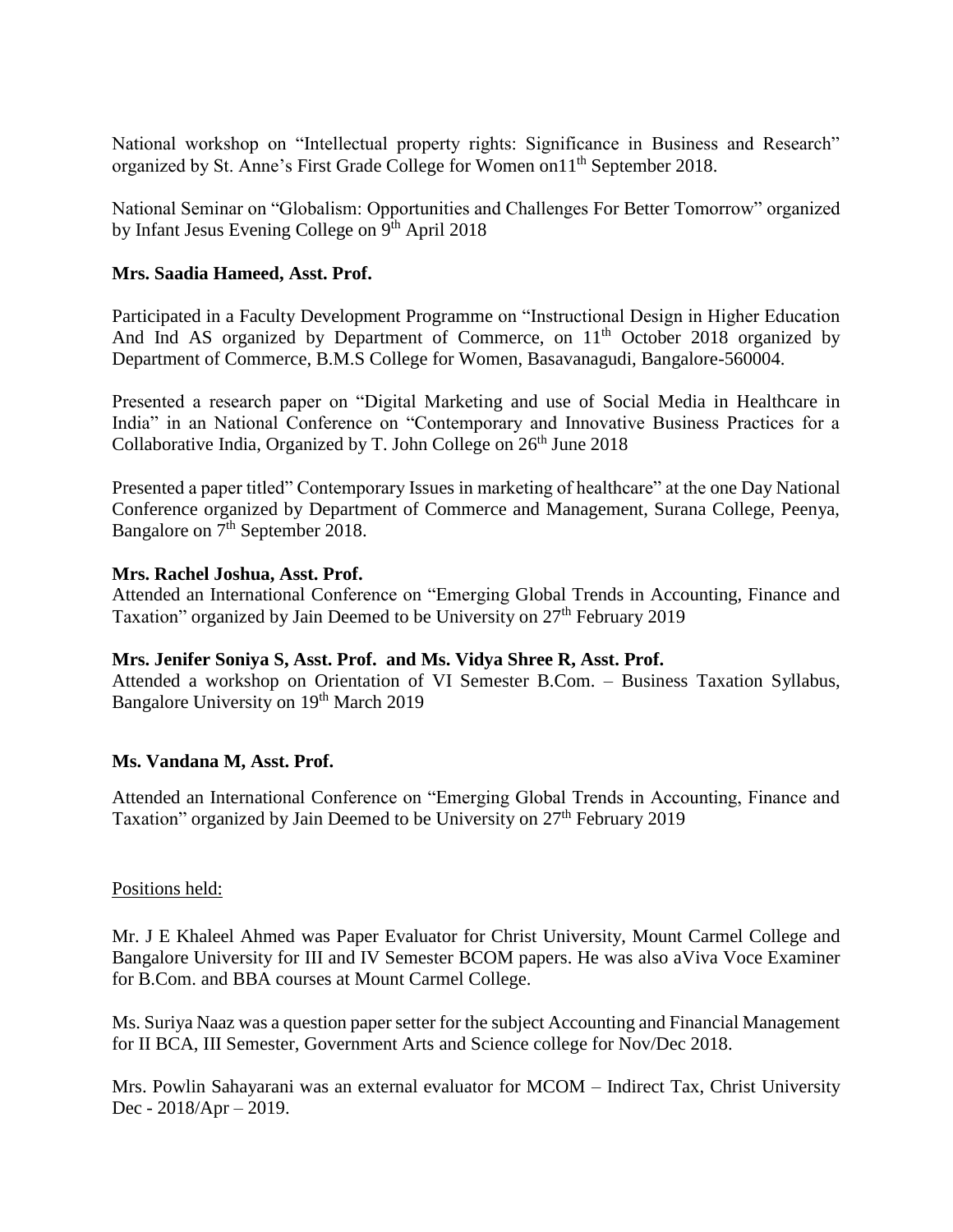National workshop on "Intellectual property rights: Significance in Business and Research" organized by St. Anne's First Grade College for Women on11th September 2018.

National Seminar on "Globalism: Opportunities and Challenges For Better Tomorrow" organized by Infant Jesus Evening College on 9th April 2018

**Mrs. Saadia Hameed, Asst. Prof.**

Participated in a Faculty Development Programme on "Instructional Design in Higher Education And Ind AS organized by Department of Commerce, on 11th October 2018 organized by Department of Commerce, B.M.S College for Women, Basavanagudi, Bangalore-560004.

Presented a research paper on "Digital Marketing and use of Social Media in Healthcare in India" in an National Conference on "Contemporary and Innovative Business Practices for a Collaborative India, Organized by T. John College on 26th June 2018

Presented a paper titled" Contemporary Issues in marketing of healthcare" at the one Day National Conference organized by Department of Commerce and Management, Surana College, Peenya, Bangalore on 7th September 2018.

**Mrs. Rachel Joshua, Asst. Prof.**

Attended an International Conference on "Emerging Global Trends in Accounting, Finance and Taxation" organized by Jain Deemed to be University on 27th February 2019

**Mrs. Jenifer Soniya S, Asst. Prof. and Ms. Vidya Shree R, Asst. Prof.**

Attended a workshop on Orientation of VI Semester B.Com. – Business Taxation Syllabus, Bangalore University on 19th March 2019

**Ms. Vandana M, Asst. Prof.**

Attended an International Conference on "Emerging Global Trends in Accounting, Finance and Taxation" organized by Jain Deemed to be University on 27th February 2019

Positions held:

Mr. J E Khaleel Ahmed was Paper Evaluator for Christ University, Mount Carmel College and Bangalore University for III and IV Semester BCOM papers. He was also aViva Voce Examiner for B.Com. and BBA courses at Mount Carmel College.

Ms. Suriya Naaz was a question paper setter for the subject Accounting and Financial Management for II BCA, III Semester, Government Arts and Science college for Nov/Dec 2018.

Mrs. Powlin Sahayarani was an external evaluator for MCOM – Indirect Tax, Christ University Dec - 2018/Apr – 2019.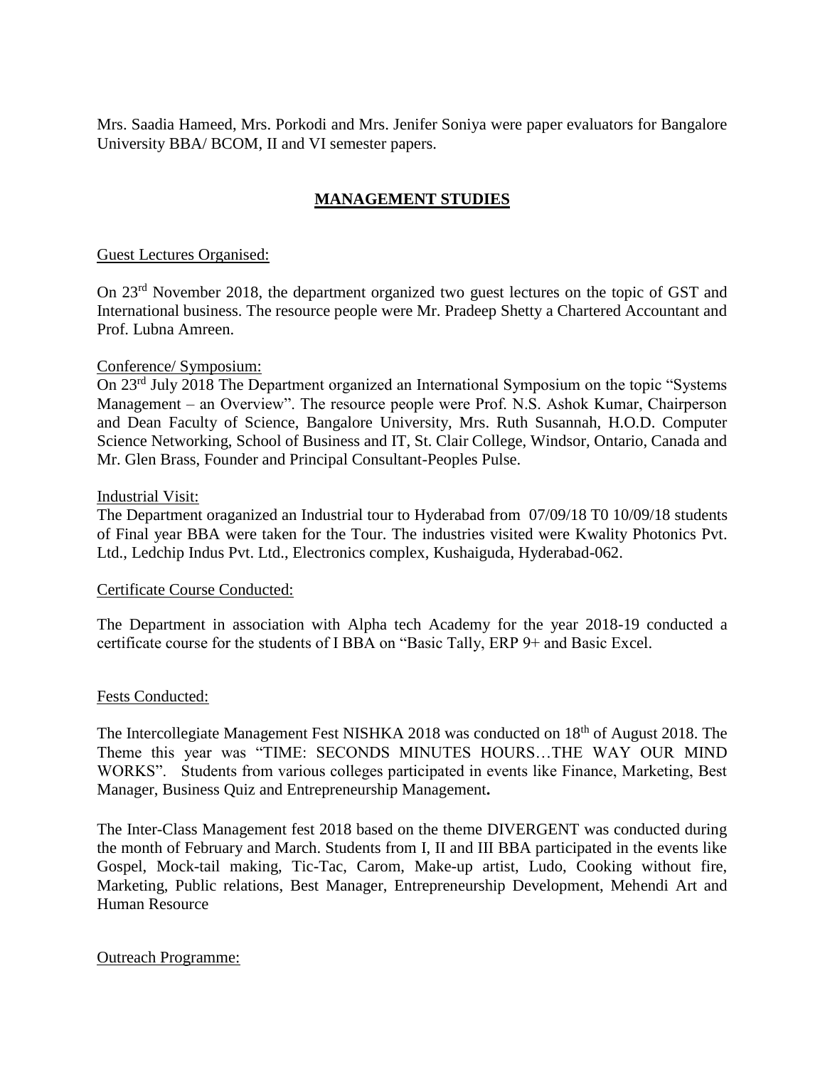Mrs. Saadia Hameed, Mrs. Porkodi and Mrs. Jenifer Soniya were paper evaluators for Bangalore University BBA/ BCOM, II and VI semester papers.

## MANAGEMENT STUDIES

Guest Lectures Organised:

On 23rd November 2018, the department organized two guest lectures on the topic of GST and International business. The resource people were Mr. Pradeep Shetty a Chartered Accountant and Prof. Lubna Amreen.

Conference/ Symposium:

On 23rd July 2018 The Department organized an International Symposium on the topic "Systems Management – an Overview". The resource people were Prof. N.S. Ashok Kumar, Chairperson and Dean Faculty of Science, Bangalore University, Mrs. Ruth Susannah, H.O.D. Computer Science Networking, School of Business and IT, St. Clair College, Windsor, Ontario, Canada and Mr. Glen Brass, Founder and Principal Consultant-Peoples Pulse.

Industrial Visit:

The Department oraganized an Industrial tour to Hyderabad from 07/09/18 T0 10/09/18 students of Final year BBA were taken for the Tour. The industries visited were Kwality Photonics Pvt. Ltd., Ledchip Indus Pvt. Ltd., Electronics complex, Kushaiguda, Hyderabad-062.

Certificate Course Conducted:

The Department in association with Alpha tech Academy for the year 2018-19 conducted a certificate course for the students of I BBA on "Basic Tally, ERP 9+ and Basic Excel.

Fests Conducted:

The Intercollegiate Management Fest NISHKA 2018 was conducted on 18th of August 2018. The Theme this year was "TIME: SECONDS MINUTES HOURS…THE WAY OUR MIND WORKS". Students from various colleges participated in events like Finance, Marketing, Best Manager, Business Quiz and Entrepreneurship Management.

The Inter-Class Management fest 2018 based on the theme DIVERGENT was conducted during the month of February and March. Students from I, II and III BBA participated in the events like Gospel, Mock-tail making, Tic-Tac, Carom, Make-up artist, Ludo, Cooking without fire, Marketing, Public relations, Best Manager, Entrepreneurship Development, Mehendi Art and Human Resource

Outreach Programme: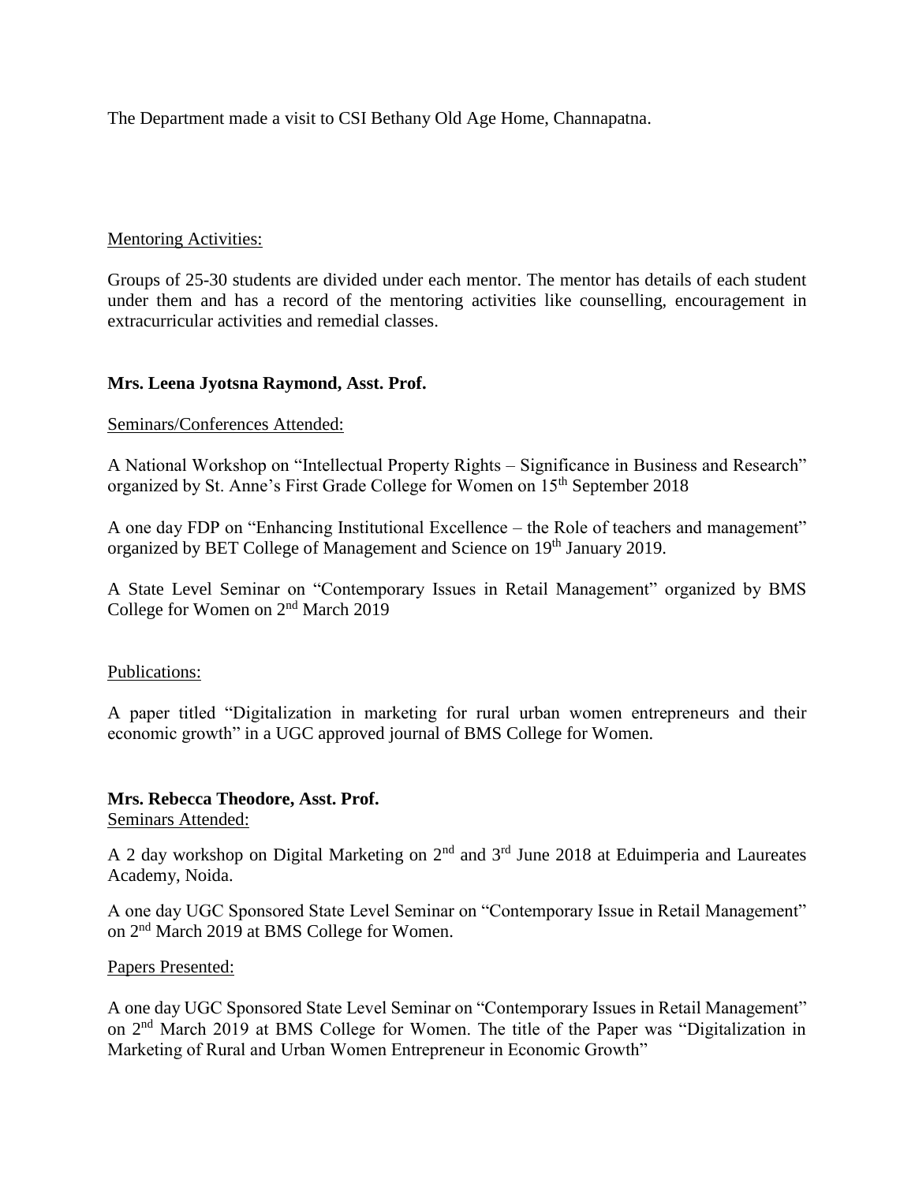The Department made a visit to CSI Bethany Old Age Home, Channapatna.

Mentoring Activities:

Groups of 25-30 students are divided under each mentor. The mentor has details of each student under them and has a record of the mentoring activities like counselling, encouragement in extracurricular activities and remedial classes.

**Mrs. Leena Jyotsna Raymond, Asst. Prof.**

Seminars/Conferences Attended:

A National Workshop on "Intellectual Property Rights – Significance in Business and Research" organized by St. Anne's First Grade College for Women on 15th September 2018

A one day FDP on "Enhancing Institutional Excellence – the Role of teachers and management" organized by BET College of Management and Science on 19th January 2019.

A State Level Seminar on "Contemporary Issues in Retail Management" organized by BMS College for Women on 2nd March 2019

Publications:

A paper titled "Digitalization in marketing for rural urban women entrepreneurs and their economic growth" in a UGC approved journal of BMS College for Women.

**Mrs. Rebecca Theodore, Asst. Prof.**

Seminars Attended:

A 2 day workshop on Digital Marketing on 2nd and 3rd June 2018 at Eduimperia and Laureates Academy, Noida.

A one day UGC Sponsored State Level Seminar on "Contemporary Issue in Retail Management" on 2nd March 2019 at BMS College for Women.

Papers Presented:

A one day UGC Sponsored State Level Seminar on "Contemporary Issues in Retail Management" on 2nd March 2019 at BMS College for Women. The title of the Paper was "Digitalization in Marketing of Rural and Urban Women Entrepreneur in Economic Growth"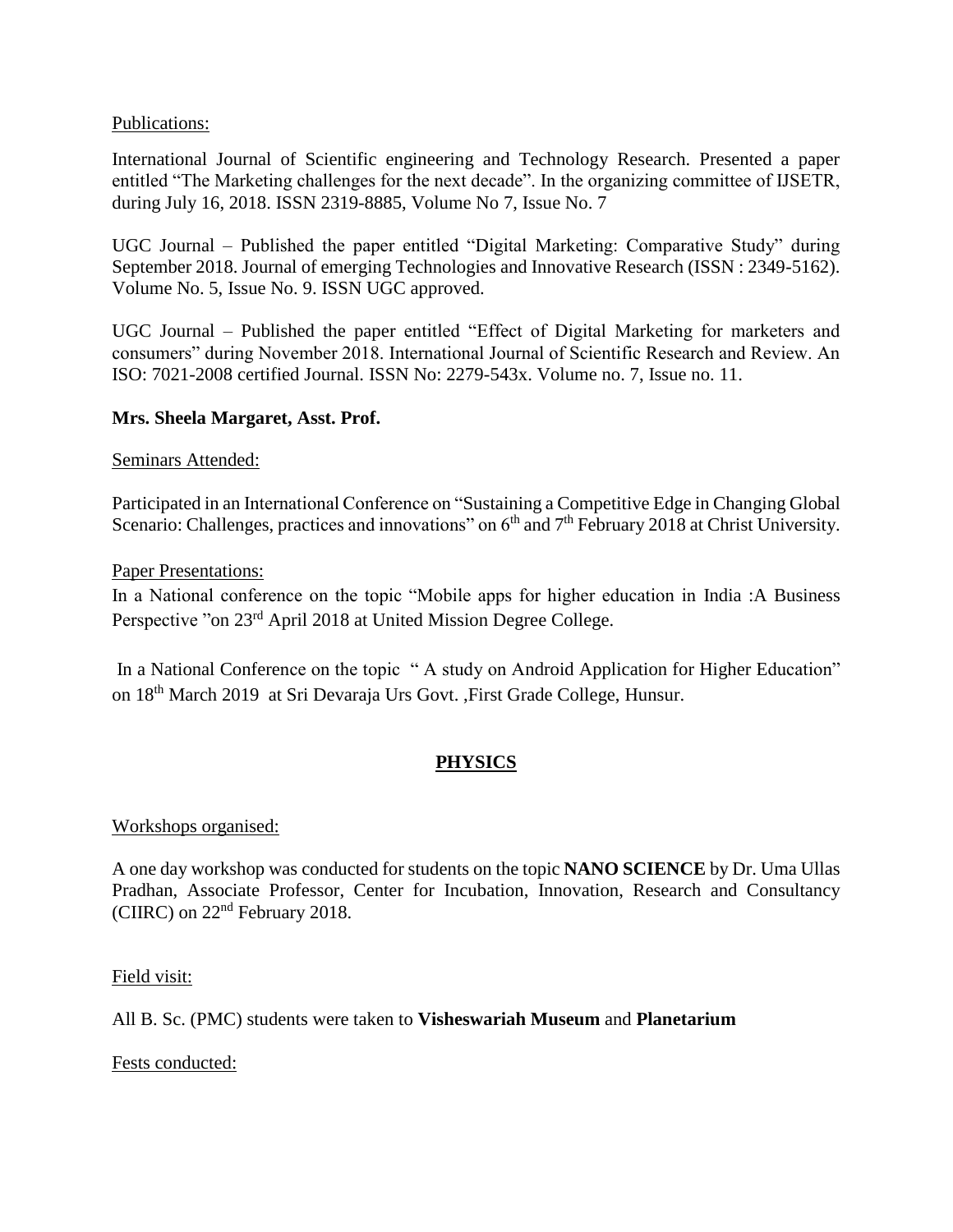Publications:

International Journal of Scientific engineering and Technology Research. Presented a paper entitled “The Marketing challenges for the next decade”. In the organizing committee of IJSETR, during July 16, 2018. ISSN 2319-8885, Volume No 7, Issue No. 7

UGC Journal – Published the paper entitled “Digital Marketing: Comparative Study” during September 2018. Journal of emerging Technologies and Innovative Research (ISSN : 2349-5162). Volume No. 5, Issue No. 9. ISSN UGC approved.

UGC Journal – Published the paper entitled “Effect of Digital Marketing for marketers and consumers” during November 2018. International Journal of Scientific Research and Review. An ISO: 7021-2008 certified Journal. ISSN No: 2279-543x. Volume no. 7, Issue no. 11.

**Mrs. Sheela Margaret, Asst. Prof.**

Seminars Attended:

Participated in an International Conference on “Sustaining a Competitive Edge in Changing Global Scenario: Challenges, practices and innovations” on 6th and 7th February 2018 at Christ University.

Paper Presentations:

In a National conference on the topic “Mobile apps for higher education in India :A Business Perspective ”on 23rd April 2018 at United Mission Degree College.

In a National Conference on the topic “ A study on Android Application for Higher Education” on 18th March 2019 at Sri Devaraja Urs Govt. ,First Grade College, Hunsur.

## PHYSICS

Workshops organised:

A one day workshop was conducted for students on the topic **NANO SCIENCE** by Dr. Uma Ullas Pradhan, Associate Professor, Center for Incubation, Innovation, Research and Consultancy (CIIRC) on 22nd February 2018.

Field visit:

All B. Sc. (PMC) students were taken to **Visheswariah Museum** and **Planetarium**

Fests conducted: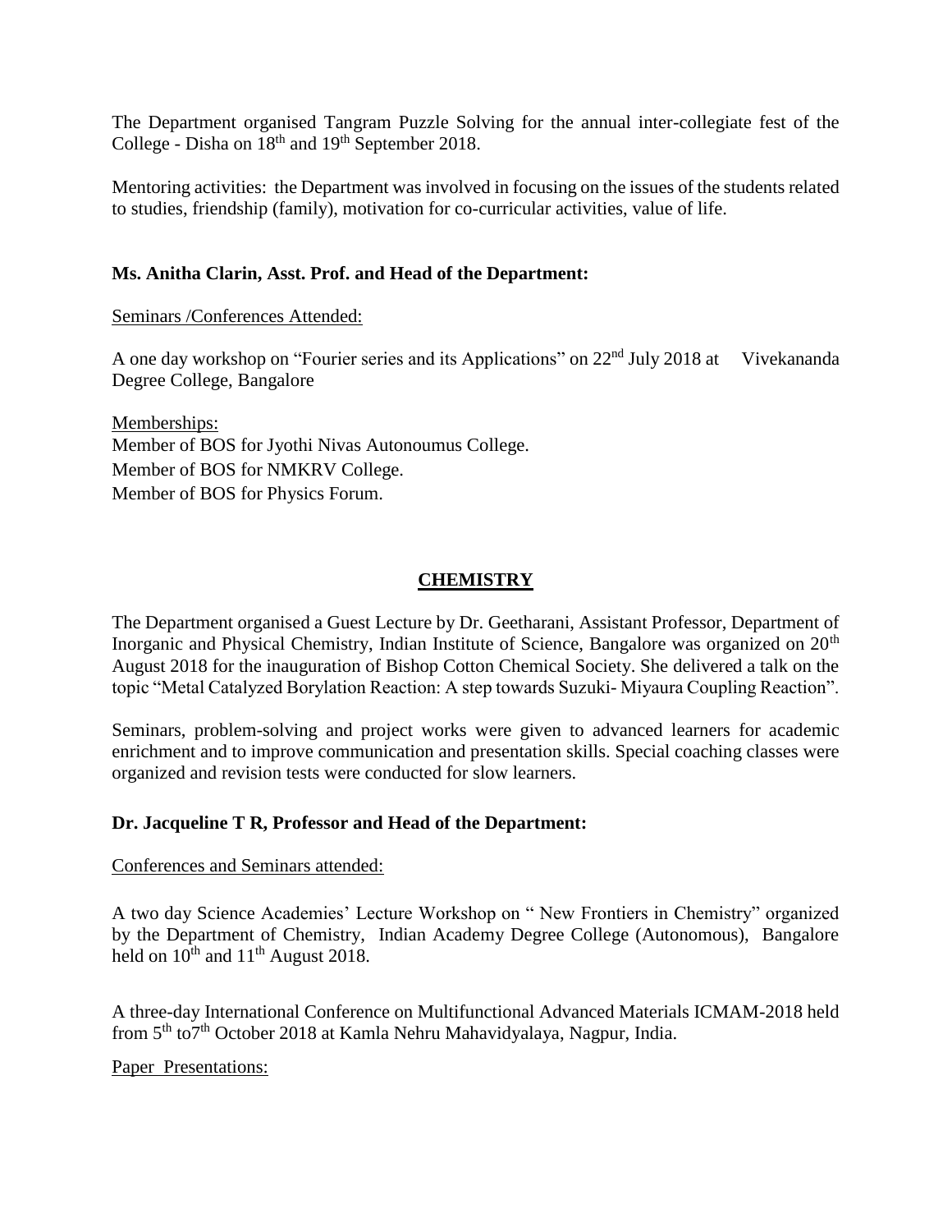The Department organised Tangram Puzzle Solving for the annual inter-collegiate fest of the College - Disha on 18th and 19th September 2018.

Mentoring activities: the Department was involved in focusing on the issues of the students related to studies, friendship (family), motivation for co-curricular activities, value of life.

**Ms. Anitha Clarin, Asst. Prof. and Head of the Department:**

Seminars /Conferences Attended:

A one day workshop on "Fourier series and its Applications" on 22nd July 2018 at Vivekananda Degree College, Bangalore

Memberships:
Member of BOS for Jyothi Nivas Autonoumus College.
Member of BOS for NMKRV College.
Member of BOS for Physics Forum.

## CHEMISTRY

The Department organised a Guest Lecture by Dr. Geetharani, Assistant Professor, Department of Inorganic and Physical Chemistry, Indian Institute of Science, Bangalore was organized on 20th August 2018 for the inauguration of Bishop Cotton Chemical Society. She delivered a talk on the topic "Metal Catalyzed Borylation Reaction: A step towards Suzuki- Miyaura Coupling Reaction".

Seminars, problem-solving and project works were given to advanced learners for academic enrichment and to improve communication and presentation skills. Special coaching classes were organized and revision tests were conducted for slow learners.

**Dr. Jacqueline T R, Professor and Head of the Department:**

Conferences and Seminars attended:

A two day Science Academies' Lecture Workshop on " New Frontiers in Chemistry" organized by the Department of Chemistry, Indian Academy Degree College (Autonomous), Bangalore held on 10th and 11th August 2018.

A three-day International Conference on Multifunctional Advanced Materials ICMAM-2018 held from 5th to7th October 2018 at Kamla Nehru Mahavidyalaya, Nagpur, India.

Paper Presentations: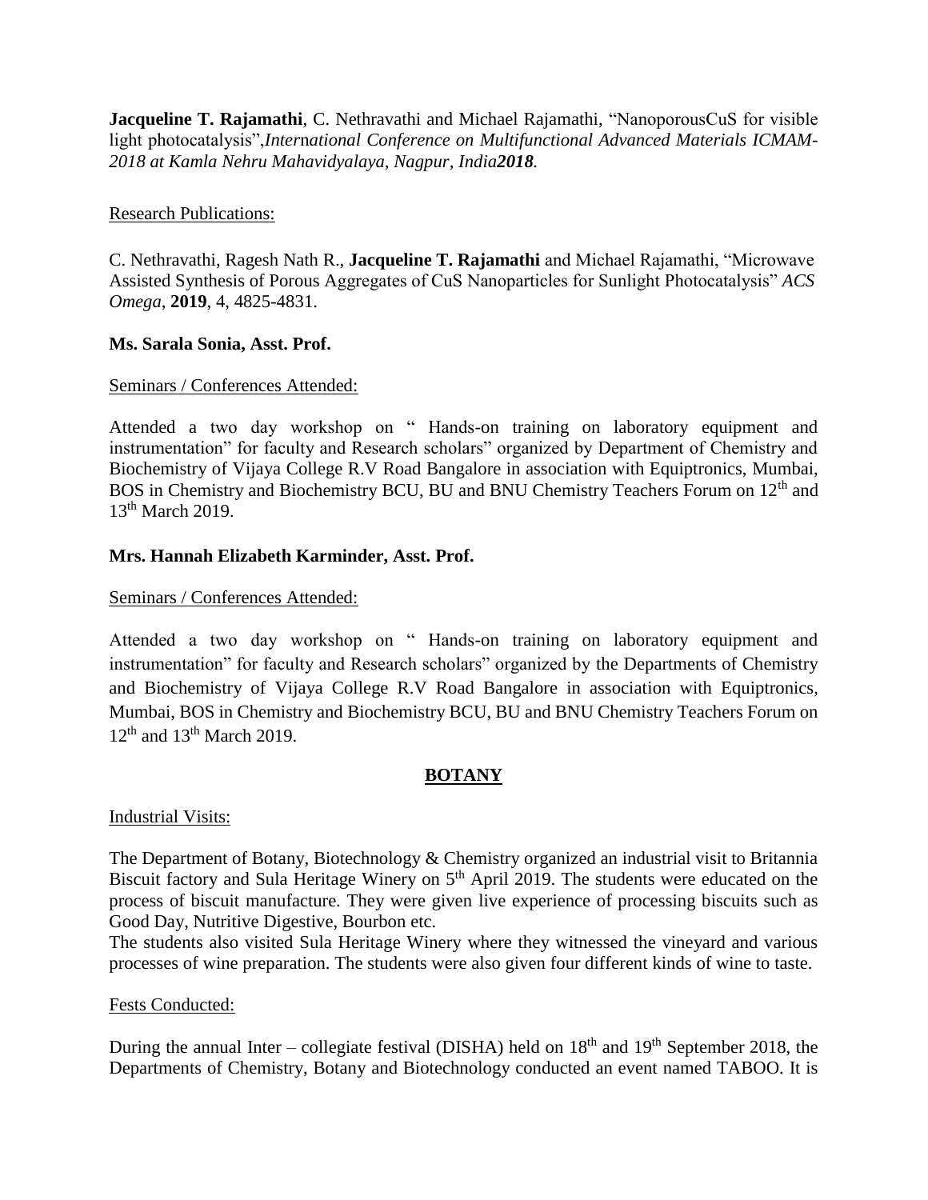**Jacqueline T. Rajamathi**, C. Nethravathi and Michael Rajamathi, "NanoporousCuS for visible light photocatalysis",*International Conference on Multifunctional Advanced Materials ICMAM-2018 at Kamla Nehru Mahavidyalaya, Nagpur, India****2018****.*

Research Publications:

C. Nethravathi, Ragesh Nath R., **Jacqueline T. Rajamathi** and Michael Rajamathi, "Microwave Assisted Synthesis of Porous Aggregates of CuS Nanoparticles for Sunlight Photocatalysis" *ACS Omega*, **2019**, 4, 4825-4831.

**Ms. Sarala Sonia, Asst. Prof.**

Seminars / Conferences Attended:

Attended a two day workshop on " Hands-on training on laboratory equipment and instrumentation" for faculty and Research scholars" organized by Department of Chemistry and Biochemistry of Vijaya College R.V Road Bangalore in association with Equiptronics, Mumbai, BOS in Chemistry and Biochemistry BCU, BU and BNU Chemistry Teachers Forum on 12th and 13th March 2019.

**Mrs. Hannah Elizabeth Karminder, Asst. Prof.**

Seminars / Conferences Attended:

Attended a two day workshop on " Hands-on training on laboratory equipment and instrumentation" for faculty and Research scholars" organized by the Departments of Chemistry and Biochemistry of Vijaya College R.V Road Bangalore in association with Equiptronics, Mumbai, BOS in Chemistry and Biochemistry BCU, BU and BNU Chemistry Teachers Forum on 12th and 13th March 2019.

## BOTANY

Industrial Visits:

The Department of Botany, Biotechnology & Chemistry organized an industrial visit to Britannia Biscuit factory and Sula Heritage Winery on 5th April 2019. The students were educated on the process of biscuit manufacture. They were given live experience of processing biscuits such as Good Day, Nutritive Digestive, Bourbon etc.

The students also visited Sula Heritage Winery where they witnessed the vineyard and various processes of wine preparation. The students were also given four different kinds of wine to taste.

Fests Conducted:

During the annual Inter – collegiate festival (DISHA) held on 18th and 19th September 2018, the Departments of Chemistry, Botany and Biotechnology conducted an event named TABOO. It is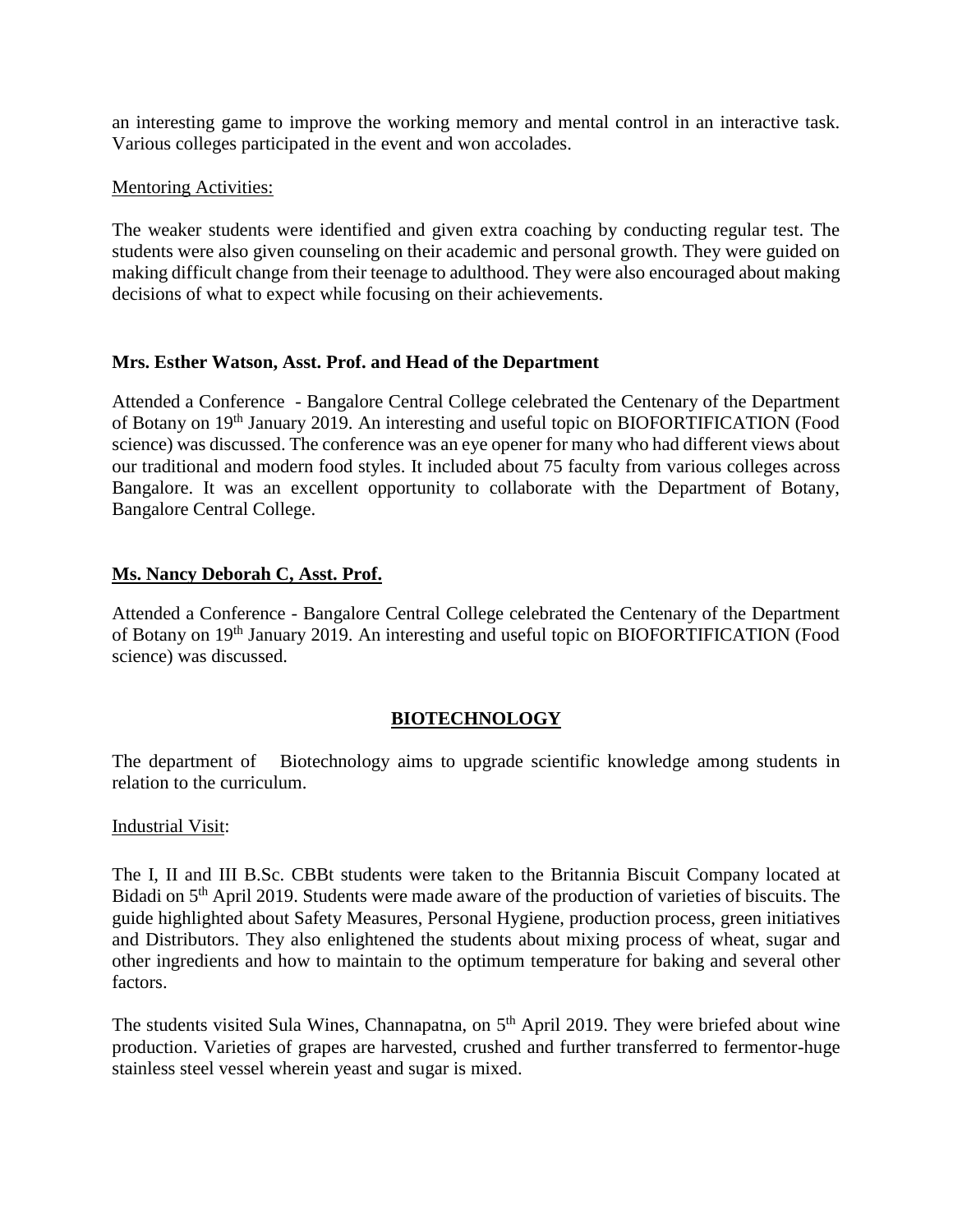an interesting game to improve the working memory and mental control in an interactive task. Various colleges participated in the event and won accolades.

Mentoring Activities:

The weaker students were identified and given extra coaching by conducting regular test. The students were also given counseling on their academic and personal growth. They were guided on making difficult change from their teenage to adulthood. They were also encouraged about making decisions of what to expect while focusing on their achievements.

**Mrs. Esther Watson, Asst. Prof. and Head of the Department**

Attended a Conference - Bangalore Central College celebrated the Centenary of the Department of Botany on 19th January 2019. An interesting and useful topic on BIOFORTIFICATION (Food science) was discussed. The conference was an eye opener for many who had different views about our traditional and modern food styles. It included about 75 faculty from various colleges across Bangalore. It was an excellent opportunity to collaborate with the Department of Botany, Bangalore Central College.

**Ms. Nancy Deborah C, Asst. Prof.**

Attended a Conference - Bangalore Central College celebrated the Centenary of the Department of Botany on 19th January 2019. An interesting and useful topic on BIOFORTIFICATION (Food science) was discussed.

## BIOTECHNOLOGY

The department of Biotechnology aims to upgrade scientific knowledge among students in relation to the curriculum.

Industrial Visit:

The I, II and III B.Sc. CBBt students were taken to the Britannia Biscuit Company located at Bidadi on 5th April 2019. Students were made aware of the production of varieties of biscuits. The guide highlighted about Safety Measures, Personal Hygiene, production process, green initiatives and Distributors. They also enlightened the students about mixing process of wheat, sugar and other ingredients and how to maintain to the optimum temperature for baking and several other factors.

The students visited Sula Wines, Channapatna, on 5th April 2019. They were briefed about wine production. Varieties of grapes are harvested, crushed and further transferred to fermentor-huge stainless steel vessel wherein yeast and sugar is mixed.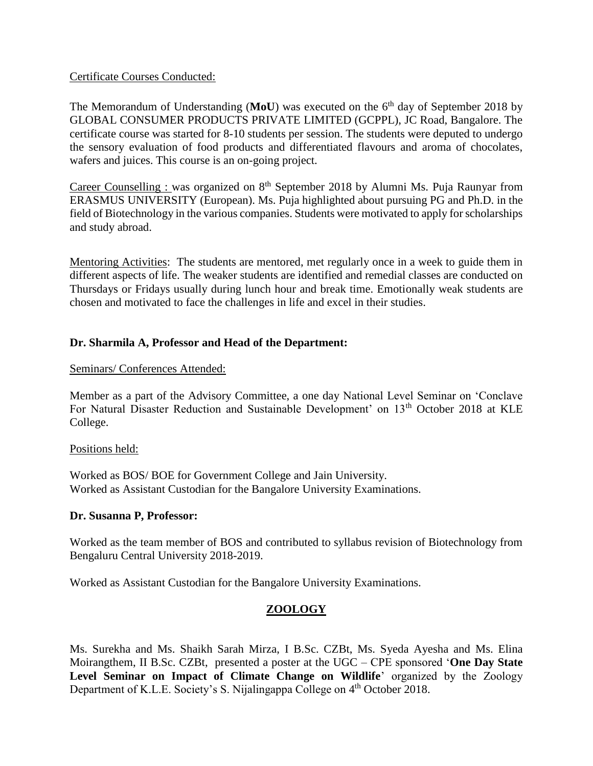Certificate Courses Conducted:

The Memorandum of Understanding (**MoU**) was executed on the 6th day of September 2018 by GLOBAL CONSUMER PRODUCTS PRIVATE LIMITED (GCPPL), JC Road, Bangalore. The certificate course was started for 8-10 students per session. The students were deputed to undergo the sensory evaluation of food products and differentiated flavours and aroma of chocolates, wafers and juices. This course is an on-going project.

Career Counselling : was organized on 8th September 2018 by Alumni Ms. Puja Raunyar from ERASMUS UNIVERSITY (European). Ms. Puja highlighted about pursuing PG and Ph.D. in the field of Biotechnology in the various companies. Students were motivated to apply for scholarships and study abroad.

Mentoring Activities: The students are mentored, met regularly once in a week to guide them in different aspects of life. The weaker students are identified and remedial classes are conducted on Thursdays or Fridays usually during lunch hour and break time. Emotionally weak students are chosen and motivated to face the challenges in life and excel in their studies.

**Dr. Sharmila A, Professor and Head of the Department:**

Seminars/ Conferences Attended:

Member as a part of the Advisory Committee, a one day National Level Seminar on 'Conclave For Natural Disaster Reduction and Sustainable Development' on 13th October 2018 at KLE College.

Positions held:

Worked as BOS/ BOE for Government College and Jain University.
Worked as Assistant Custodian for the Bangalore University Examinations.

**Dr. Susanna P, Professor:**

Worked as the team member of BOS and contributed to syllabus revision of Biotechnology from Bengaluru Central University 2018-2019.

Worked as Assistant Custodian for the Bangalore University Examinations.

## ZOOLOGY

Ms. Surekha and Ms. Shaikh Sarah Mirza, I B.Sc. CZBt, Ms. Syeda Ayesha and Ms. Elina Moirangthem, II B.Sc. CZBt, presented a poster at the UGC – CPE sponsored '**One Day State Level Seminar on Impact of Climate Change on Wildlife**' organized by the Zoology Department of K.L.E. Society's S. Nijalingappa College on 4th October 2018.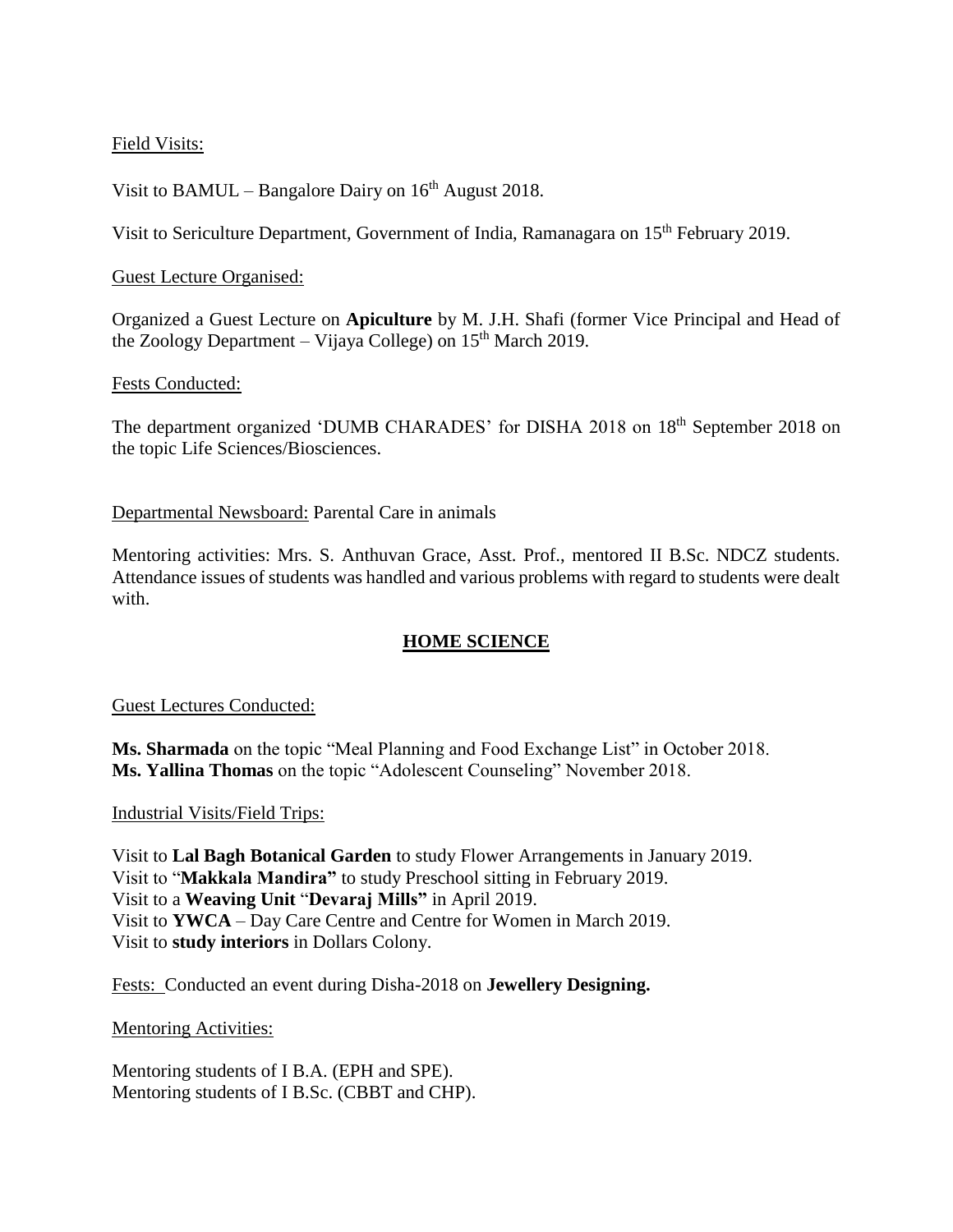Field Visits:

Visit to BAMUL – Bangalore Dairy on 16th August 2018.

Visit to Sericulture Department, Government of India, Ramanagara on 15th February 2019.

Guest Lecture Organised:

Organized a Guest Lecture on **Apiculture** by M. J.H. Shafi (former Vice Principal and Head of the Zoology Department – Vijaya College) on 15th March 2019.

Fests Conducted:

The department organized 'DUMB CHARADES' for DISHA 2018 on 18th September 2018 on the topic Life Sciences/Biosciences.

Departmental Newsboard: Parental Care in animals

Mentoring activities: Mrs. S. Anthuvan Grace, Asst. Prof., mentored II B.Sc. NDCZ students. Attendance issues of students was handled and various problems with regard to students were dealt with.

## HOME SCIENCE

Guest Lectures Conducted:

**Ms. Sharmada** on the topic "Meal Planning and Food Exchange List" in October 2018.
**Ms. Yallina Thomas** on the topic "Adolescent Counseling" November 2018.

Industrial Visits/Field Trips:

Visit to **Lal Bagh Botanical Garden** to study Flower Arrangements in January 2019.
Visit to "**Makkala Mandira"** to study Preschool sitting in February 2019.
Visit to a **Weaving Unit** "**Devaraj Mills"** in April 2019.
Visit to **YWCA** – Day Care Centre and Centre for Women in March 2019.
Visit to **study interiors** in Dollars Colony.

Fests: Conducted an event during Disha-2018 on **Jewellery Designing.**

Mentoring Activities:

Mentoring students of I B.A. (EPH and SPE).
Mentoring students of I B.Sc. (CBBT and CHP).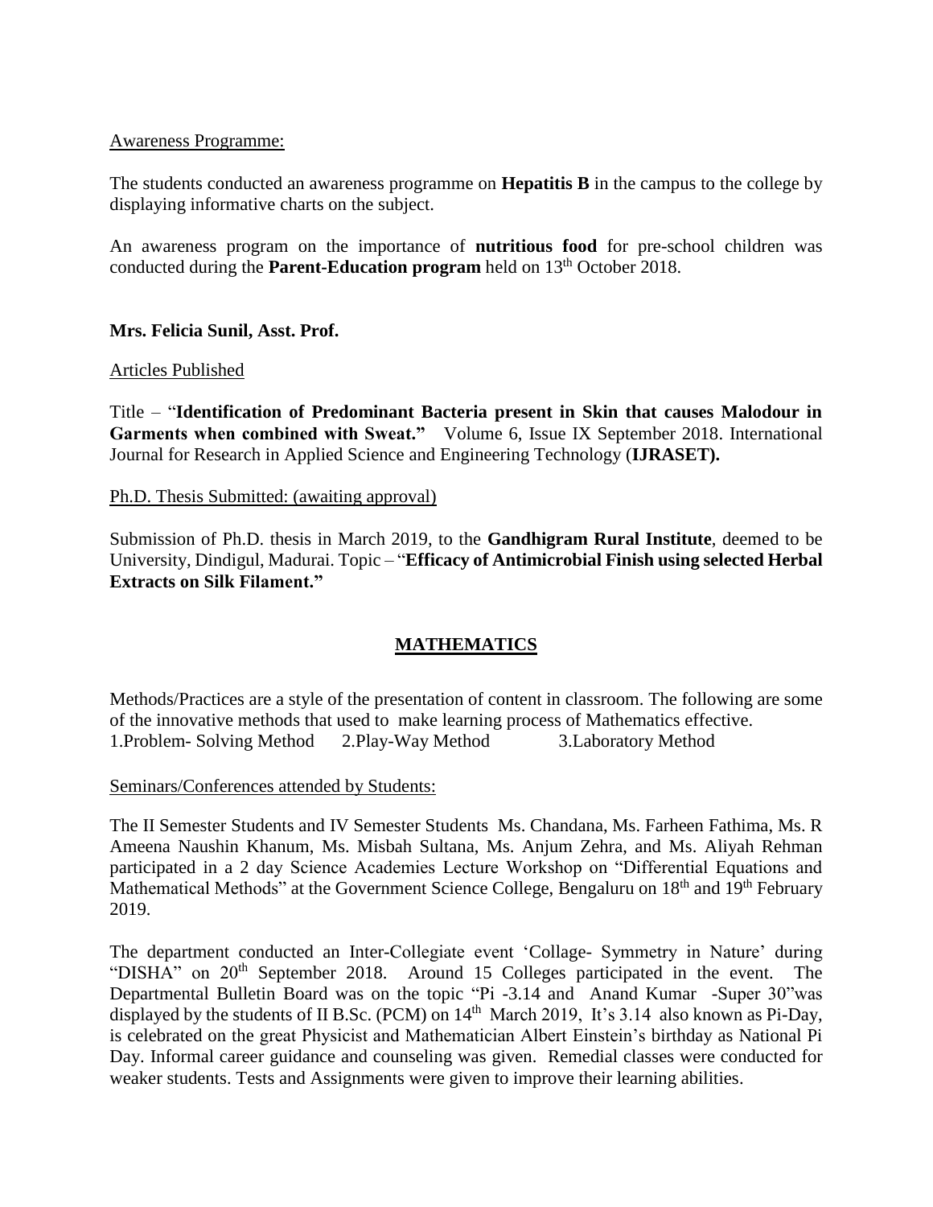Awareness Programme:

The students conducted an awareness programme on **Hepatitis B** in the campus to the college by displaying informative charts on the subject.

An awareness program on the importance of **nutritious food** for pre-school children was conducted during the **Parent-Education program** held on 13th October 2018.

**Mrs. Felicia Sunil, Asst. Prof.**

Articles Published

Title – "**Identification of Predominant Bacteria present in Skin that causes Malodour in Garments when combined with Sweat.**" Volume 6, Issue IX September 2018. International Journal for Research in Applied Science and Engineering Technology (**IJRASET).**

Ph.D. Thesis Submitted: (awaiting approval)

Submission of Ph.D. thesis in March 2019, to the **Gandhigram Rural Institute**, deemed to be University, Dindigul, Madurai. Topic – "**Efficacy of Antimicrobial Finish using selected Herbal Extracts on Silk Filament.**"

## MATHEMATICS

Methods/Practices are a style of the presentation of content in classroom. The following are some of the innovative methods that used to make learning process of Mathematics effective.
1.Problem- Solving Method 2.Play-Way Method 3.Laboratory Method

Seminars/Conferences attended by Students:

The II Semester Students and IV Semester Students Ms. Chandana, Ms. Farheen Fathima, Ms. R Ameena Naushin Khanum, Ms. Misbah Sultana, Ms. Anjum Zehra, and Ms. Aliyah Rehman participated in a 2 day Science Academies Lecture Workshop on "Differential Equations and Mathematical Methods" at the Government Science College, Bengaluru on 18th and 19th February 2019.

The department conducted an Inter-Collegiate event 'Collage- Symmetry in Nature' during "DISHA" on 20th September 2018. Around 15 Colleges participated in the event. The Departmental Bulletin Board was on the topic "Pi -3.14 and Anand Kumar -Super 30"was displayed by the students of II B.Sc. (PCM) on 14th March 2019, It's 3.14 also known as Pi-Day, is celebrated on the great Physicist and Mathematician Albert Einstein's birthday as National Pi Day. Informal career guidance and counseling was given. Remedial classes were conducted for weaker students. Tests and Assignments were given to improve their learning abilities.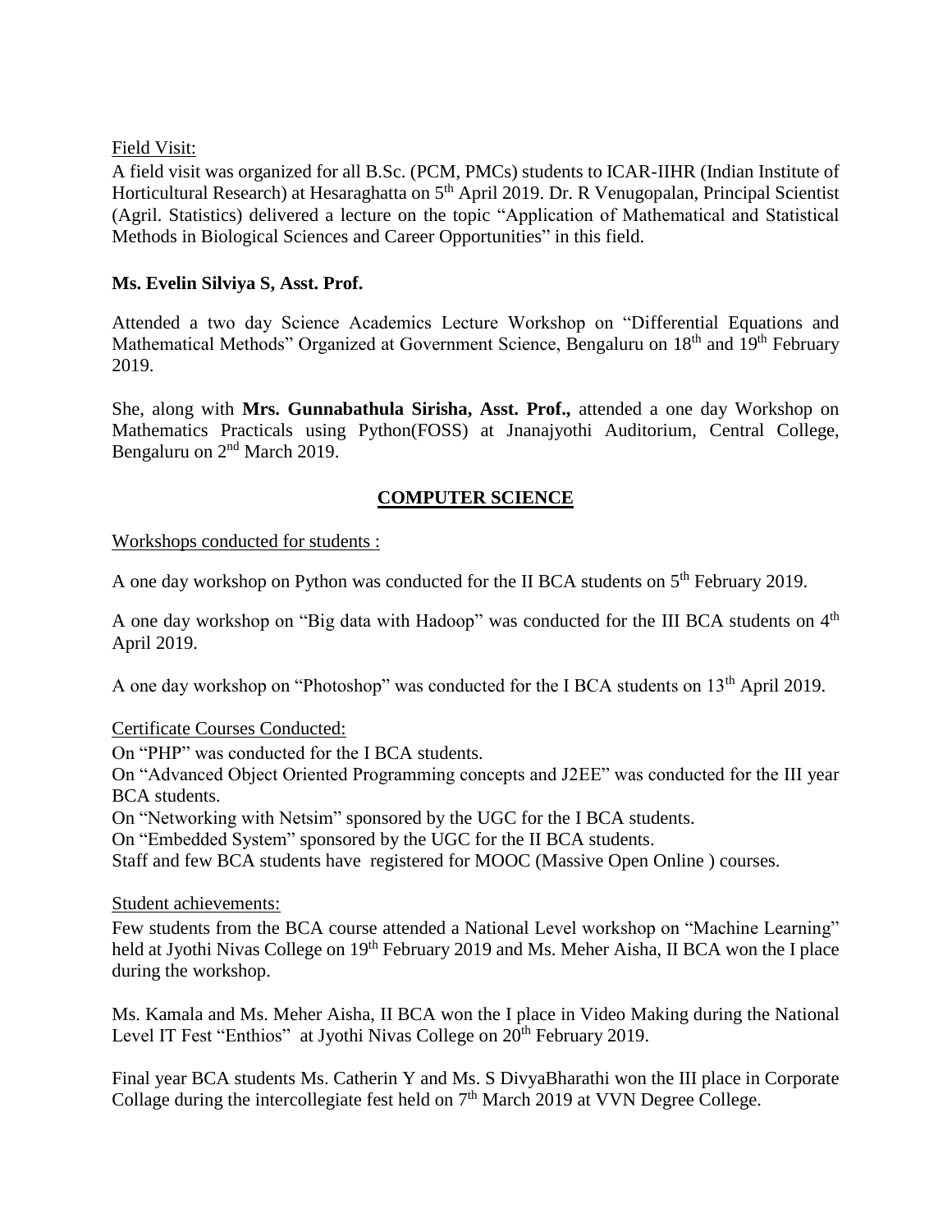Field Visit:

A field visit was organized for all B.Sc. (PCM, PMCs) students to ICAR-IIHR (Indian Institute of Horticultural Research) at Hesaraghatta on 5th April 2019. Dr. R Venugopalan, Principal Scientist (Agril. Statistics) delivered a lecture on the topic "Application of Mathematical and Statistical Methods in Biological Sciences and Career Opportunities" in this field.

**Ms. Evelin Silviya S, Asst. Prof.**

Attended a two day Science Academics Lecture Workshop on "Differential Equations and Mathematical Methods" Organized at Government Science, Bengaluru on 18th and 19th February 2019.

She, along with **Mrs. Gunnabathula Sirisha, Asst. Prof.,** attended a one day Workshop on Mathematics Practicals using Python(FOSS) at Jnanajyothi Auditorium, Central College, Bengaluru on 2nd March 2019.

## COMPUTER SCIENCE

Workshops conducted for students :

A one day workshop on Python was conducted for the II BCA students on 5th February 2019.

A one day workshop on "Big data with Hadoop" was conducted for the III BCA students on 4th April 2019.

A one day workshop on "Photoshop" was conducted for the I BCA students on 13th April 2019.

Certificate Courses Conducted:

On "PHP" was conducted for the I BCA students.

On "Advanced Object Oriented Programming concepts and J2EE" was conducted for the III year BCA students.

On "Networking with Netsim" sponsored by the UGC for the I BCA students.

On "Embedded System" sponsored by the UGC for the II BCA students.

Staff and few BCA students have registered for MOOC (Massive Open Online ) courses.

Student achievements:

Few students from the BCA course attended a National Level workshop on "Machine Learning" held at Jyothi Nivas College on 19th February 2019 and Ms. Meher Aisha, II BCA won the I place during the workshop.

Ms. Kamala and Ms. Meher Aisha, II BCA won the I place in Video Making during the National Level IT Fest "Enthios" at Jyothi Nivas College on 20th February 2019.

Final year BCA students Ms. Catherin Y and Ms. S DivyaBharathi won the III place in Corporate Collage during the intercollegiate fest held on 7th March 2019 at VVN Degree College.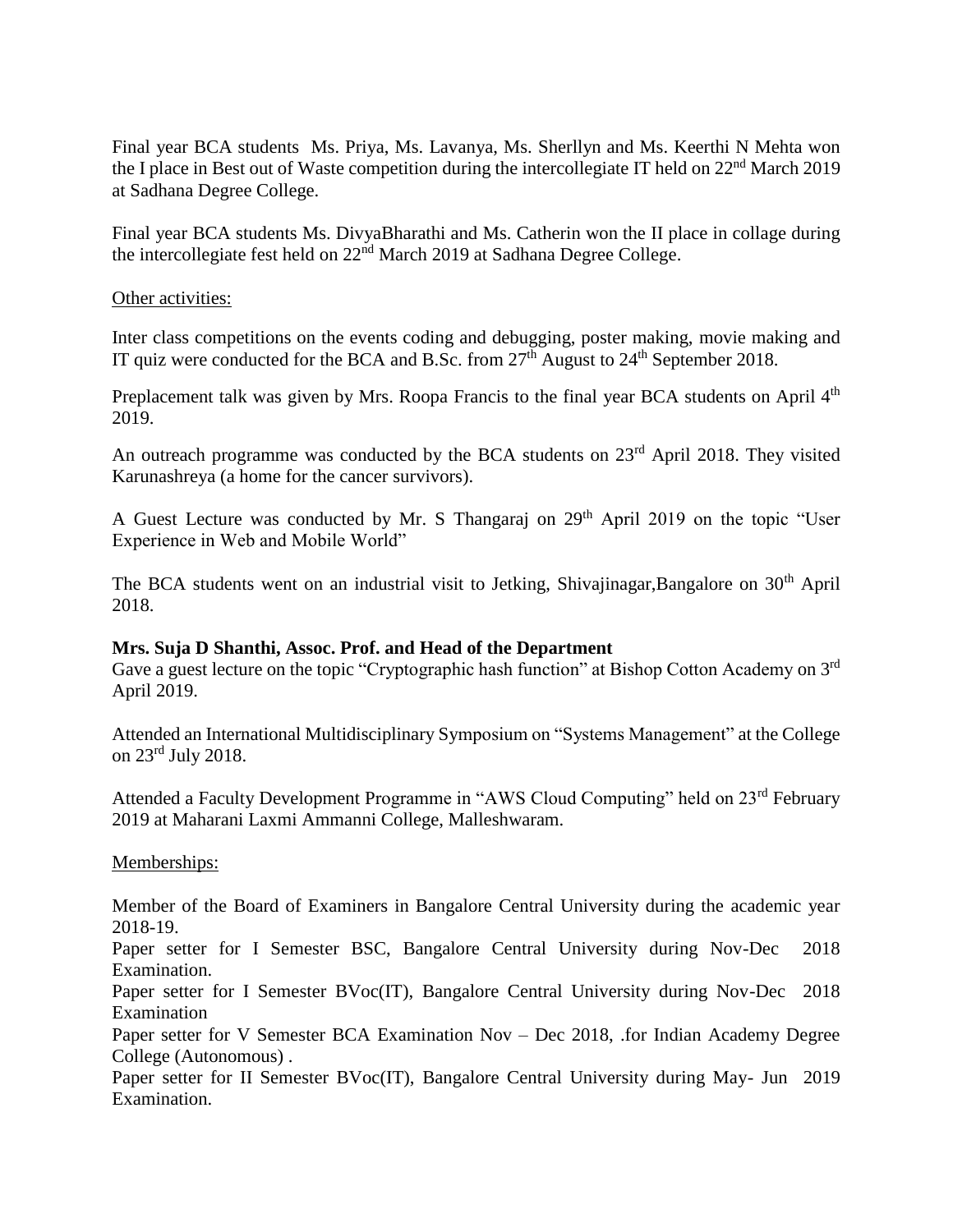Final year BCA students Ms. Priya, Ms. Lavanya, Ms. Sherllyn and Ms. Keerthi N Mehta won the I place in Best out of Waste competition during the intercollegiate IT held on 22nd March 2019 at Sadhana Degree College.

Final year BCA students Ms. DivyaBharathi and Ms. Catherin won the II place in collage during the intercollegiate fest held on 22nd March 2019 at Sadhana Degree College.

<u>Other activities:</u>

Inter class competitions on the events coding and debugging, poster making, movie making and IT quiz were conducted for the BCA and B.Sc. from 27th August to 24th September 2018.

Preplacement talk was given by Mrs. Roopa Francis to the final year BCA students on April 4th 2019.

An outreach programme was conducted by the BCA students on 23rd April 2018. They visited Karunashreya (a home for the cancer survivors).

A Guest Lecture was conducted by Mr. S Thangaraj on 29th April 2019 on the topic "User Experience in Web and Mobile World"

The BCA students went on an industrial visit to Jetking, Shivajinagar,Bangalore on 30th April 2018.

**Mrs. Suja D Shanthi, Assoc. Prof. and Head of the Department**

Gave a guest lecture on the topic "Cryptographic hash function" at Bishop Cotton Academy on 3rd April 2019.

Attended an International Multidisciplinary Symposium on "Systems Management" at the College on 23rd July 2018.

Attended a Faculty Development Programme in "AWS Cloud Computing" held on 23rd February 2019 at Maharani Laxmi Ammanni College, Malleshwaram.

<u>Memberships:</u>

Member of the Board of Examiners in Bangalore Central University during the academic year 2018-19.

Paper setter for I Semester BSC, Bangalore Central University during Nov-Dec 2018 Examination.

Paper setter for I Semester BVoc(IT), Bangalore Central University during Nov-Dec 2018 Examination

Paper setter for V Semester BCA Examination Nov – Dec 2018, .for Indian Academy Degree College (Autonomous) .

Paper setter for II Semester BVoc(IT), Bangalore Central University during May- Jun 2019 Examination.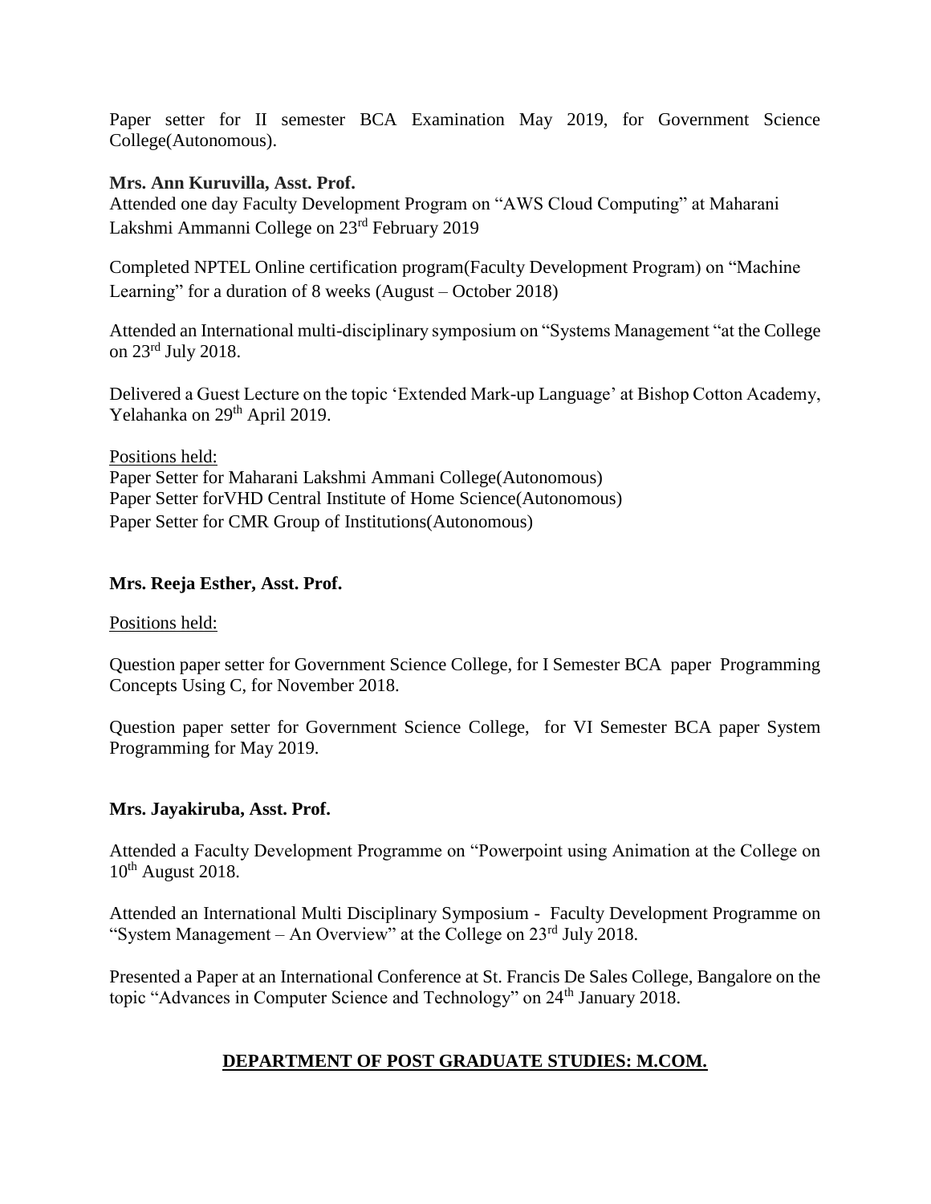Paper setter for II semester BCA Examination May 2019, for Government Science College(Autonomous).

**Mrs. Ann Kuruvilla, Asst. Prof.**

Attended one day Faculty Development Program on "AWS Cloud Computing" at Maharani Lakshmi Ammanni College on 23rd February 2019

Completed NPTEL Online certification program(Faculty Development Program) on "Machine Learning" for a duration of 8 weeks (August – October 2018)

Attended an International multi-disciplinary symposium on "Systems Management "at the College on 23rd July 2018.

Delivered a Guest Lecture on the topic 'Extended Mark-up Language' at Bishop Cotton Academy, Yelahanka on 29th April 2019.

Positions held:

Paper Setter for Maharani Lakshmi Ammani College(Autonomous)
Paper Setter forVHD Central Institute of Home Science(Autonomous)
Paper Setter for CMR Group of Institutions(Autonomous)

**Mrs. Reeja Esther, Asst. Prof.**

Positions held:

Question paper setter for Government Science College, for I Semester BCA paper Programming Concepts Using C, for November 2018.

Question paper setter for Government Science College, for VI Semester BCA paper System Programming for May 2019.

**Mrs. Jayakiruba, Asst. Prof.**

Attended a Faculty Development Programme on "Powerpoint using Animation at the College on 10th August 2018.

Attended an International Multi Disciplinary Symposium - Faculty Development Programme on "System Management – An Overview" at the College on 23rd July 2018.

Presented a Paper at an International Conference at St. Francis De Sales College, Bangalore on the topic "Advances in Computer Science and Technology" on 24th January 2018.

## DEPARTMENT OF POST GRADUATE STUDIES: M.COM.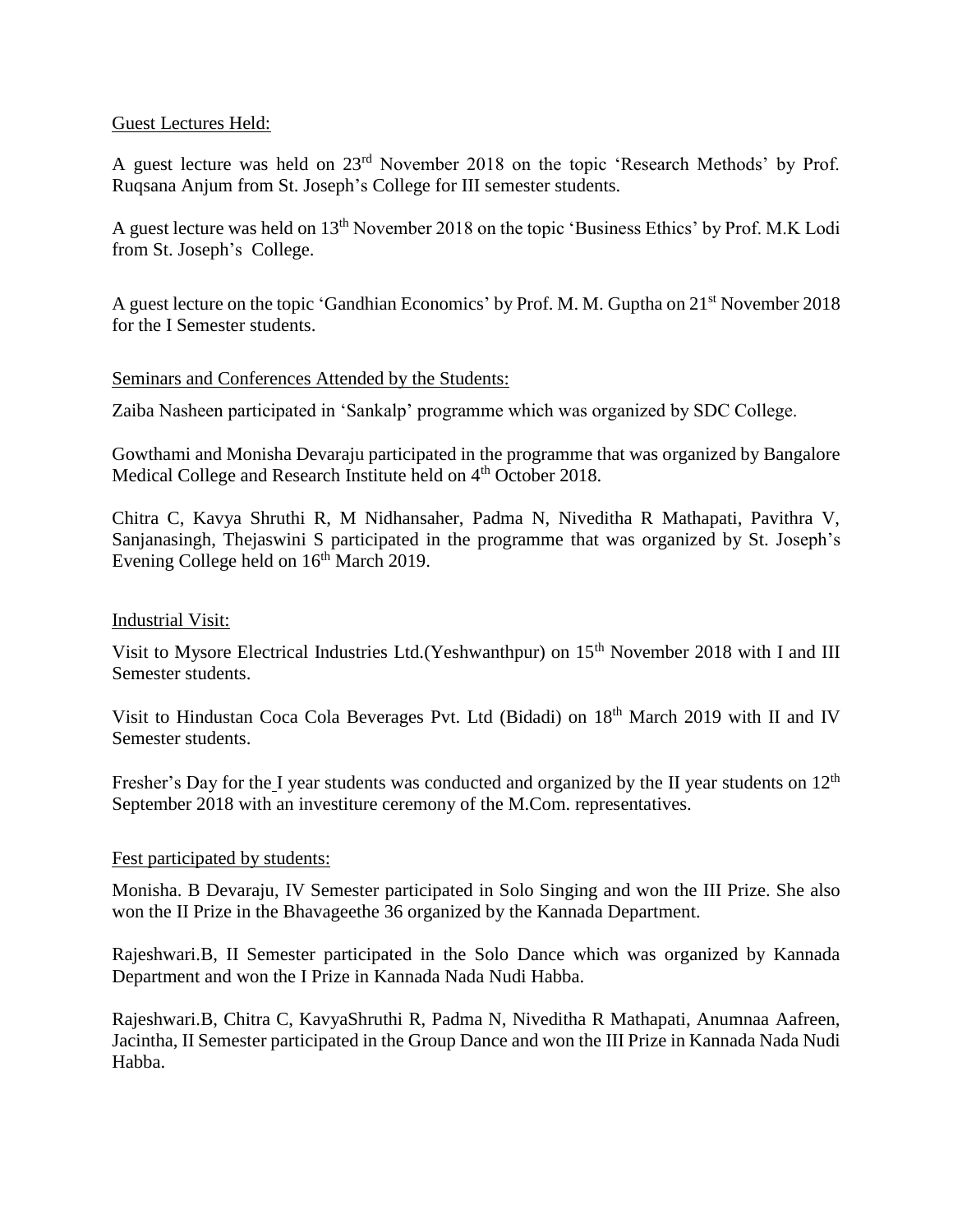Guest Lectures Held:

A guest lecture was held on 23rd November 2018 on the topic 'Research Methods' by Prof. Ruqsana Anjum from St. Joseph's College for III semester students.

A guest lecture was held on 13th November 2018 on the topic 'Business Ethics' by Prof. M.K Lodi from St. Joseph's College.

A guest lecture on the topic 'Gandhian Economics' by Prof. M. M. Guptha on 21st November 2018 for the I Semester students.

Seminars and Conferences Attended by the Students:

Zaiba Nasheen participated in 'Sankalp' programme which was organized by SDC College.

Gowthami and Monisha Devaraju participated in the programme that was organized by Bangalore Medical College and Research Institute held on 4th October 2018.

Chitra C, Kavya Shruthi R, M Nidhansaher, Padma N, Niveditha R Mathapati, Pavithra V, Sanjanasingh, Thejaswini S participated in the programme that was organized by St. Joseph's Evening College held on 16th March 2019.

Industrial Visit:

Visit to Mysore Electrical Industries Ltd.(Yeshwanthpur) on 15th November 2018 with I and III Semester students.

Visit to Hindustan Coca Cola Beverages Pvt. Ltd (Bidadi) on 18th March 2019 with II and IV Semester students.

Fresher's Day for the I year students was conducted and organized by the II year students on 12th September 2018 with an investiture ceremony of the M.Com. representatives.

Fest participated by students:

Monisha. B Devaraju, IV Semester participated in Solo Singing and won the III Prize. She also won the II Prize in the Bhavageethe 36 organized by the Kannada Department.

Rajeshwari.B, II Semester participated in the Solo Dance which was organized by Kannada Department and won the I Prize in Kannada Nada Nudi Habba.

Rajeshwari.B, Chitra C, KavyaShruthi R, Padma N, Niveditha R Mathapati, Anumnaa Aafreen, Jacintha, II Semester participated in the Group Dance and won the III Prize in Kannada Nada Nudi Habba.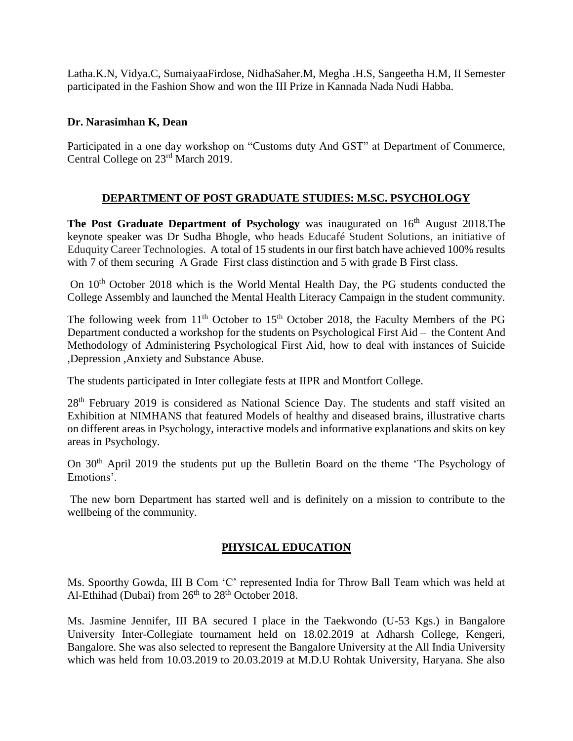Latha.K.N, Vidya.C, SumaiyaaFirdose, NidhaSaher.M, Megha .H.S, Sangeetha H.M, II Semester participated in the Fashion Show and won the III Prize in Kannada Nada Nudi Habba.

**Dr. Narasimhan K, Dean**

Participated in a one day workshop on "Customs duty And GST" at Department of Commerce, Central College on 23rd March 2019.

## DEPARTMENT OF POST GRADUATE STUDIES: M.SC. PSYCHOLOGY

**The Post Graduate Department of Psychology** was inaugurated on 16th August 2018.The keynote speaker was Dr Sudha Bhogle, who heads Educafé Student Solutions, an initiative of Eduquity Career Technologies. A total of 15 students in our first batch have achieved 100% results with 7 of them securing A Grade First class distinction and 5 with grade B First class.

On 10th October 2018 which is the World Mental Health Day, the PG students conducted the College Assembly and launched the Mental Health Literacy Campaign in the student community.

The following week from 11th October to 15th October 2018, the Faculty Members of the PG Department conducted a workshop for the students on Psychological First Aid – the Content And Methodology of Administering Psychological First Aid, how to deal with instances of Suicide ,Depression ,Anxiety and Substance Abuse.

The students participated in Inter collegiate fests at IIPR and Montfort College.

28th February 2019 is considered as National Science Day. The students and staff visited an Exhibition at NIMHANS that featured Models of healthy and diseased brains, illustrative charts on different areas in Psychology, interactive models and informative explanations and skits on key areas in Psychology.

On 30th April 2019 the students put up the Bulletin Board on the theme 'The Psychology of Emotions'.

The new born Department has started well and is definitely on a mission to contribute to the wellbeing of the community.

## PHYSICAL EDUCATION

Ms. Spoorthy Gowda, III B Com 'C' represented India for Throw Ball Team which was held at Al-Ethihad (Dubai) from 26th to 28th October 2018.

Ms. Jasmine Jennifer, III BA secured I place in the Taekwondo (U-53 Kgs.) in Bangalore University Inter-Collegiate tournament held on 18.02.2019 at Adharsh College, Kengeri, Bangalore. She was also selected to represent the Bangalore University at the All India University which was held from 10.03.2019 to 20.03.2019 at M.D.U Rohtak University, Haryana. She also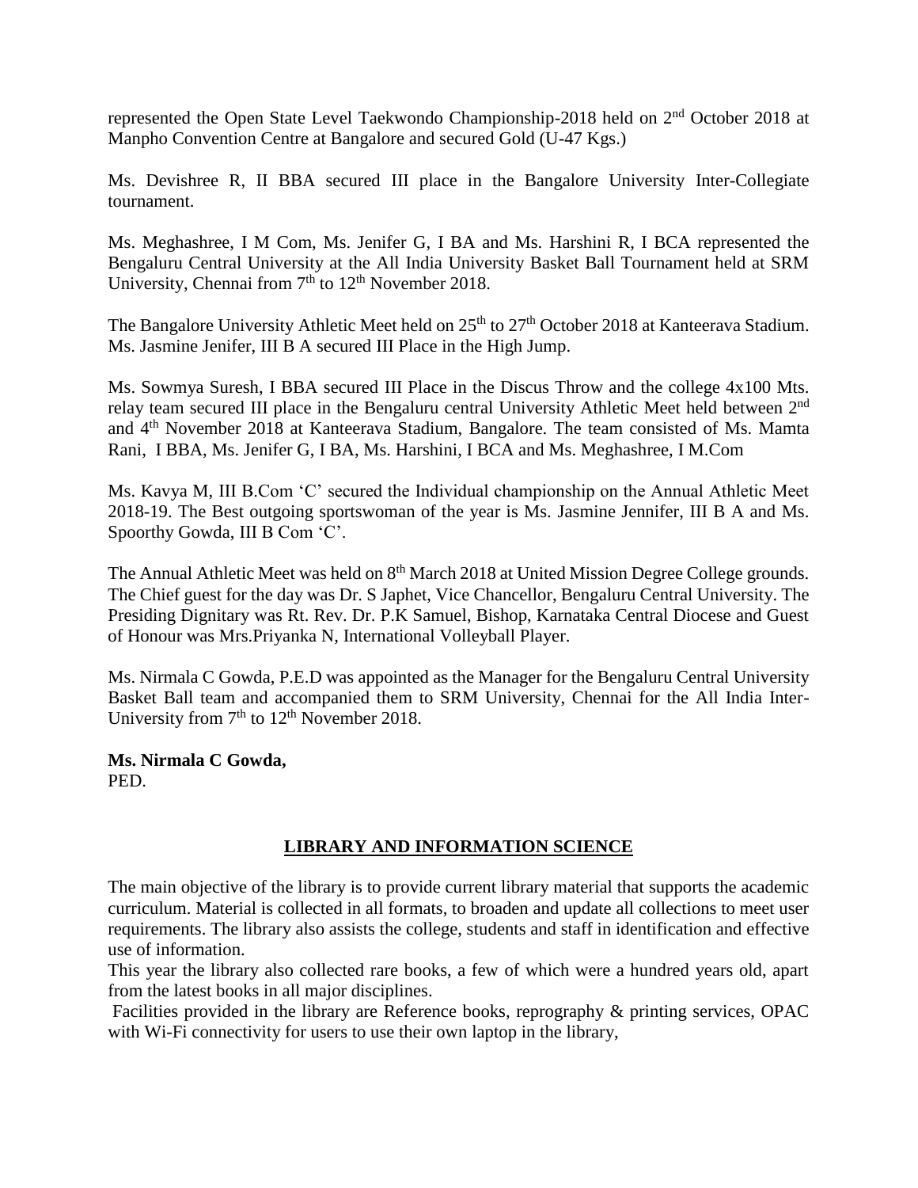represented the Open State Level Taekwondo Championship-2018 held on 2nd October 2018 at Manpho Convention Centre at Bangalore and secured Gold (U-47 Kgs.)

Ms. Devishree R, II BBA secured III place in the Bangalore University Inter-Collegiate tournament.

Ms. Meghashree, I M Com, Ms. Jenifer G, I BA and Ms. Harshini R, I BCA represented the Bengaluru Central University at the All India University Basket Ball Tournament held at SRM University, Chennai from 7th to 12th November 2018.

The Bangalore University Athletic Meet held on 25th to 27th October 2018 at Kanteerava Stadium. Ms. Jasmine Jenifer, III B A secured III Place in the High Jump.

Ms. Sowmya Suresh, I BBA secured III Place in the Discus Throw and the college 4x100 Mts. relay team secured III place in the Bengaluru central University Athletic Meet held between 2nd and 4th November 2018 at Kanteerava Stadium, Bangalore. The team consisted of Ms. Mamta Rani, I BBA, Ms. Jenifer G, I BA, Ms. Harshini, I BCA and Ms. Meghashree, I M.Com

Ms. Kavya M, III B.Com 'C' secured the Individual championship on the Annual Athletic Meet 2018-19. The Best outgoing sportswoman of the year is Ms. Jasmine Jennifer, III B A and Ms. Spoorthy Gowda, III B Com 'C'.

The Annual Athletic Meet was held on 8th March 2018 at United Mission Degree College grounds. The Chief guest for the day was Dr. S Japhet, Vice Chancellor, Bengaluru Central University. The Presiding Dignitary was Rt. Rev. Dr. P.K Samuel, Bishop, Karnataka Central Diocese and Guest of Honour was Mrs.Priyanka N, International Volleyball Player.

Ms. Nirmala C Gowda, P.E.D was appointed as the Manager for the Bengaluru Central University Basket Ball team and accompanied them to SRM University, Chennai for the All India Inter-University from 7th to 12th November 2018.

**Ms. Nirmala C Gowda,**
PED.

## LIBRARY AND INFORMATION SCIENCE

The main objective of the library is to provide current library material that supports the academic curriculum. Material is collected in all formats, to broaden and update all collections to meet user requirements. The library also assists the college, students and staff in identification and effective use of information.

This year the library also collected rare books, a few of which were a hundred years old, apart from the latest books in all major disciplines.

Facilities provided in the library are Reference books, reprography & printing services, OPAC with Wi-Fi connectivity for users to use their own laptop in the library,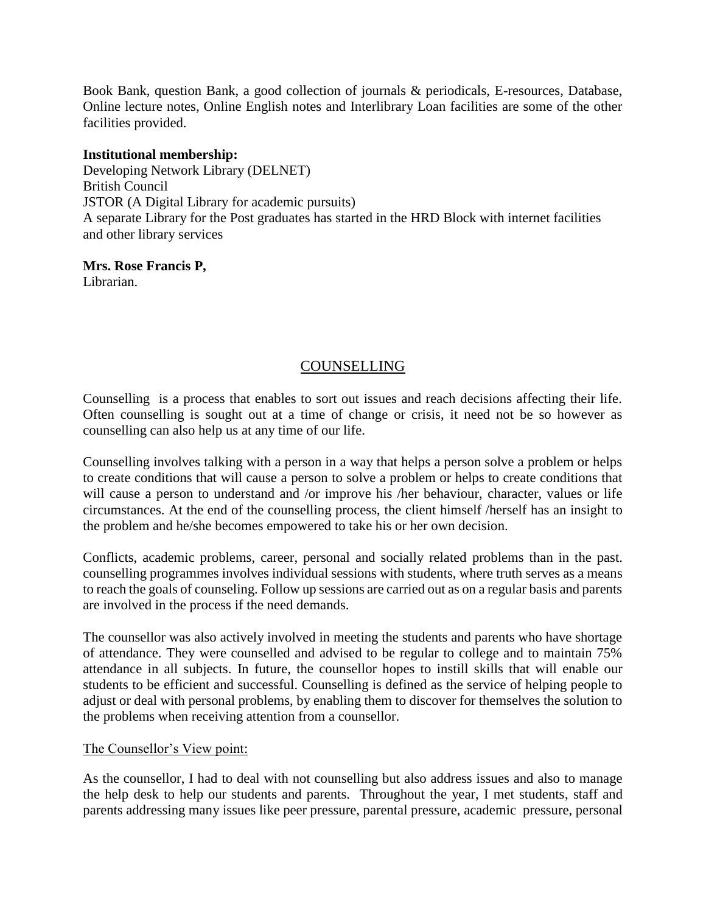Book Bank, question Bank, a good collection of journals & periodicals, E-resources, Database, Online lecture notes, Online English notes and Interlibrary Loan facilities are some of the other facilities provided.

**Institutional membership:**
Developing Network Library (DELNET)
British Council
JSTOR (A Digital Library for academic pursuits)
A separate Library for the Post graduates has started in the HRD Block with internet facilities and other library services

**Mrs. Rose Francis P,**
Librarian.

## COUNSELLING

Counselling is a process that enables to sort out issues and reach decisions affecting their life. Often counselling is sought out at a time of change or crisis, it need not be so however as counselling can also help us at any time of our life.

Counselling involves talking with a person in a way that helps a person solve a problem or helps to create conditions that will cause a person to solve a problem or helps to create conditions that will cause a person to understand and /or improve his /her behaviour, character, values or life circumstances. At the end of the counselling process, the client himself /herself has an insight to the problem and he/she becomes empowered to take his or her own decision.

Conflicts, academic problems, career, personal and socially related problems than in the past. counselling programmes involves individual sessions with students, where truth serves as a means to reach the goals of counseling. Follow up sessions are carried out as on a regular basis and parents are involved in the process if the need demands.

The counsellor was also actively involved in meeting the students and parents who have shortage of attendance. They were counselled and advised to be regular to college and to maintain 75% attendance in all subjects. In future, the counsellor hopes to instill skills that will enable our students to be efficient and successful. Counselling is defined as the service of helping people to adjust or deal with personal problems, by enabling them to discover for themselves the solution to the problems when receiving attention from a counsellor.

The Counsellor's View point:

As the counsellor, I had to deal with not counselling but also address issues and also to manage the help desk to help our students and parents. Throughout the year, I met students, staff and parents addressing many issues like peer pressure, parental pressure, academic pressure, personal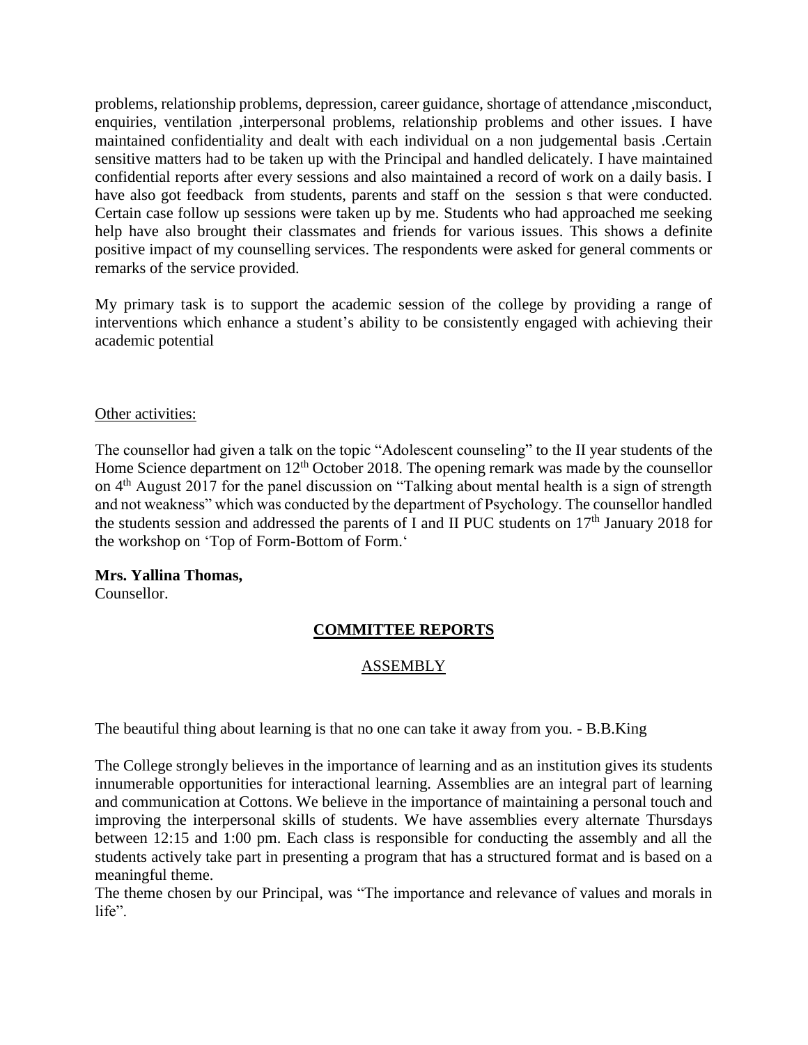problems, relationship problems, depression, career guidance, shortage of attendance ,misconduct, enquiries, ventilation ,interpersonal problems, relationship problems and other issues. I have maintained confidentiality and dealt with each individual on a non judgemental basis .Certain sensitive matters had to be taken up with the Principal and handled delicately. I have maintained confidential reports after every sessions and also maintained a record of work on a daily basis. I have also got feedback from students, parents and staff on the session s that were conducted. Certain case follow up sessions were taken up by me. Students who had approached me seeking help have also brought their classmates and friends for various issues. This shows a definite positive impact of my counselling services. The respondents were asked for general comments or remarks of the service provided.

My primary task is to support the academic session of the college by providing a range of interventions which enhance a student's ability to be consistently engaged with achieving their academic potential

Other activities:

The counsellor had given a talk on the topic "Adolescent counseling" to the II year students of the Home Science department on 12th October 2018. The opening remark was made by the counsellor on 4th August 2017 for the panel discussion on "Talking about mental health is a sign of strength and not weakness" which was conducted by the department of Psychology. The counsellor handled the students session and addressed the parents of I and II PUC students on 17th January 2018 for the workshop on 'Top of Form-Bottom of Form.'

**Mrs. Yallina Thomas,**
Counsellor.

## COMMITTEE REPORTS

### ASSEMBLY

The beautiful thing about learning is that no one can take it away from you. - B.B.King

The College strongly believes in the importance of learning and as an institution gives its students innumerable opportunities for interactional learning. Assemblies are an integral part of learning and communication at Cottons. We believe in the importance of maintaining a personal touch and improving the interpersonal skills of students. We have assemblies every alternate Thursdays between 12:15 and 1:00 pm. Each class is responsible for conducting the assembly and all the students actively take part in presenting a program that has a structured format and is based on a meaningful theme.

The theme chosen by our Principal, was "The importance and relevance of values and morals in life".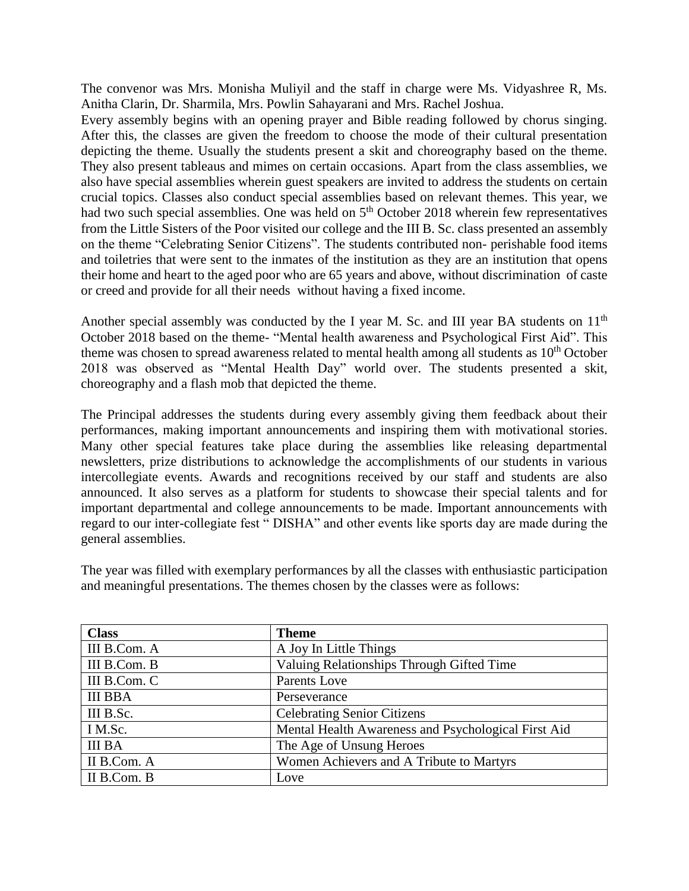The convenor was Mrs. Monisha Muliyil and the staff in charge were Ms. Vidyashree R, Ms. Anitha Clarin, Dr. Sharmila, Mrs. Powlin Sahayarani and Mrs. Rachel Joshua.
Every assembly begins with an opening prayer and Bible reading followed by chorus singing. After this, the classes are given the freedom to choose the mode of their cultural presentation depicting the theme. Usually the students present a skit and choreography based on the theme. They also present tableaus and mimes on certain occasions. Apart from the class assemblies, we also have special assemblies wherein guest speakers are invited to address the students on certain crucial topics. Classes also conduct special assemblies based on relevant themes. This year, we had two such special assemblies. One was held on 5th October 2018 wherein few representatives from the Little Sisters of the Poor visited our college and the III B. Sc. class presented an assembly on the theme "Celebrating Senior Citizens". The students contributed non- perishable food items and toiletries that were sent to the inmates of the institution as they are an institution that opens their home and heart to the aged poor who are 65 years and above, without discrimination of caste or creed and provide for all their needs without having a fixed income.

Another special assembly was conducted by the I year M. Sc. and III year BA students on 11th October 2018 based on the theme- "Mental health awareness and Psychological First Aid". This theme was chosen to spread awareness related to mental health among all students as 10th October 2018 was observed as "Mental Health Day" world over. The students presented a skit, choreography and a flash mob that depicted the theme.

The Principal addresses the students during every assembly giving them feedback about their performances, making important announcements and inspiring them with motivational stories. Many other special features take place during the assemblies like releasing departmental newsletters, prize distributions to acknowledge the accomplishments of our students in various intercollegiate events. Awards and recognitions received by our staff and students are also announced. It also serves as a platform for students to showcase their special talents and for important departmental and college announcements to be made. Important announcements with regard to our inter-collegiate fest " DISHA" and other events like sports day are made during the general assemblies.

The year was filled with exemplary performances by all the classes with enthusiastic participation and meaningful presentations. The themes chosen by the classes were as follows:

| Class | Theme |
|---|---|
| III B.Com. A | A Joy In Little Things |
| III B.Com. B | Valuing Relationships Through Gifted Time |
| III B.Com. C | Parents Love |
| III BBA | Perseverance |
| III B.Sc. | Celebrating Senior Citizens |
| I M.Sc. | Mental Health Awareness and Psychological First Aid |
| III BA | The Age of Unsung Heroes |
| II B.Com. A | Women Achievers and A Tribute to Martyrs |
| II B.Com. B | Love |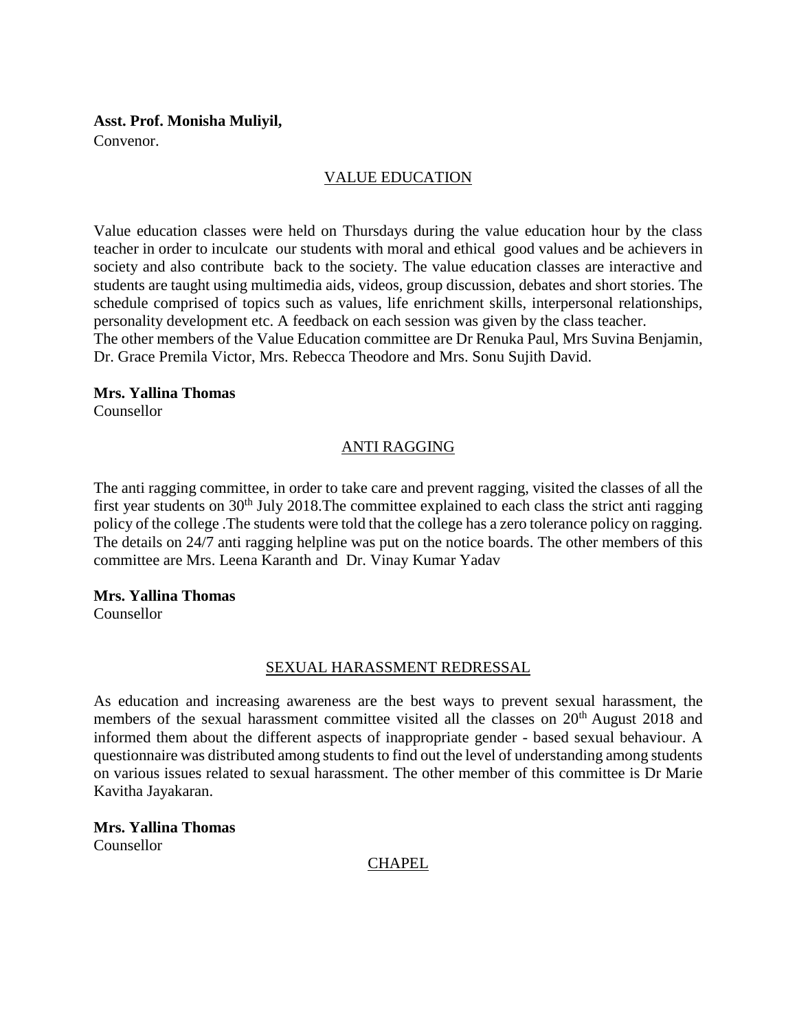**Asst. Prof. Monisha Muliyil,**
Convenor.

## VALUE EDUCATION

Value education classes were held on Thursdays during the value education hour by the class teacher in order to inculcate our students with moral and ethical good values and be achievers in society and also contribute back to the society. The value education classes are interactive and students are taught using multimedia aids, videos, group discussion, debates and short stories. The schedule comprised of topics such as values, life enrichment skills, interpersonal relationships, personality development etc. A feedback on each session was given by the class teacher.
The other members of the Value Education committee are Dr Renuka Paul, Mrs Suvina Benjamin, Dr. Grace Premila Victor, Mrs. Rebecca Theodore and Mrs. Sonu Sujith David.

**Mrs. Yallina Thomas**
Counsellor

## ANTI RAGGING

The anti ragging committee, in order to take care and prevent ragging, visited the classes of all the first year students on 30th July 2018.The committee explained to each class the strict anti ragging policy of the college .The students were told that the college has a zero tolerance policy on ragging. The details on 24/7 anti ragging helpline was put on the notice boards. The other members of this committee are Mrs. Leena Karanth and Dr. Vinay Kumar Yadav

**Mrs. Yallina Thomas**
Counsellor

## SEXUAL HARASSMENT REDRESSAL

As education and increasing awareness are the best ways to prevent sexual harassment, the members of the sexual harassment committee visited all the classes on 20th August 2018 and informed them about the different aspects of inappropriate gender - based sexual behaviour. A questionnaire was distributed among students to find out the level of understanding among students on various issues related to sexual harassment. The other member of this committee is Dr Marie Kavitha Jayakaran.

**Mrs. Yallina Thomas**
Counsellor

## CHAPEL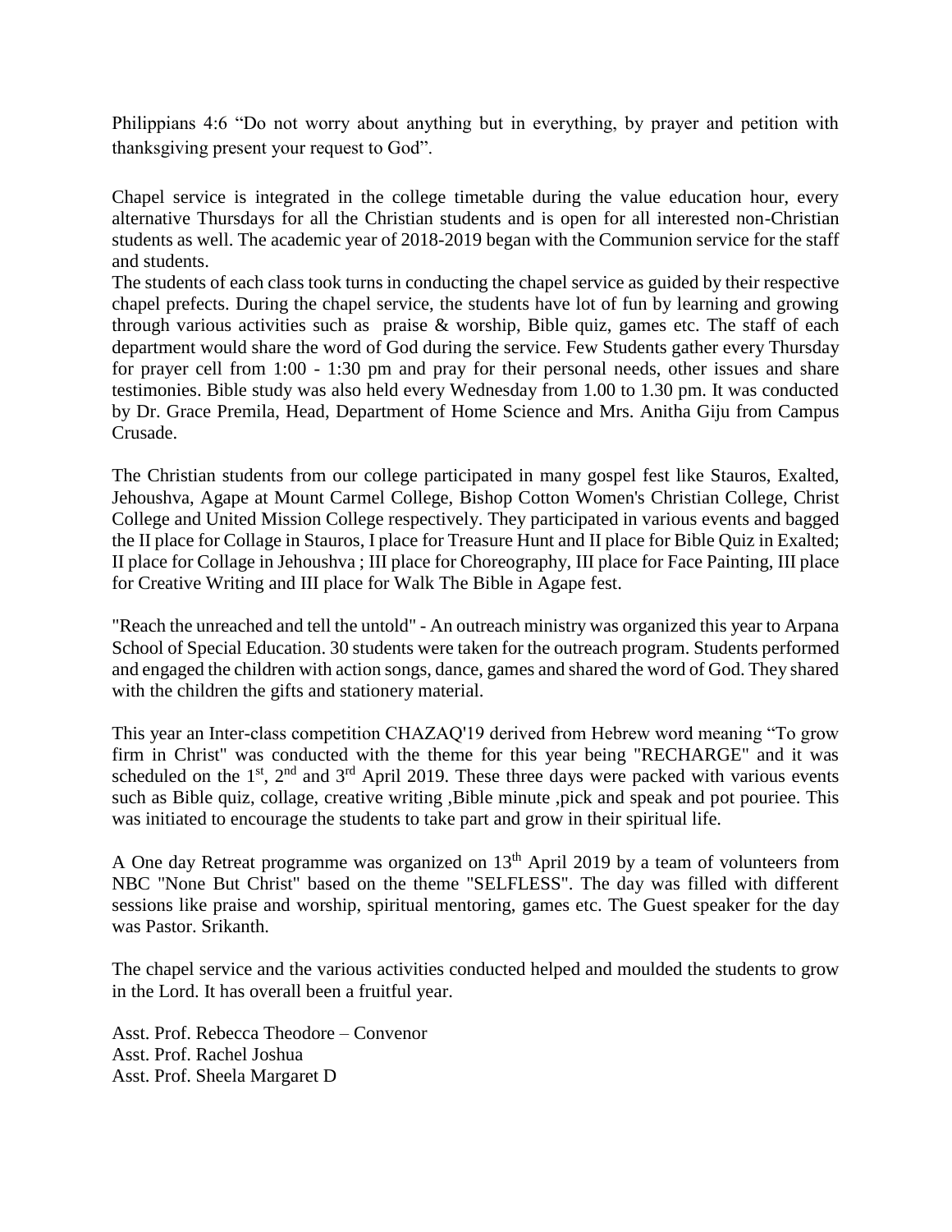Philippians 4:6 “Do not worry about anything but in everything, by prayer and petition with thanksgiving present your request to God”.

Chapel service is integrated in the college timetable during the value education hour, every alternative Thursdays for all the Christian students and is open for all interested non-Christian students as well. The academic year of 2018-2019 began with the Communion service for the staff and students.
The students of each class took turns in conducting the chapel service as guided by their respective chapel prefects. During the chapel service, the students have lot of fun by learning and growing through various activities such as praise & worship, Bible quiz, games etc. The staff of each department would share the word of God during the service. Few Students gather every Thursday for prayer cell from 1:00 - 1:30 pm and pray for their personal needs, other issues and share testimonies. Bible study was also held every Wednesday from 1.00 to 1.30 pm. It was conducted by Dr. Grace Premila, Head, Department of Home Science and Mrs. Anitha Giju from Campus Crusade.

The Christian students from our college participated in many gospel fest like Stauros, Exalted, Jehoushva, Agape at Mount Carmel College, Bishop Cotton Women's Christian College, Christ College and United Mission College respectively. They participated in various events and bagged the II place for Collage in Stauros, I place for Treasure Hunt and II place for Bible Quiz in Exalted; II place for Collage in Jehoushva ; III place for Choreography, III place for Face Painting, III place for Creative Writing and III place for Walk The Bible in Agape fest.

"Reach the unreached and tell the untold" - An outreach ministry was organized this year to Arpana School of Special Education. 30 students were taken for the outreach program. Students performed and engaged the children with action songs, dance, games and shared the word of God. They shared with the children the gifts and stationery material.

This year an Inter-class competition CHAZAQ'19 derived from Hebrew word meaning “To grow firm in Christ" was conducted with the theme for this year being "RECHARGE" and it was scheduled on the 1st, 2nd and 3rd April 2019. These three days were packed with various events such as Bible quiz, collage, creative writing ,Bible minute ,pick and speak and pot pouriee. This was initiated to encourage the students to take part and grow in their spiritual life.

A One day Retreat programme was organized on 13th April 2019 by a team of volunteers from NBC "None But Christ" based on the theme "SELFLESS". The day was filled with different sessions like praise and worship, spiritual mentoring, games etc. The Guest speaker for the day was Pastor. Srikanth.

The chapel service and the various activities conducted helped and moulded the students to grow in the Lord. It has overall been a fruitful year.

Asst. Prof. Rebecca Theodore – Convenor
Asst. Prof. Rachel Joshua
Asst. Prof. Sheela Margaret D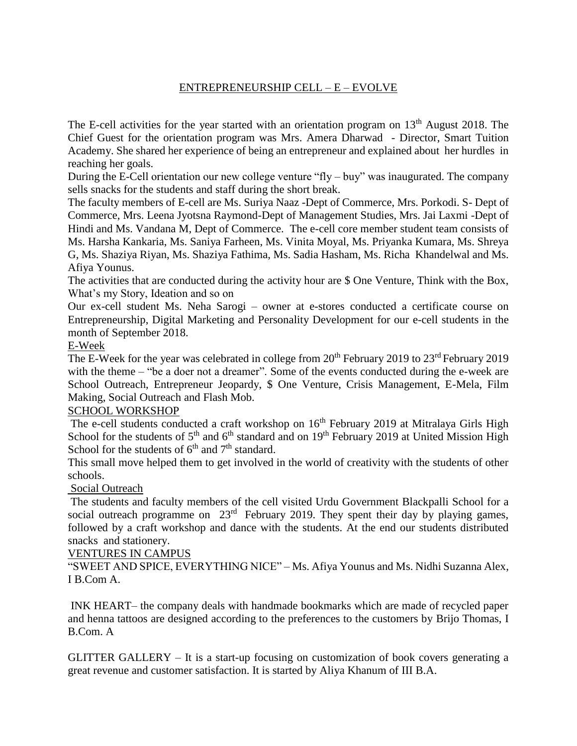## ENTREPRENEURSHIP CELL – E – EVOLVE

The E-cell activities for the year started with an orientation program on 13th August 2018. The Chief Guest for the orientation program was Mrs. Amera Dharwad - Director, Smart Tuition Academy. She shared her experience of being an entrepreneur and explained about her hurdles in reaching her goals.

During the E-Cell orientation our new college venture "fly – buy" was inaugurated. The company sells snacks for the students and staff during the short break.

The faculty members of E-cell are Ms. Suriya Naaz -Dept of Commerce, Mrs. Porkodi. S- Dept of Commerce, Mrs. Leena Jyotsna Raymond-Dept of Management Studies, Mrs. Jai Laxmi -Dept of Hindi and Ms. Vandana M, Dept of Commerce. The e-cell core member student team consists of Ms. Harsha Kankaria, Ms. Saniya Farheen, Ms. Vinita Moyal, Ms. Priyanka Kumara, Ms. Shreya G, Ms. Shaziya Riyan, Ms. Shaziya Fathima, Ms. Sadia Hasham, Ms. Richa Khandelwal and Ms. Afiya Younus.

The activities that are conducted during the activity hour are $ One Venture, Think with the Box, What's my Story, Ideation and so on

Our ex-cell student Ms. Neha Sarogi – owner at e-stores conducted a certificate course on Entrepreneurship, Digital Marketing and Personality Development for our e-cell students in the month of September 2018.

### E-Week

The E-Week for the year was celebrated in college from 20th February 2019 to 23rd February 2019 with the theme – "be a doer not a dreamer". Some of the events conducted during the e-week are School Outreach, Entrepreneur Jeopardy, $ One Venture, Crisis Management, E-Mela, Film Making, Social Outreach and Flash Mob.

### SCHOOL WORKSHOP

The e-cell students conducted a craft workshop on 16th February 2019 at Mitralaya Girls High School for the students of 5th and 6th standard and on 19th February 2019 at United Mission High School for the students of 6th and 7th standard.

This small move helped them to get involved in the world of creativity with the students of other schools.

### Social Outreach

The students and faculty members of the cell visited Urdu Government Blackpalli School for a social outreach programme on 23rd February 2019. They spent their day by playing games, followed by a craft workshop and dance with the students. At the end our students distributed snacks and stationery.

### VENTURES IN CAMPUS

"SWEET AND SPICE, EVERYTHING NICE" – Ms. Afiya Younus and Ms. Nidhi Suzanna Alex, I B.Com A.

INK HEART– the company deals with handmade bookmarks which are made of recycled paper and henna tattoos are designed according to the preferences to the customers by Brijo Thomas, I B.Com. A

GLITTER GALLERY – It is a start-up focusing on customization of book covers generating a great revenue and customer satisfaction. It is started by Aliya Khanum of III B.A.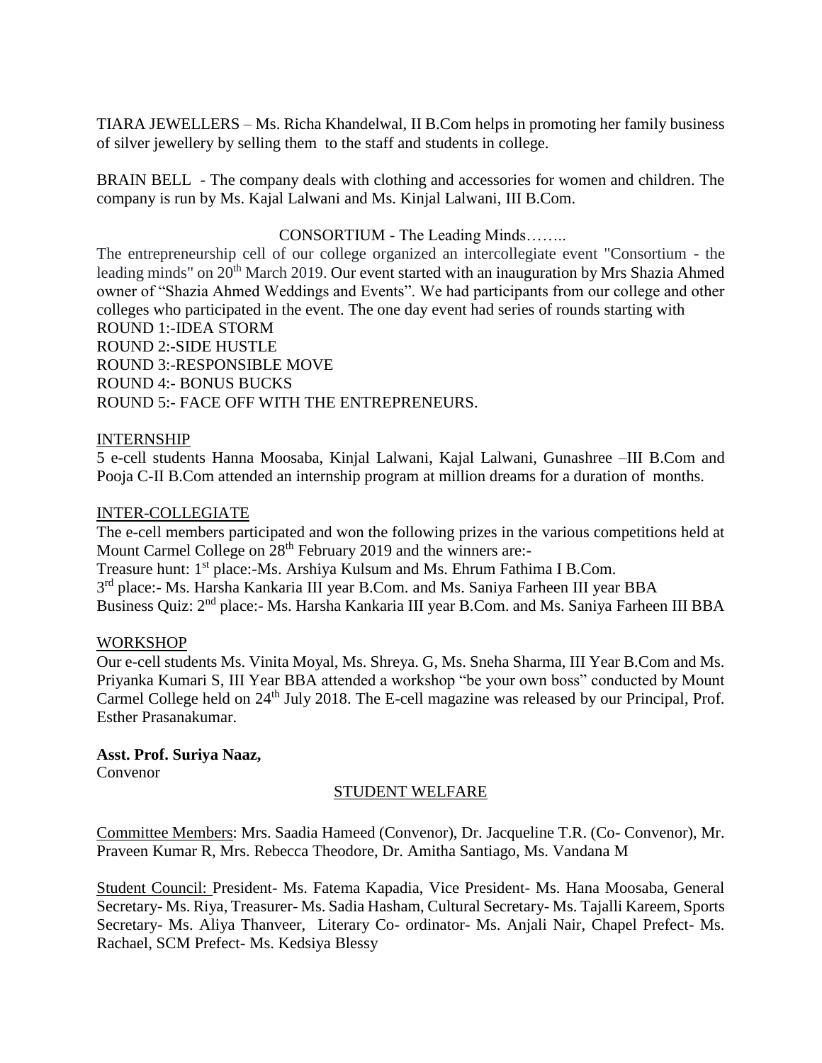TIARA JEWELLERS – Ms. Richa Khandelwal, II B.Com helps in promoting her family business of silver jewellery by selling them to the staff and students in college.

BRAIN BELL - The company deals with clothing and accessories for women and children. The company is run by Ms. Kajal Lalwani and Ms. Kinjal Lalwani, III B.Com.

CONSORTIUM - The Leading Minds……..

The entrepreneurship cell of our college organized an intercollegiate event "Consortium - the leading minds" on 20th March 2019. Our event started with an inauguration by Mrs Shazia Ahmed owner of "Shazia Ahmed Weddings and Events". We had participants from our college and other colleges who participated in the event. The one day event had series of rounds starting with
ROUND 1:-IDEA STORM
ROUND 2:-SIDE HUSTLE
ROUND 3:-RESPONSIBLE MOVE
ROUND 4:- BONUS BUCKS
ROUND 5:- FACE OFF WITH THE ENTREPRENEURS.

INTERNSHIP

5 e-cell students Hanna Moosaba, Kinjal Lalwani, Kajal Lalwani, Gunashree –III B.Com and Pooja C-II B.Com attended an internship program at million dreams for a duration of months.

INTER-COLLEGIATE

The e-cell members participated and won the following prizes in the various competitions held at Mount Carmel College on 28th February 2019 and the winners are:-
Treasure hunt: 1st place:-Ms. Arshiya Kulsum and Ms. Ehrum Fathima I B.Com.
3rd place:- Ms. Harsha Kankaria III year B.Com. and Ms. Saniya Farheen III year BBA
Business Quiz: 2nd place:- Ms. Harsha Kankaria III year B.Com. and Ms. Saniya Farheen III BBA

WORKSHOP

Our e-cell students Ms. Vinita Moyal, Ms. Shreya. G, Ms. Sneha Sharma, III Year B.Com and Ms. Priyanka Kumari S, III Year BBA attended a workshop "be your own boss" conducted by Mount Carmel College held on 24th July 2018. The E-cell magazine was released by our Principal, Prof. Esther Prasanakumar.

**Asst. Prof. Suriya Naaz,**
Convenor

## STUDENT WELFARE

Committee Members: Mrs. Saadia Hameed (Convenor), Dr. Jacqueline T.R. (Co- Convenor), Mr. Praveen Kumar R, Mrs. Rebecca Theodore, Dr. Amitha Santiago, Ms. Vandana M

Student Council: President- Ms. Fatema Kapadia, Vice President- Ms. Hana Moosaba, General Secretary- Ms. Riya, Treasurer- Ms. Sadia Hasham, Cultural Secretary- Ms. Tajalli Kareem, Sports Secretary- Ms. Aliya Thanveer, Literary Co- ordinator- Ms. Anjali Nair, Chapel Prefect- Ms. Rachael, SCM Prefect- Ms. Kedsiya Blessy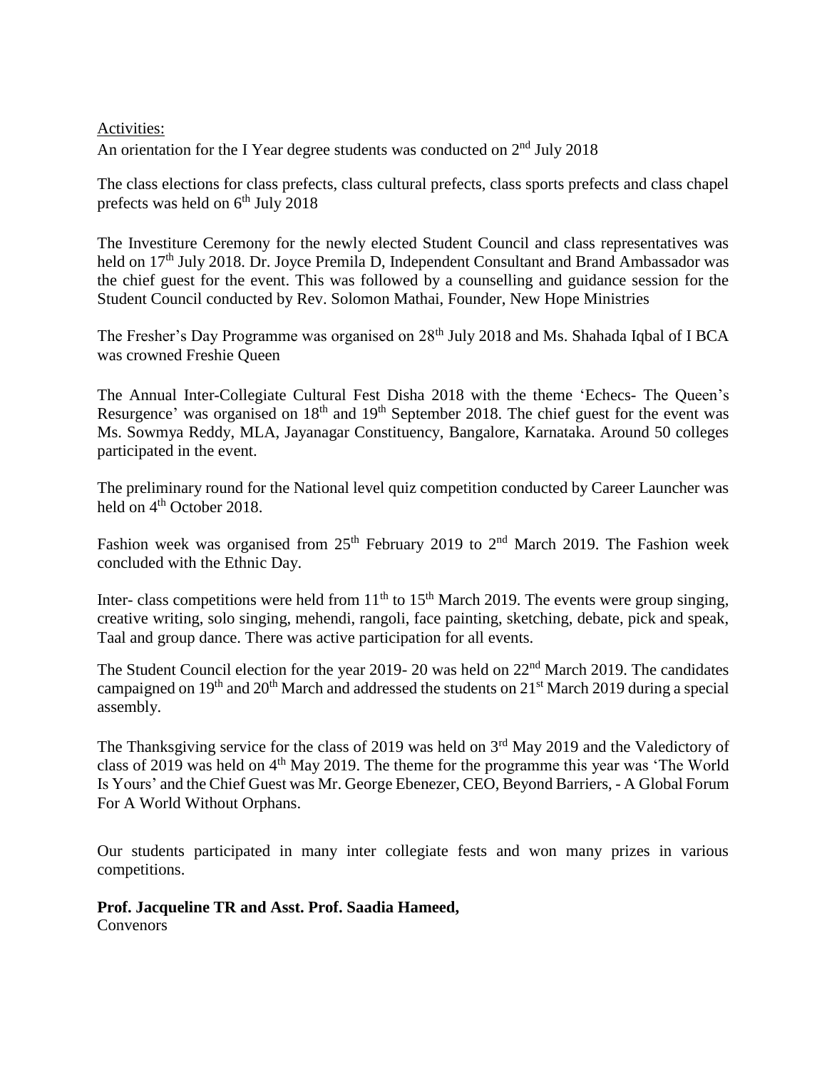Activities:

An orientation for the I Year degree students was conducted on 2nd July 2018

The class elections for class prefects, class cultural prefects, class sports prefects and class chapel prefects was held on 6th July 2018

The Investiture Ceremony for the newly elected Student Council and class representatives was held on 17th July 2018. Dr. Joyce Premila D, Independent Consultant and Brand Ambassador was the chief guest for the event. This was followed by a counselling and guidance session for the Student Council conducted by Rev. Solomon Mathai, Founder, New Hope Ministries

The Fresher's Day Programme was organised on 28th July 2018 and Ms. Shahada Iqbal of I BCA was crowned Freshie Queen

The Annual Inter-Collegiate Cultural Fest Disha 2018 with the theme 'Echecs- The Queen's Resurgence' was organised on 18th and 19th September 2018. The chief guest for the event was Ms. Sowmya Reddy, MLA, Jayanagar Constituency, Bangalore, Karnataka. Around 50 colleges participated in the event.

The preliminary round for the National level quiz competition conducted by Career Launcher was held on 4th October 2018.

Fashion week was organised from 25th February 2019 to 2nd March 2019. The Fashion week concluded with the Ethnic Day.

Inter- class competitions were held from 11th to 15th March 2019. The events were group singing, creative writing, solo singing, mehendi, rangoli, face painting, sketching, debate, pick and speak, Taal and group dance. There was active participation for all events.

The Student Council election for the year 2019- 20 was held on 22nd March 2019. The candidates campaigned on 19th and 20th March and addressed the students on 21st March 2019 during a special assembly.

The Thanksgiving service for the class of 2019 was held on 3rd May 2019 and the Valedictory of class of 2019 was held on 4th May 2019. The theme for the programme this year was 'The World Is Yours' and the Chief Guest was Mr. George Ebenezer, CEO, Beyond Barriers, - A Global Forum For A World Without Orphans.

Our students participated in many inter collegiate fests and won many prizes in various competitions.

**Prof. Jacqueline TR and Asst. Prof. Saadia Hameed,**
Convenors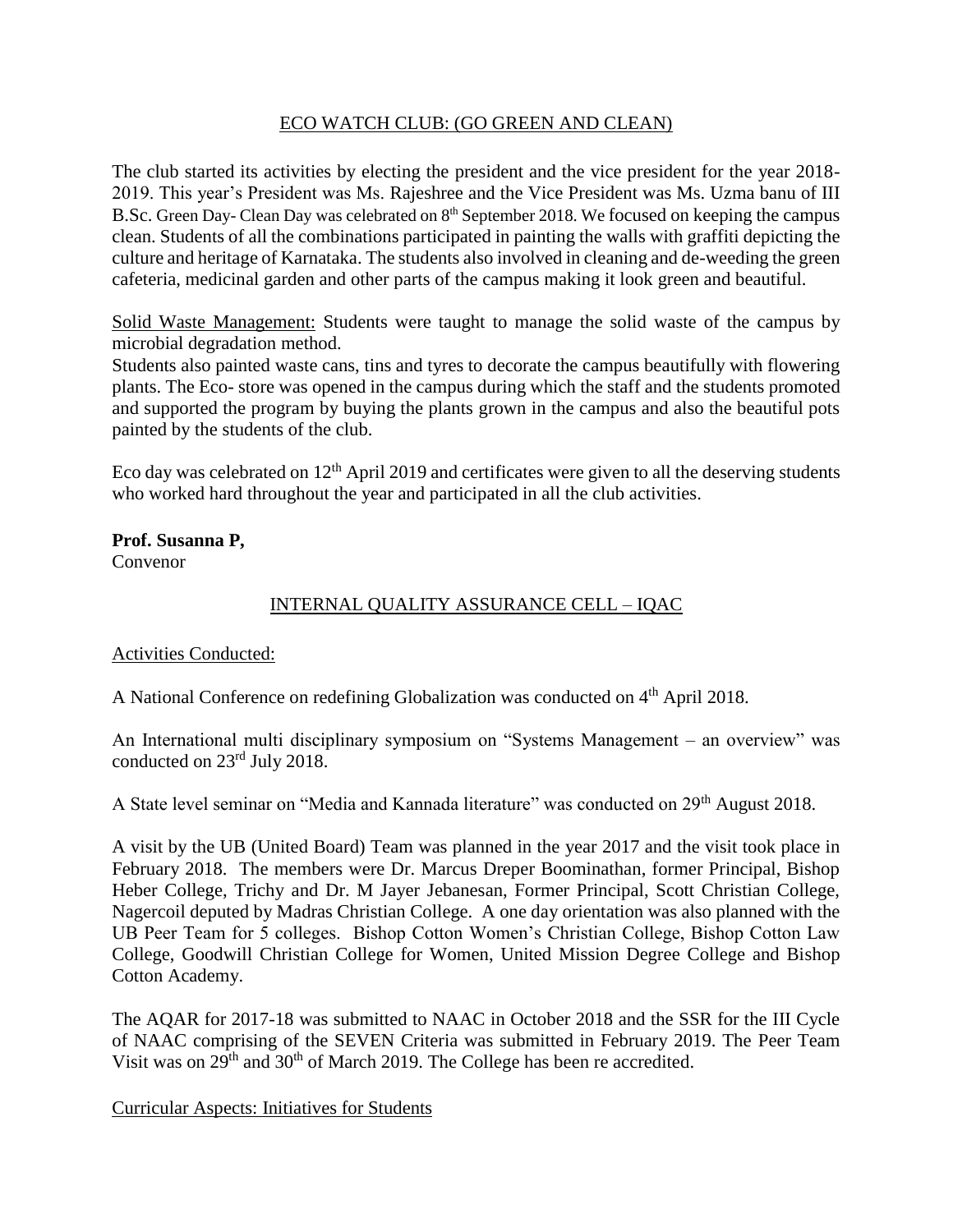## ECO WATCH CLUB: (GO GREEN AND CLEAN)

The club started its activities by electing the president and the vice president for the year 2018-2019. This year's President was Ms. Rajeshree and the Vice President was Ms. Uzma banu of III B.Sc. Green Day- Clean Day was celebrated on 8th September 2018. We focused on keeping the campus clean. Students of all the combinations participated in painting the walls with graffiti depicting the culture and heritage of Karnataka. The students also involved in cleaning and de-weeding the green cafeteria, medicinal garden and other parts of the campus making it look green and beautiful.

Solid Waste Management: Students were taught to manage the solid waste of the campus by microbial degradation method.
Students also painted waste cans, tins and tyres to decorate the campus beautifully with flowering plants. The Eco- store was opened in the campus during which the staff and the students promoted and supported the program by buying the plants grown in the campus and also the beautiful pots painted by the students of the club.

Eco day was celebrated on 12th April 2019 and certificates were given to all the deserving students who worked hard throughout the year and participated in all the club activities.

**Prof. Susanna P,**
Convenor

## INTERNAL QUALITY ASSURANCE CELL – IQAC

Activities Conducted:

A National Conference on redefining Globalization was conducted on 4th April 2018.

An International multi disciplinary symposium on "Systems Management – an overview" was conducted on 23rd July 2018.

A State level seminar on "Media and Kannada literature" was conducted on 29th August 2018.

A visit by the UB (United Board) Team was planned in the year 2017 and the visit took place in February 2018. The members were Dr. Marcus Dreper Boominathan, former Principal, Bishop Heber College, Trichy and Dr. M Jayer Jebanesan, Former Principal, Scott Christian College, Nagercoil deputed by Madras Christian College. A one day orientation was also planned with the UB Peer Team for 5 colleges. Bishop Cotton Women's Christian College, Bishop Cotton Law College, Goodwill Christian College for Women, United Mission Degree College and Bishop Cotton Academy.

The AQAR for 2017-18 was submitted to NAAC in October 2018 and the SSR for the III Cycle of NAAC comprising of the SEVEN Criteria was submitted in February 2019. The Peer Team Visit was on 29th and 30th of March 2019. The College has been re accredited.

Curricular Aspects: Initiatives for Students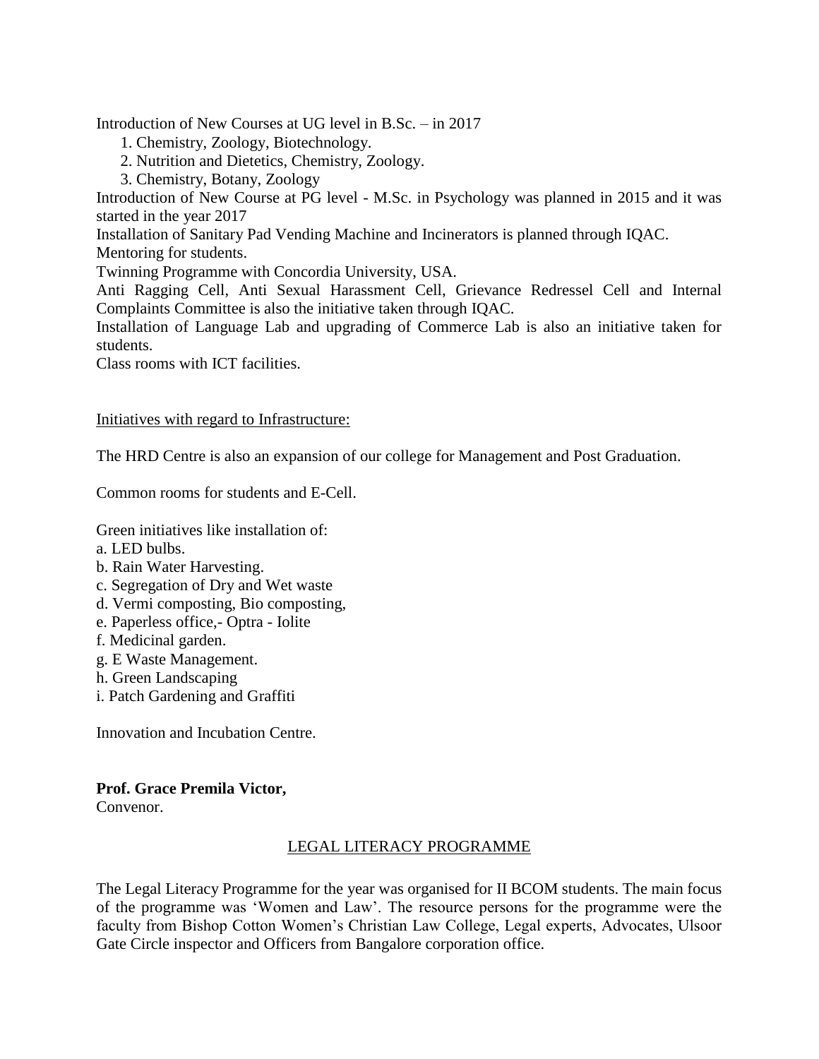Introduction of New Courses at UG level in B.Sc. – in 2017

1. Chemistry, Zoology, Biotechnology.
2. Nutrition and Dietetics, Chemistry, Zoology.
3. Chemistry, Botany, Zoology

Introduction of New Course at PG level - M.Sc. in Psychology was planned in 2015 and it was started in the year 2017

Installation of Sanitary Pad Vending Machine and Incinerators is planned through IQAC.

Mentoring for students.

Twinning Programme with Concordia University, USA.

Anti Ragging Cell, Anti Sexual Harassment Cell, Grievance Redressel Cell and Internal Complaints Committee is also the initiative taken through IQAC.

Installation of Language Lab and upgrading of Commerce Lab is also an initiative taken for students.

Class rooms with ICT facilities.

Initiatives with regard to Infrastructure:

The HRD Centre is also an expansion of our college for Management and Post Graduation.

Common rooms for students and E-Cell.

Green initiatives like installation of:

a. LED bulbs.
b. Rain Water Harvesting.
c. Segregation of Dry and Wet waste
d. Vermi composting, Bio composting,
e. Paperless office,- Optra - Iolite
f. Medicinal garden.
g. E Waste Management.
h. Green Landscaping
i. Patch Gardening and Graffiti

Innovation and Incubation Centre.

**Prof. Grace Premila Victor,**
Convenor.

## LEGAL LITERACY PROGRAMME

The Legal Literacy Programme for the year was organised for II BCOM students. The main focus of the programme was 'Women and Law'. The resource persons for the programme were the faculty from Bishop Cotton Women's Christian Law College, Legal experts, Advocates, Ulsoor Gate Circle inspector and Officers from Bangalore corporation office.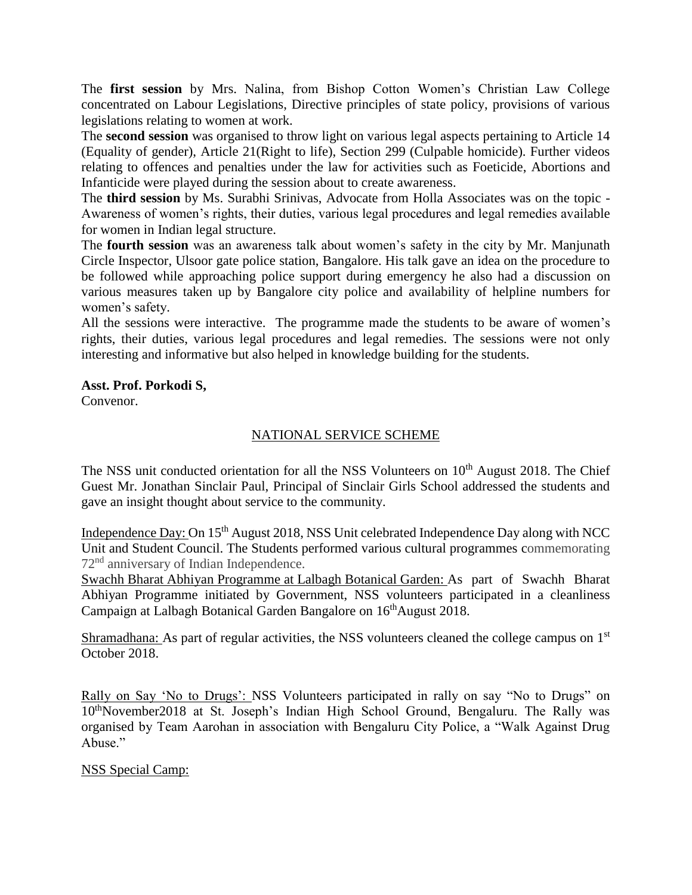The **first session** by Mrs. Nalina, from Bishop Cotton Women's Christian Law College concentrated on Labour Legislations, Directive principles of state policy, provisions of various legislations relating to women at work.

The **second session** was organised to throw light on various legal aspects pertaining to Article 14 (Equality of gender), Article 21(Right to life), Section 299 (Culpable homicide). Further videos relating to offences and penalties under the law for activities such as Foeticide, Abortions and Infanticide were played during the session about to create awareness.

The **third session** by Ms. Surabhi Srinivas, Advocate from Holla Associates was on the topic - Awareness of women's rights, their duties, various legal procedures and legal remedies available for women in Indian legal structure.

The **fourth session** was an awareness talk about women's safety in the city by Mr. Manjunath Circle Inspector, Ulsoor gate police station, Bangalore. His talk gave an idea on the procedure to be followed while approaching police support during emergency he also had a discussion on various measures taken up by Bangalore city police and availability of helpline numbers for women's safety.

All the sessions were interactive. The programme made the students to be aware of women's rights, their duties, various legal procedures and legal remedies. The sessions were not only interesting and informative but also helped in knowledge building for the students.

**Asst. Prof. Porkodi S,**
Convenor.

## NATIONAL SERVICE SCHEME

The NSS unit conducted orientation for all the NSS Volunteers on 10th August 2018. The Chief Guest Mr. Jonathan Sinclair Paul, Principal of Sinclair Girls School addressed the students and gave an insight thought about service to the community.

Independence Day: On 15th August 2018, NSS Unit celebrated Independence Day along with NCC Unit and Student Council. The Students performed various cultural programmes commemorating 72nd anniversary of Indian Independence.

Swachh Bharat Abhiyan Programme at Lalbagh Botanical Garden: As part of Swachh Bharat Abhiyan Programme initiated by Government, NSS volunteers participated in a cleanliness Campaign at Lalbagh Botanical Garden Bangalore on 16thAugust 2018.

Shramadhana: As part of regular activities, the NSS volunteers cleaned the college campus on 1st October 2018.

Rally on Say 'No to Drugs': NSS Volunteers participated in rally on say "No to Drugs" on 10thNovember2018 at St. Joseph's Indian High School Ground, Bengaluru. The Rally was organised by Team Aarohan in association with Bengaluru City Police, a "Walk Against Drug Abuse."

NSS Special Camp: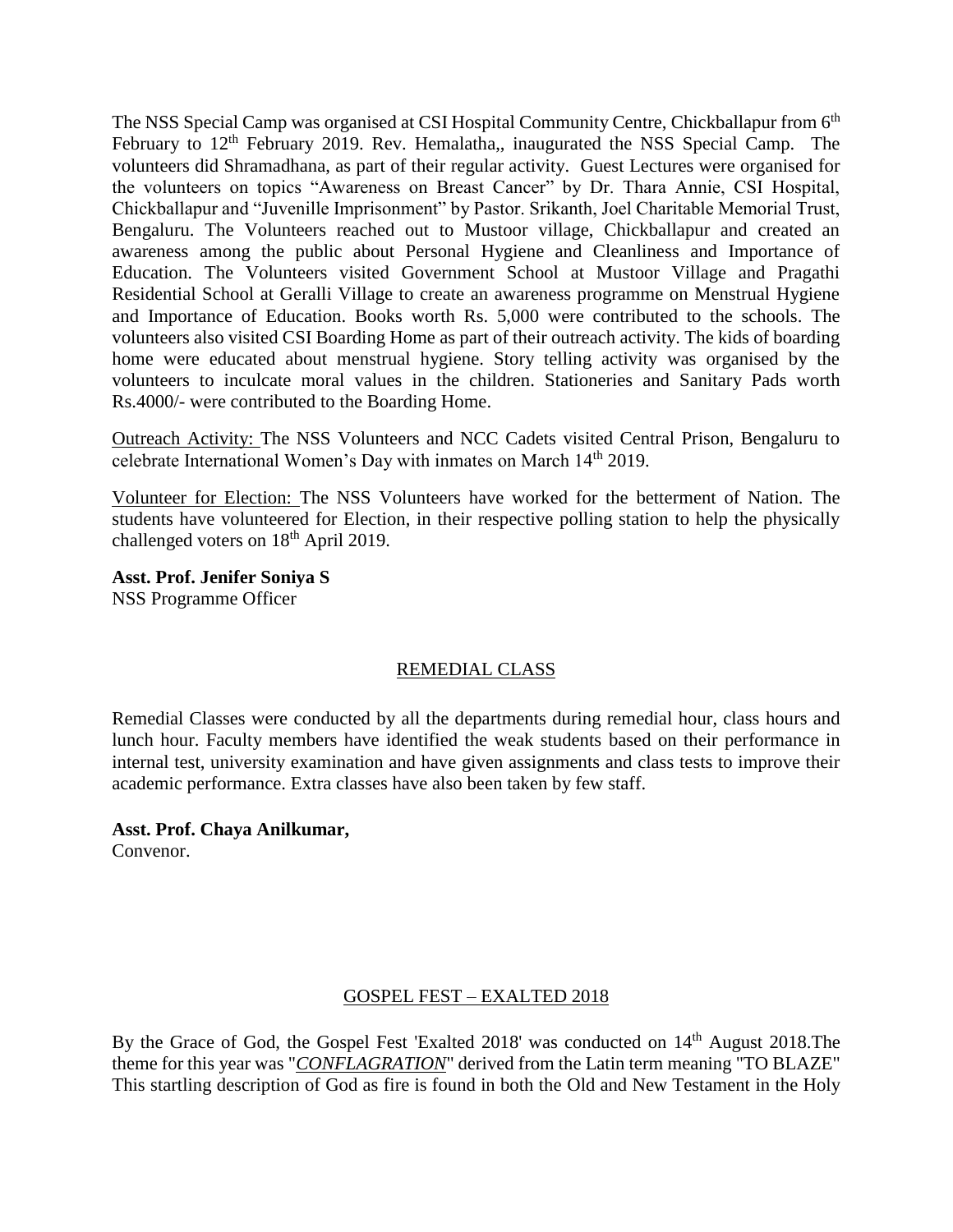The NSS Special Camp was organised at CSI Hospital Community Centre, Chickballapur from 6th February to 12th February 2019. Rev. Hemalatha,, inaugurated the NSS Special Camp. The volunteers did Shramadhana, as part of their regular activity. Guest Lectures were organised for the volunteers on topics "Awareness on Breast Cancer" by Dr. Thara Annie, CSI Hospital, Chickballapur and "Juvenille Imprisonment" by Pastor. Srikanth, Joel Charitable Memorial Trust, Bengaluru. The Volunteers reached out to Mustoor village, Chickballapur and created an awareness among the public about Personal Hygiene and Cleanliness and Importance of Education. The Volunteers visited Government School at Mustoor Village and Pragathi Residential School at Geralli Village to create an awareness programme on Menstrual Hygiene and Importance of Education. Books worth Rs. 5,000 were contributed to the schools. The volunteers also visited CSI Boarding Home as part of their outreach activity. The kids of boarding home were educated about menstrual hygiene. Story telling activity was organised by the volunteers to inculcate moral values in the children. Stationeries and Sanitary Pads worth Rs.4000/- were contributed to the Boarding Home.

Outreach Activity: The NSS Volunteers and NCC Cadets visited Central Prison, Bengaluru to celebrate International Women's Day with inmates on March 14th 2019.

Volunteer for Election: The NSS Volunteers have worked for the betterment of Nation. The students have volunteered for Election, in their respective polling station to help the physically challenged voters on 18th April 2019.

**Asst. Prof. Jenifer Soniya S**
NSS Programme Officer

## REMEDIAL CLASS

Remedial Classes were conducted by all the departments during remedial hour, class hours and lunch hour. Faculty members have identified the weak students based on their performance in internal test, university examination and have given assignments and class tests to improve their academic performance. Extra classes have also been taken by few staff.

**Asst. Prof. Chaya Anilkumar,**
Convenor.

## GOSPEL FEST – EXALTED 2018

By the Grace of God, the Gospel Fest 'Exalted 2018' was conducted on 14th August 2018.The theme for this year was "***CONFLAGRATION***" derived from the Latin term meaning "TO BLAZE" This startling description of God as fire is found in both the Old and New Testament in the Holy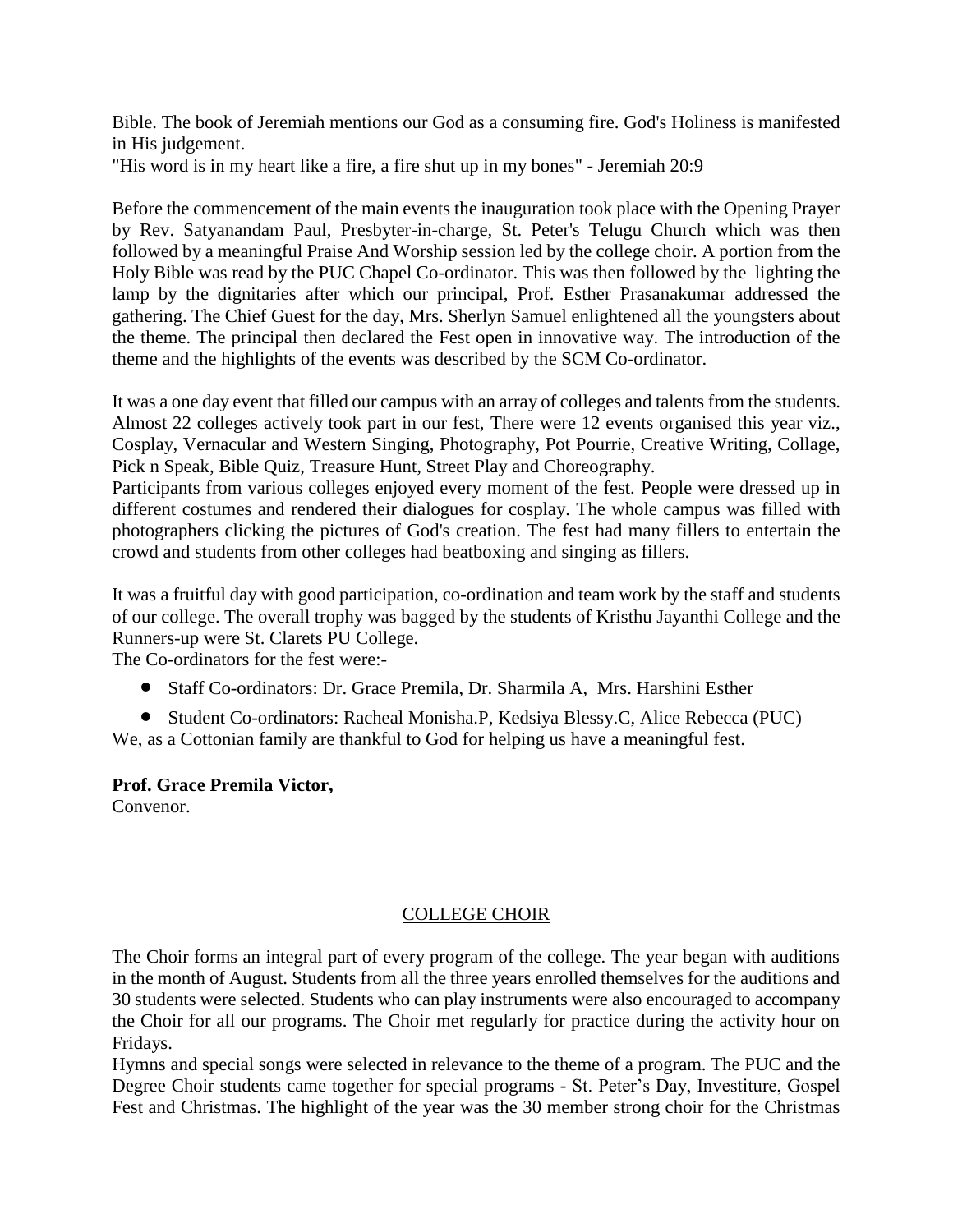Bible. The book of Jeremiah mentions our God as a consuming fire. God's Holiness is manifested in His judgement.

"His word is in my heart like a fire, a fire shut up in my bones" - Jeremiah 20:9

Before the commencement of the main events the inauguration took place with the Opening Prayer by Rev. Satyanandam Paul, Presbyter-in-charge, St. Peter's Telugu Church which was then followed by a meaningful Praise And Worship session led by the college choir. A portion from the Holy Bible was read by the PUC Chapel Co-ordinator. This was then followed by the lighting the lamp by the dignitaries after which our principal, Prof. Esther Prasanakumar addressed the gathering. The Chief Guest for the day, Mrs. Sherlyn Samuel enlightened all the youngsters about the theme. The principal then declared the Fest open in innovative way. The introduction of the theme and the highlights of the events was described by the SCM Co-ordinator.

It was a one day event that filled our campus with an array of colleges and talents from the students. Almost 22 colleges actively took part in our fest, There were 12 events organised this year viz., Cosplay, Vernacular and Western Singing, Photography, Pot Pourrie, Creative Writing, Collage, Pick n Speak, Bible Quiz, Treasure Hunt, Street Play and Choreography.

Participants from various colleges enjoyed every moment of the fest. People were dressed up in different costumes and rendered their dialogues for cosplay. The whole campus was filled with photographers clicking the pictures of God's creation. The fest had many fillers to entertain the crowd and students from other colleges had beatboxing and singing as fillers.

It was a fruitful day with good participation, co-ordination and team work by the staff and students of our college. The overall trophy was bagged by the students of Kristhu Jayanthi College and the Runners-up were St. Clarets PU College.

The Co-ordinators for the fest were:-

- Staff Co-ordinators: Dr. Grace Premila, Dr. Sharmila A, Mrs. Harshini Esther
- Student Co-ordinators: Racheal Monisha.P, Kedsiya Blessy.C, Alice Rebecca (PUC)

We, as a Cottonian family are thankful to God for helping us have a meaningful fest.

**Prof. Grace Premila Victor,**
Convenor.

## COLLEGE CHOIR

The Choir forms an integral part of every program of the college. The year began with auditions in the month of August. Students from all the three years enrolled themselves for the auditions and 30 students were selected. Students who can play instruments were also encouraged to accompany the Choir for all our programs. The Choir met regularly for practice during the activity hour on Fridays.

Hymns and special songs were selected in relevance to the theme of a program. The PUC and the Degree Choir students came together for special programs - St. Peter's Day, Investiture, Gospel Fest and Christmas. The highlight of the year was the 30 member strong choir for the Christmas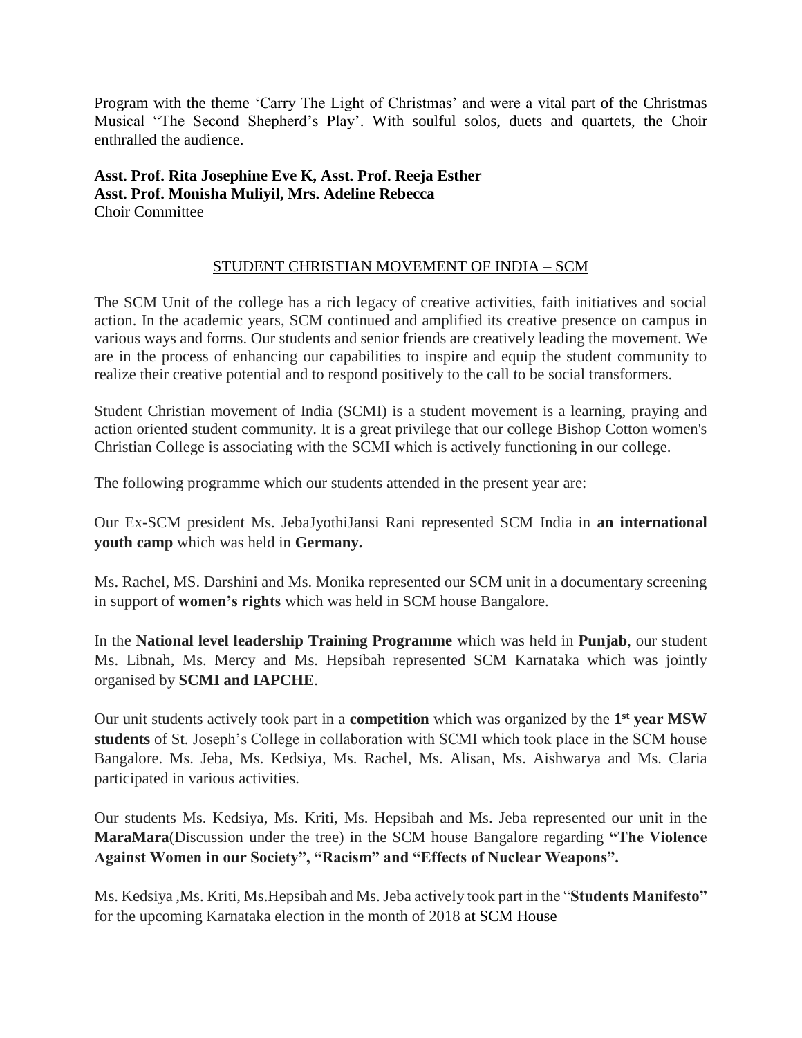Program with the theme 'Carry The Light of Christmas' and were a vital part of the Christmas Musical "The Second Shepherd's Play'. With soulful solos, duets and quartets, the Choir enthralled the audience.

**Asst. Prof. Rita Josephine Eve K, Asst. Prof. Reeja Esther**
**Asst. Prof. Monisha Muliyil, Mrs. Adeline Rebecca**
Choir Committee

## STUDENT CHRISTIAN MOVEMENT OF INDIA – SCM

The SCM Unit of the college has a rich legacy of creative activities, faith initiatives and social action. In the academic years, SCM continued and amplified its creative presence on campus in various ways and forms. Our students and senior friends are creatively leading the movement. We are in the process of enhancing our capabilities to inspire and equip the student community to realize their creative potential and to respond positively to the call to be social transformers.

Student Christian movement of India (SCMI) is a student movement is a learning, praying and action oriented student community. It is a great privilege that our college Bishop Cotton women's Christian College is associating with the SCMI which is actively functioning in our college.

The following programme which our students attended in the present year are:

Our Ex-SCM president Ms. JebaJyothiJansi Rani represented SCM India in **an international youth camp** which was held in **Germany.**

Ms. Rachel, MS. Darshini and Ms. Monika represented our SCM unit in a documentary screening in support of **women's rights** which was held in SCM house Bangalore.

In the **National level leadership Training Programme** which was held in **Punjab**, our student Ms. Libnah, Ms. Mercy and Ms. Hepsibah represented SCM Karnataka which was jointly organised by **SCMI and IAPCHE**.

Our unit students actively took part in a **competition** which was organized by the **1st year MSW students** of St. Joseph's College in collaboration with SCMI which took place in the SCM house Bangalore. Ms. Jeba, Ms. Kedsiya, Ms. Rachel, Ms. Alisan, Ms. Aishwarya and Ms. Claria participated in various activities.

Our students Ms. Kedsiya, Ms. Kriti, Ms. Hepsibah and Ms. Jeba represented our unit in the **MaraMara**(Discussion under the tree) in the SCM house Bangalore regarding **"The Violence Against Women in our Society", "Racism" and "Effects of Nuclear Weapons".**

Ms. Kedsiya ,Ms. Kriti, Ms.Hepsibah and Ms. Jeba actively took part in the "**Students Manifesto"** for the upcoming Karnataka election in the month of 2018 at SCM House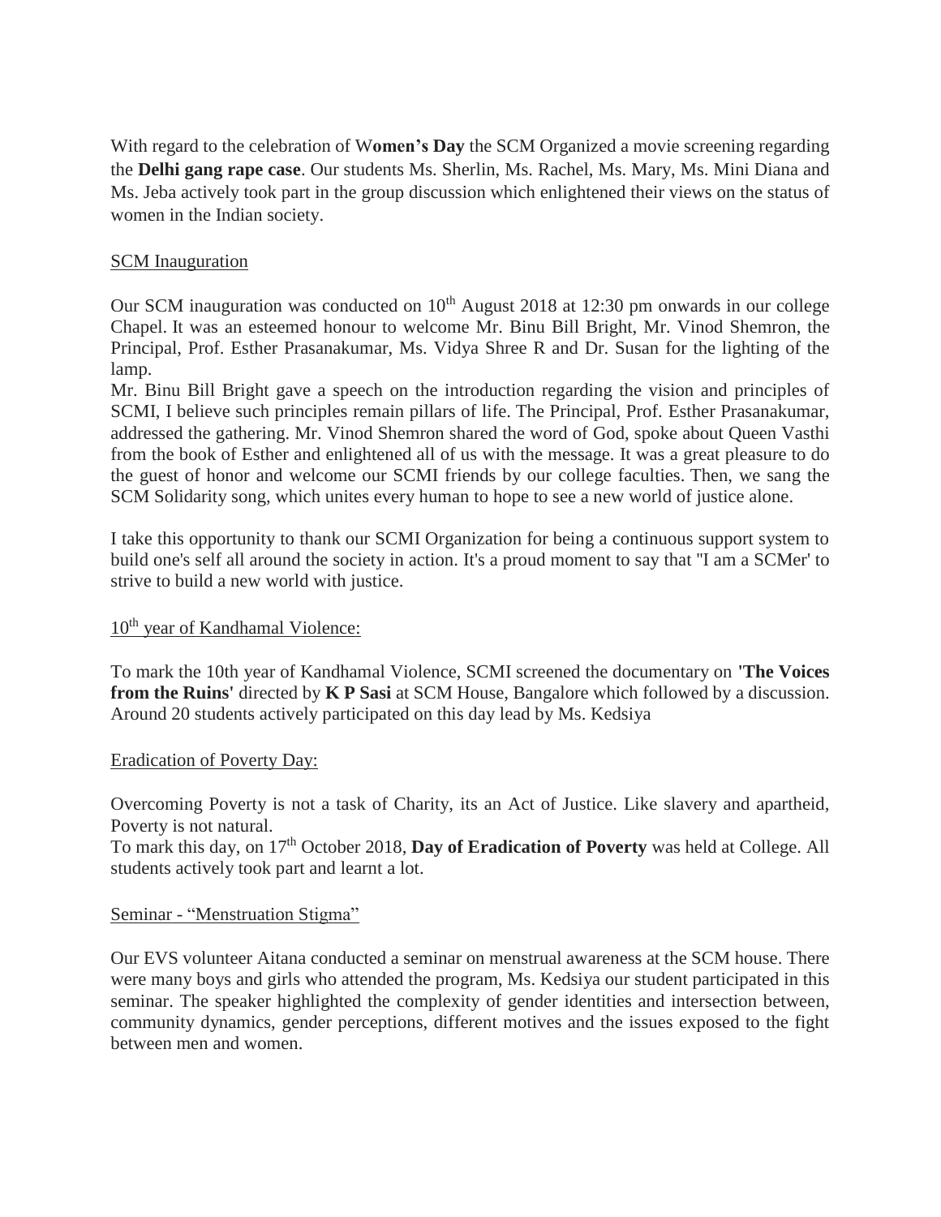With regard to the celebration of W**omen's Day** the SCM Organized a movie screening regarding the **Delhi gang rape case**. Our students Ms. Sherlin, Ms. Rachel, Ms. Mary, Ms. Mini Diana and Ms. Jeba actively took part in the group discussion which enlightened their views on the status of women in the Indian society.

<u>SCM Inauguration</u>

Our SCM inauguration was conducted on 10th August 2018 at 12:30 pm onwards in our college Chapel. It was an esteemed honour to welcome Mr. Binu Bill Bright, Mr. Vinod Shemron, the Principal, Prof. Esther Prasanakumar, Ms. Vidya Shree R and Dr. Susan for the lighting of the lamp.

Mr. Binu Bill Bright gave a speech on the introduction regarding the vision and principles of SCMI, I believe such principles remain pillars of life. The Principal, Prof. Esther Prasanakumar, addressed the gathering. Mr. Vinod Shemron shared the word of God, spoke about Queen Vasthi from the book of Esther and enlightened all of us with the message. It was a great pleasure to do the guest of honor and welcome our SCMI friends by our college faculties. Then, we sang the SCM Solidarity song, which unites every human to hope to see a new world of justice alone.

I take this opportunity to thank our SCMI Organization for being a continuous support system to build one's self all around the society in action. It's a proud moment to say that "I am a SCMer' to strive to build a new world with justice.

<u>10th year of Kandhamal Violence:</u>

To mark the 10th year of Kandhamal Violence, SCMI screened the documentary on **'The Voices from the Ruins'** directed by **K P Sasi** at SCM House, Bangalore which followed by a discussion. Around 20 students actively participated on this day lead by Ms. Kedsiya

<u>Eradication of Poverty Day:</u>

Overcoming Poverty is not a task of Charity, its an Act of Justice. Like slavery and apartheid, Poverty is not natural.

To mark this day, on 17th October 2018, **Day of Eradication of Poverty** was held at College. All students actively took part and learnt a lot.

<u>Seminar - "Menstruation Stigma"</u>

Our EVS volunteer Aitana conducted a seminar on menstrual awareness at the SCM house. There were many boys and girls who attended the program, Ms. Kedsiya our student participated in this seminar. The speaker highlighted the complexity of gender identities and intersection between, community dynamics, gender perceptions, different motives and the issues exposed to the fight between men and women.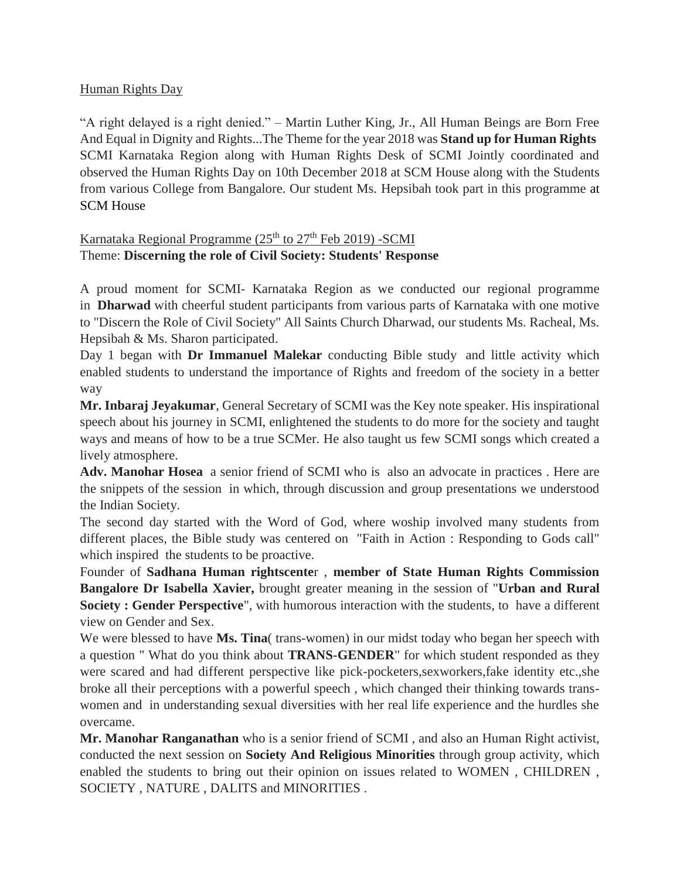Human Rights Day

"A right delayed is a right denied." – Martin Luther King, Jr., All Human Beings are Born Free And Equal in Dignity and Rights...The Theme for the year 2018 was **Stand up for Human Rights** SCMI Karnataka Region along with Human Rights Desk of SCMI Jointly coordinated and observed the Human Rights Day on 10th December 2018 at SCM House along with the Students from various College from Bangalore. Our student Ms. Hepsibah took part in this programme at SCM House

Karnataka Regional Programme (25th to 27th Feb 2019) -SCMI
Theme: **Discerning the role of Civil Society: Students' Response**

A proud moment for SCMI- Karnataka Region as we conducted our regional programme in **Dharwad** with cheerful student participants from various parts of Karnataka with one motive to "Discern the Role of Civil Society" All Saints Church Dharwad, our students Ms. Racheal, Ms. Hepsibah & Ms. Sharon participated.

Day 1 began with **Dr Immanuel Malekar** conducting Bible study and little activity which enabled students to understand the importance of Rights and freedom of the society in a better way

**Mr. Inbaraj Jeyakumar**, General Secretary of SCMI was the Key note speaker. His inspirational speech about his journey in SCMI, enlightened the students to do more for the society and taught ways and means of how to be a true SCMer. He also taught us few SCMI songs which created a lively atmosphere.

**Adv. Manohar Hosea** a senior friend of SCMI who is also an advocate in practices . Here are the snippets of the session in which, through discussion and group presentations we understood the Indian Society.

The second day started with the Word of God, where woship involved many students from different places, the Bible study was centered on "Faith in Action : Responding to Gods call" which inspired the students to be proactive.

Founder of **Sadhana Human rightscente**r , **member of State Human Rights Commission Bangalore Dr Isabella Xavier,** brought greater meaning in the session of "**Urban and Rural Society : Gender Perspective**", with humorous interaction with the students, to have a different view on Gender and Sex.

We were blessed to have **Ms. Tina**( trans-women) in our midst today who began her speech with a question " What do you think about **TRANS-GENDER**" for which student responded as they were scared and had different perspective like pick-pocketers,sexworkers,fake identity etc.,she broke all their perceptions with a powerful speech , which changed their thinking towards trans-women and in understanding sexual diversities with her real life experience and the hurdles she overcame.

**Mr. Manohar Ranganathan** who is a senior friend of SCMI , and also an Human Right activist, conducted the next session on **Society And Religious Minorities** through group activity, which enabled the students to bring out their opinion on issues related to WOMEN , CHILDREN , SOCIETY , NATURE , DALITS and MINORITIES .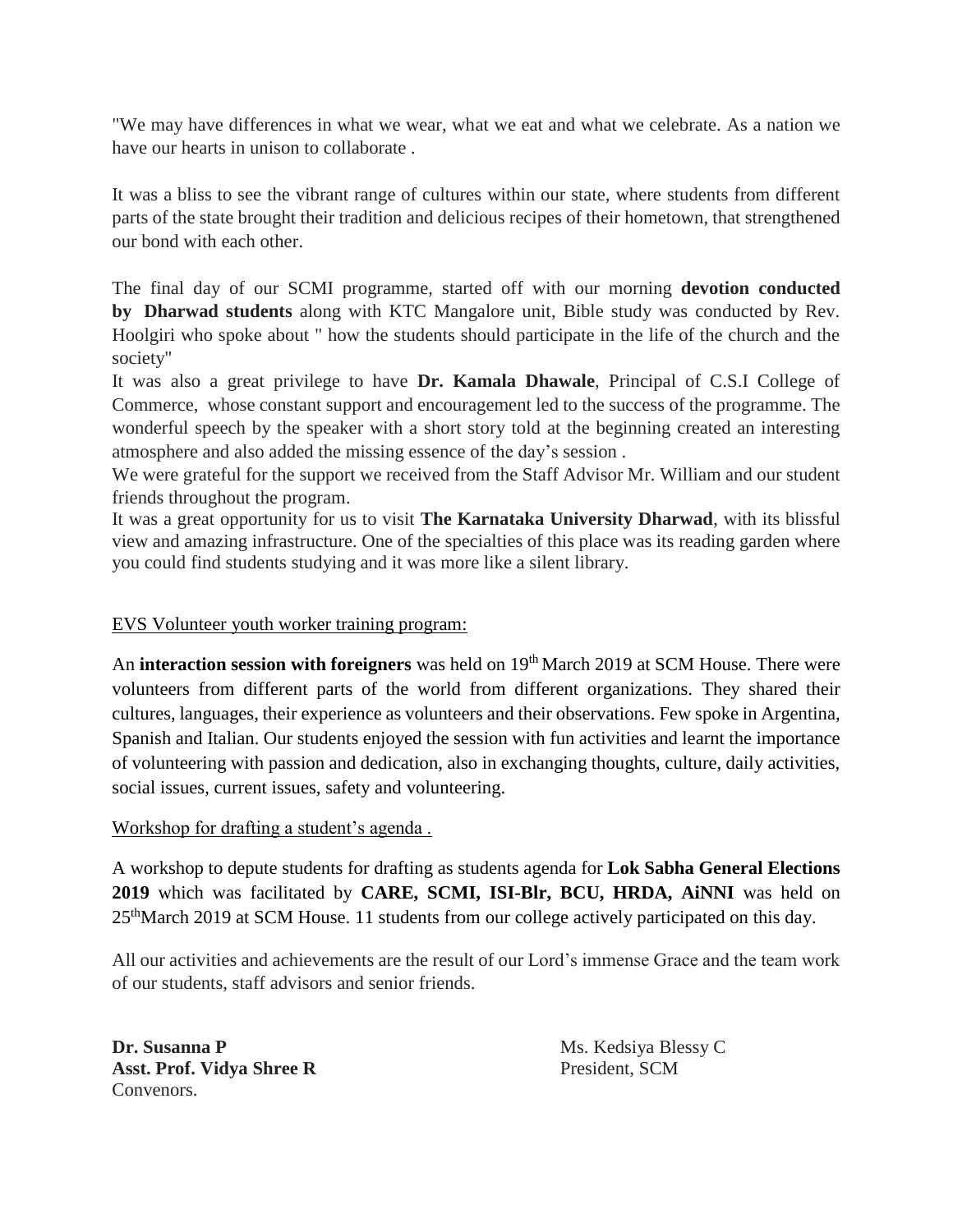"We may have differences in what we wear, what we eat and what we celebrate. As a nation we have our hearts in unison to collaborate .

It was a bliss to see the vibrant range of cultures within our state, where students from different parts of the state brought their tradition and delicious recipes of their hometown, that strengthened our bond with each other.

The final day of our SCMI programme, started off with our morning **devotion conducted by Dharwad students** along with KTC Mangalore unit, Bible study was conducted by Rev. Hoolgiri who spoke about " how the students should participate in the life of the church and the society"

It was also a great privilege to have **Dr. Kamala Dhawale**, Principal of C.S.I College of Commerce, whose constant support and encouragement led to the success of the programme. The wonderful speech by the speaker with a short story told at the beginning created an interesting atmosphere and also added the missing essence of the day's session .

We were grateful for the support we received from the Staff Advisor Mr. William and our student friends throughout the program.

It was a great opportunity for us to visit **The Karnataka University Dharwad**, with its blissful view and amazing infrastructure. One of the specialties of this place was its reading garden where you could find students studying and it was more like a silent library.

EVS Volunteer youth worker training program:

An **interaction session with foreigners** was held on 19th March 2019 at SCM House. There were volunteers from different parts of the world from different organizations. They shared their cultures, languages, their experience as volunteers and their observations. Few spoke in Argentina, Spanish and Italian. Our students enjoyed the session with fun activities and learnt the importance of volunteering with passion and dedication, also in exchanging thoughts, culture, daily activities, social issues, current issues, safety and volunteering.

Workshop for drafting a student's agenda .

A workshop to depute students for drafting as students agenda for **Lok Sabha General Elections 2019** which was facilitated by **CARE, SCMI, ISI-Blr, BCU, HRDA, AiNNI** was held on 25thMarch 2019 at SCM House. 11 students from our college actively participated on this day.

All our activities and achievements are the result of our Lord's immense Grace and the team work of our students, staff advisors and senior friends.

**Dr. Susanna P**
**Asst. Prof. Vidya Shree R**
Convenors.

Ms. Kedsiya Blessy C
President, SCM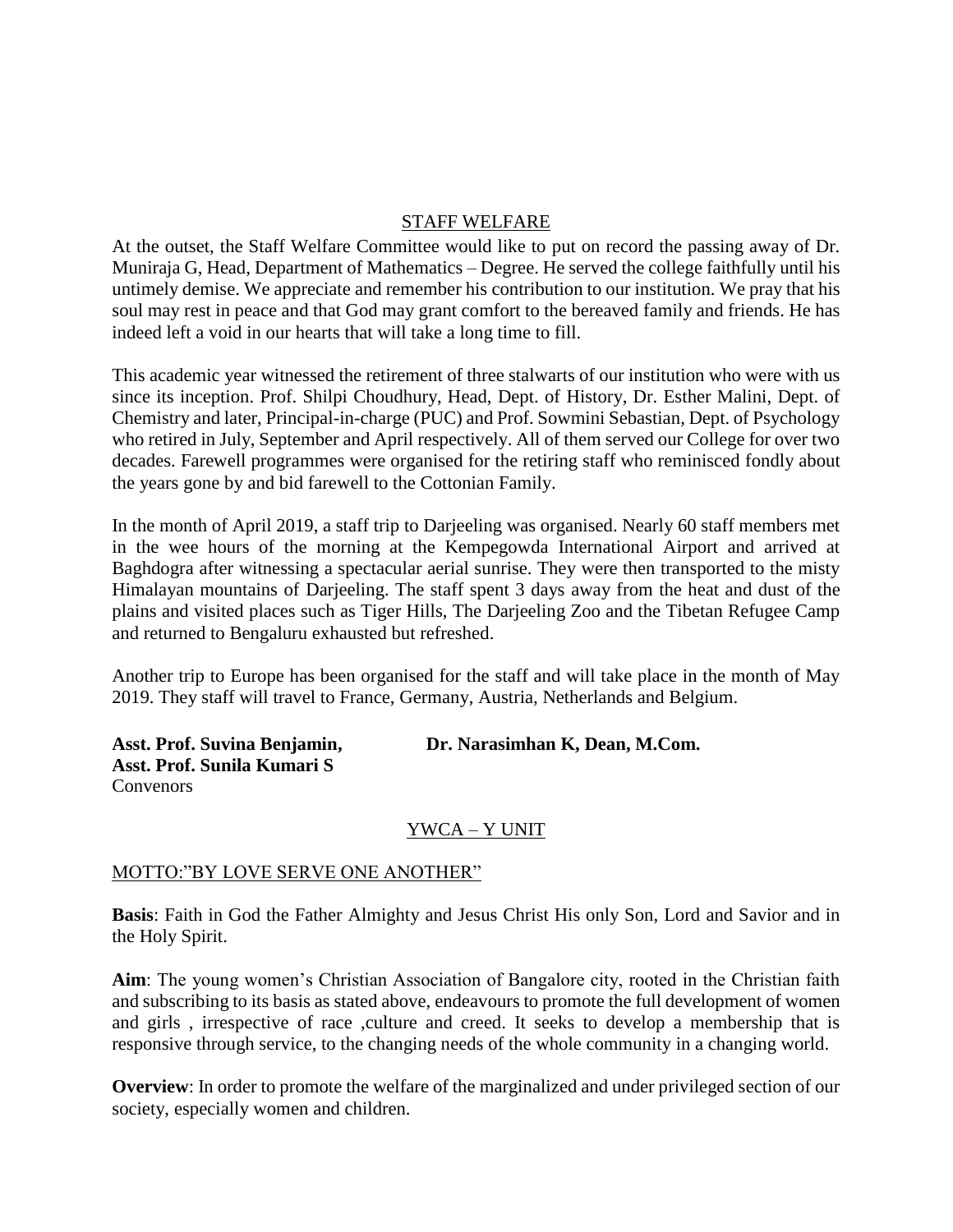## STAFF WELFARE

At the outset, the Staff Welfare Committee would like to put on record the passing away of Dr. Muniraja G, Head, Department of Mathematics – Degree. He served the college faithfully until his untimely demise. We appreciate and remember his contribution to our institution. We pray that his soul may rest in peace and that God may grant comfort to the bereaved family and friends. He has indeed left a void in our hearts that will take a long time to fill.

This academic year witnessed the retirement of three stalwarts of our institution who were with us since its inception. Prof. Shilpi Choudhury, Head, Dept. of History, Dr. Esther Malini, Dept. of Chemistry and later, Principal-in-charge (PUC) and Prof. Sowmini Sebastian, Dept. of Psychology who retired in July, September and April respectively. All of them served our College for over two decades. Farewell programmes were organised for the retiring staff who reminisced fondly about the years gone by and bid farewell to the Cottonian Family.

In the month of April 2019, a staff trip to Darjeeling was organised. Nearly 60 staff members met in the wee hours of the morning at the Kempegowda International Airport and arrived at Baghdogra after witnessing a spectacular aerial sunrise. They were then transported to the misty Himalayan mountains of Darjeeling. The staff spent 3 days away from the heat and dust of the plains and visited places such as Tiger Hills, The Darjeeling Zoo and the Tibetan Refugee Camp and returned to Bengaluru exhausted but refreshed.

Another trip to Europe has been organised for the staff and will take place in the month of May 2019. They staff will travel to France, Germany, Austria, Netherlands and Belgium.

**Asst. Prof. Suvina Benjamin,**
**Asst. Prof. Sunila Kumari S**
Convenors

**Dr. Narasimhan K, Dean, M.Com.**

## YWCA – Y UNIT

MOTTO:"BY LOVE SERVE ONE ANOTHER"

**Basis**: Faith in God the Father Almighty and Jesus Christ His only Son, Lord and Savior and in the Holy Spirit.

**Aim**: The young women's Christian Association of Bangalore city, rooted in the Christian faith and subscribing to its basis as stated above, endeavours to promote the full development of women and girls , irrespective of race ,culture and creed. It seeks to develop a membership that is responsive through service, to the changing needs of the whole community in a changing world.

**Overview**: In order to promote the welfare of the marginalized and under privileged section of our society, especially women and children.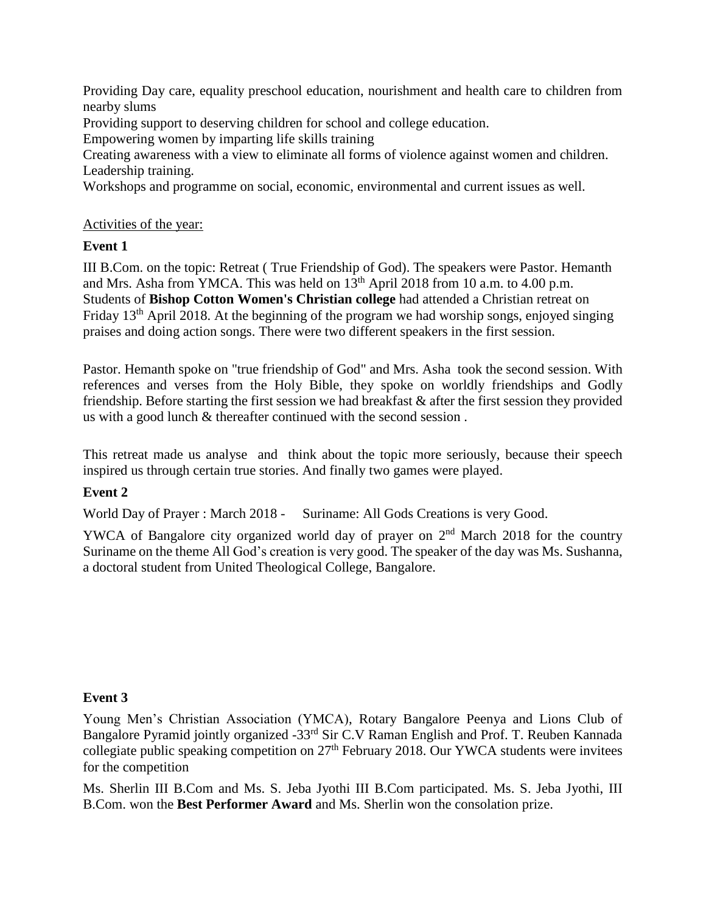Providing Day care, equality preschool education, nourishment and health care to children from nearby slums

Providing support to deserving children for school and college education.

Empowering women by imparting life skills training

Creating awareness with a view to eliminate all forms of violence against women and children.

Leadership training.

Workshops and programme on social, economic, environmental and current issues as well.

<u>Activities of the year:</u>

**Event 1**

III B.Com. on the topic: Retreat ( True Friendship of God). The speakers were Pastor. Hemanth and Mrs. Asha from YMCA. This was held on 13th April 2018 from 10 a.m. to 4.00 p.m. Students of **Bishop Cotton Women's Christian college** had attended a Christian retreat on Friday 13th April 2018. At the beginning of the program we had worship songs, enjoyed singing praises and doing action songs. There were two different speakers in the first session.

Pastor. Hemanth spoke on "true friendship of God" and Mrs. Asha took the second session. With references and verses from the Holy Bible, they spoke on worldly friendships and Godly friendship. Before starting the first session we had breakfast & after the first session they provided us with a good lunch & thereafter continued with the second session .

This retreat made us analyse and think about the topic more seriously, because their speech inspired us through certain true stories. And finally two games were played.

**Event 2**

World Day of Prayer : March 2018 - Suriname: All Gods Creations is very Good.

YWCA of Bangalore city organized world day of prayer on 2nd March 2018 for the country Suriname on the theme All God's creation is very good. The speaker of the day was Ms. Sushanna, a doctoral student from United Theological College, Bangalore.

**Event 3**

Young Men's Christian Association (YMCA), Rotary Bangalore Peenya and Lions Club of Bangalore Pyramid jointly organized -33rd Sir C.V Raman English and Prof. T. Reuben Kannada collegiate public speaking competition on 27th February 2018. Our YWCA students were invitees for the competition

Ms. Sherlin III B.Com and Ms. S. Jeba Jyothi III B.Com participated. Ms. S. Jeba Jyothi, III B.Com. won the **Best Performer Award** and Ms. Sherlin won the consolation prize.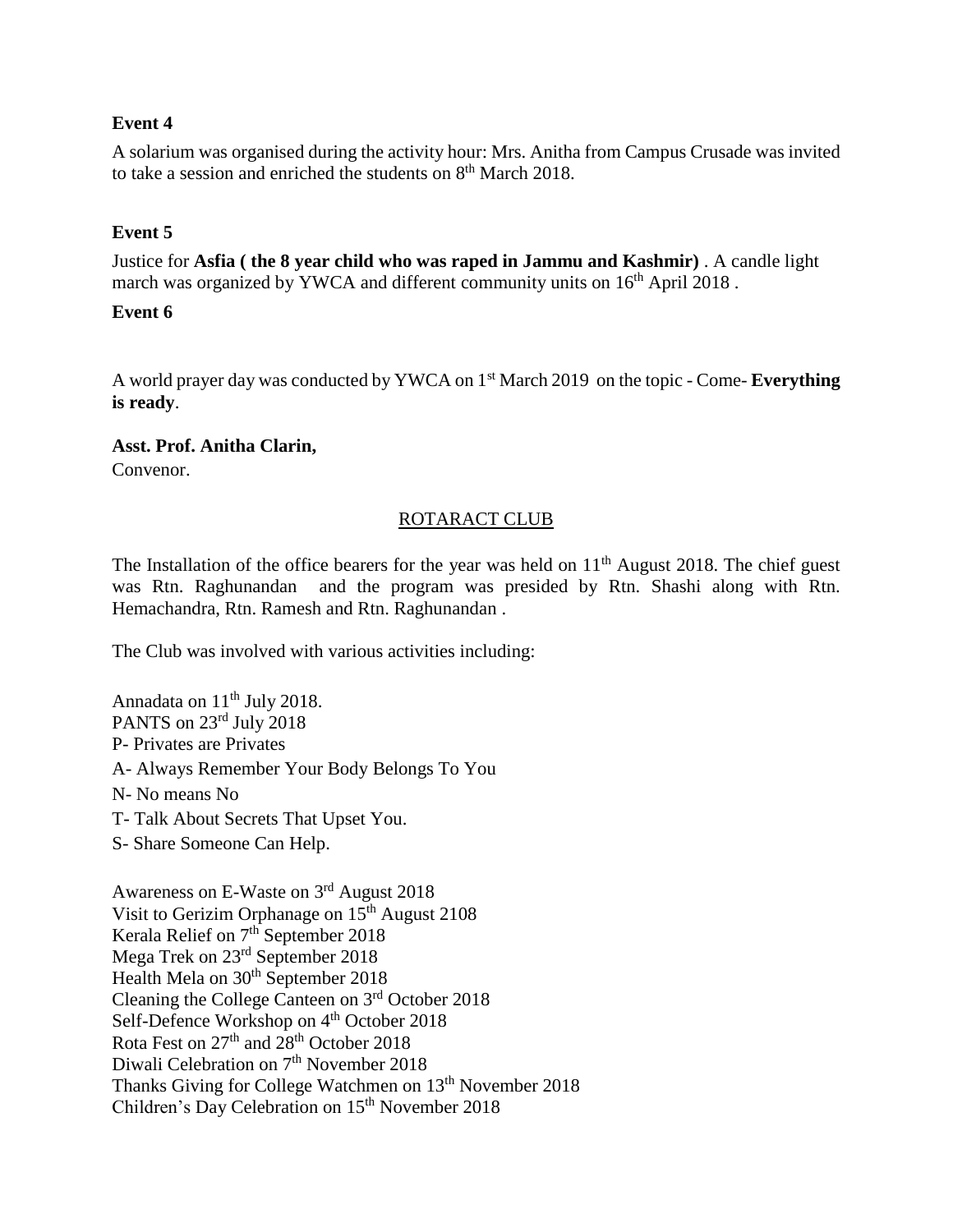**Event 4**

A solarium was organised during the activity hour: Mrs. Anitha from Campus Crusade was invited to take a session and enriched the students on 8th March 2018.

**Event 5**

Justice for **Asfia ( the 8 year child who was raped in Jammu and Kashmir)** . A candle light march was organized by YWCA and different community units on 16th April 2018 .

**Event 6**

A world prayer day was conducted by YWCA on 1st March 2019 on the topic - Come- **Everything is ready**.

**Asst. Prof. Anitha Clarin,**
Convenor.

## ROTARACT CLUB

The Installation of the office bearers for the year was held on 11th August 2018. The chief guest was Rtn. Raghunandan and the program was presided by Rtn. Shashi along with Rtn. Hemachandra, Rtn. Ramesh and Rtn. Raghunandan .

The Club was involved with various activities including:

Annadata on 11th July 2018.
PANTS on 23rd July 2018
P- Privates are Privates
A- Always Remember Your Body Belongs To You
N- No means No
T- Talk About Secrets That Upset You.
S- Share Someone Can Help.

Awareness on E-Waste on 3rd August 2018
Visit to Gerizim Orphanage on 15th August 2108
Kerala Relief on 7th September 2018
Mega Trek on 23rd September 2018
Health Mela on 30th September 2018
Cleaning the College Canteen on 3rd October 2018
Self-Defence Workshop on 4th October 2018
Rota Fest on 27th and 28th October 2018
Diwali Celebration on 7th November 2018
Thanks Giving for College Watchmen on 13th November 2018
Children's Day Celebration on 15th November 2018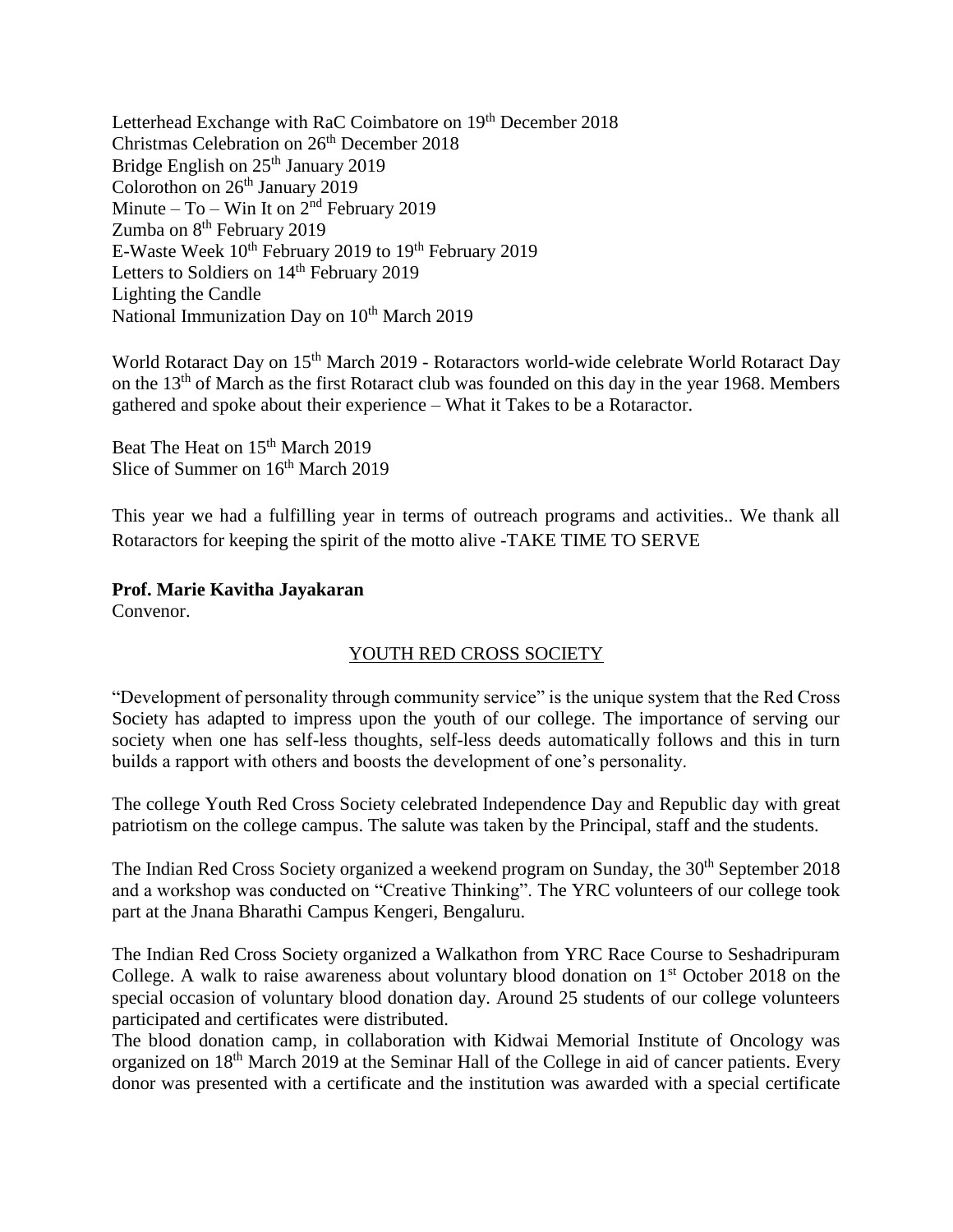Letterhead Exchange with RaC Coimbatore on 19th December 2018
Christmas Celebration on 26th December 2018
Bridge English on 25th January 2019
Colorothon on 26th January 2019
Minute – To – Win It on 2nd February 2019
Zumba on 8th February 2019
E-Waste Week 10th February 2019 to 19th February 2019
Letters to Soldiers on 14th February 2019
Lighting the Candle
National Immunization Day on 10th March 2019

World Rotaract Day on 15th March 2019 - Rotaractors world-wide celebrate World Rotaract Day on the 13th of March as the first Rotaract club was founded on this day in the year 1968. Members gathered and spoke about their experience – What it Takes to be a Rotaractor.

Beat The Heat on 15th March 2019
Slice of Summer on 16th March 2019

This year we had a fulfilling year in terms of outreach programs and activities.. We thank all Rotaractors for keeping the spirit of the motto alive -TAKE TIME TO SERVE

**Prof. Marie Kavitha Jayakaran**
Convenor.

## YOUTH RED CROSS SOCIETY

"Development of personality through community service" is the unique system that the Red Cross Society has adapted to impress upon the youth of our college. The importance of serving our society when one has self-less thoughts, self-less deeds automatically follows and this in turn builds a rapport with others and boosts the development of one's personality.

The college Youth Red Cross Society celebrated Independence Day and Republic day with great patriotism on the college campus. The salute was taken by the Principal, staff and the students.

The Indian Red Cross Society organized a weekend program on Sunday, the 30th September 2018 and a workshop was conducted on "Creative Thinking". The YRC volunteers of our college took part at the Jnana Bharathi Campus Kengeri, Bengaluru.

The Indian Red Cross Society organized a Walkathon from YRC Race Course to Seshadripuram College. A walk to raise awareness about voluntary blood donation on 1st October 2018 on the special occasion of voluntary blood donation day. Around 25 students of our college volunteers participated and certificates were distributed.
The blood donation camp, in collaboration with Kidwai Memorial Institute of Oncology was organized on 18th March 2019 at the Seminar Hall of the College in aid of cancer patients. Every donor was presented with a certificate and the institution was awarded with a special certificate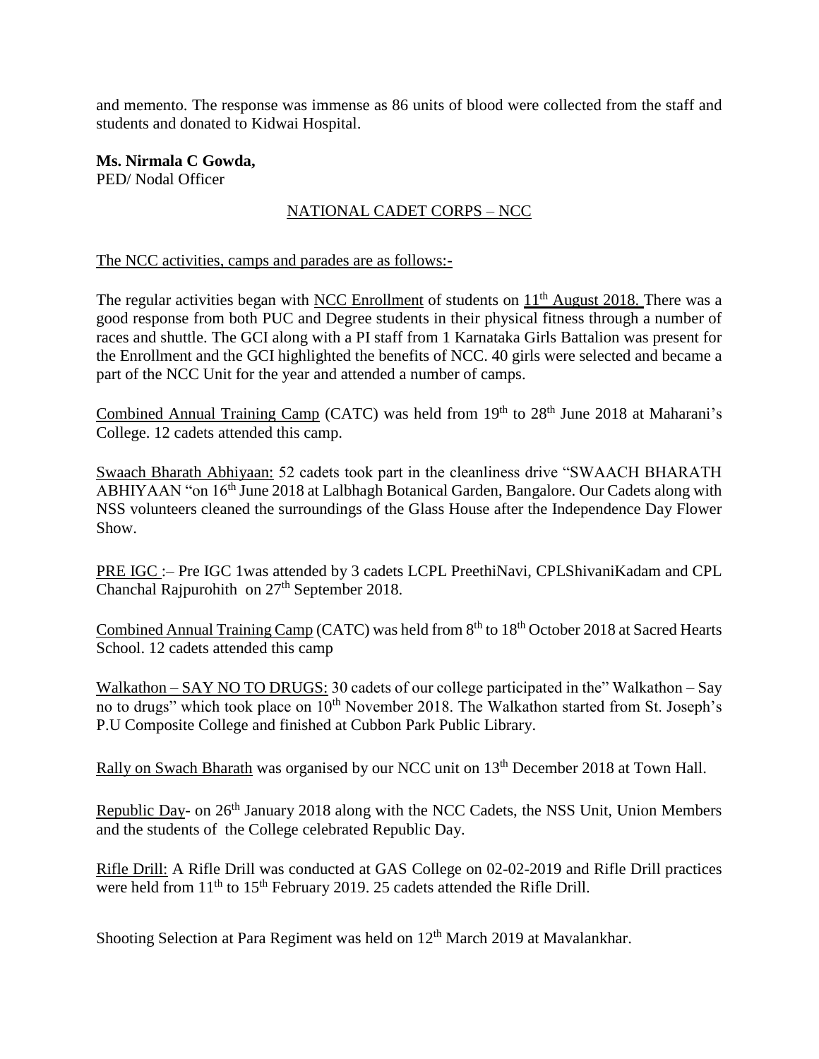and memento. The response was immense as 86 units of blood were collected from the staff and students and donated to Kidwai Hospital.

**Ms. Nirmala C Gowda,**
PED/ Nodal Officer

## NATIONAL CADET CORPS – NCC

The NCC activities, camps and parades are as follows:-

The regular activities began with NCC Enrollment of students on 11th August 2018. There was a good response from both PUC and Degree students in their physical fitness through a number of races and shuttle. The GCI along with a PI staff from 1 Karnataka Girls Battalion was present for the Enrollment and the GCI highlighted the benefits of NCC. 40 girls were selected and became a part of the NCC Unit for the year and attended a number of camps.

Combined Annual Training Camp (CATC) was held from 19th to 28th June 2018 at Maharani's College. 12 cadets attended this camp.

Swaach Bharath Abhiyaan: 52 cadets took part in the cleanliness drive "SWAACH BHARATH ABHIYAAN "on 16th June 2018 at Lalbhagh Botanical Garden, Bangalore. Our Cadets along with NSS volunteers cleaned the surroundings of the Glass House after the Independence Day Flower Show.

PRE IGC :– Pre IGC 1was attended by 3 cadets LCPL PreethiNavi, CPLShivaniKadam and CPL Chanchal Rajpurohith on 27th September 2018.

Combined Annual Training Camp (CATC) was held from 8th to 18th October 2018 at Sacred Hearts School. 12 cadets attended this camp

Walkathon – SAY NO TO DRUGS: 30 cadets of our college participated in the" Walkathon – Say no to drugs" which took place on 10th November 2018. The Walkathon started from St. Joseph's P.U Composite College and finished at Cubbon Park Public Library.

Rally on Swach Bharath was organised by our NCC unit on 13th December 2018 at Town Hall.

Republic Day- on 26th January 2018 along with the NCC Cadets, the NSS Unit, Union Members and the students of the College celebrated Republic Day.

Rifle Drill: A Rifle Drill was conducted at GAS College on 02-02-2019 and Rifle Drill practices were held from 11th to 15th February 2019. 25 cadets attended the Rifle Drill.

Shooting Selection at Para Regiment was held on 12th March 2019 at Mavalankhar.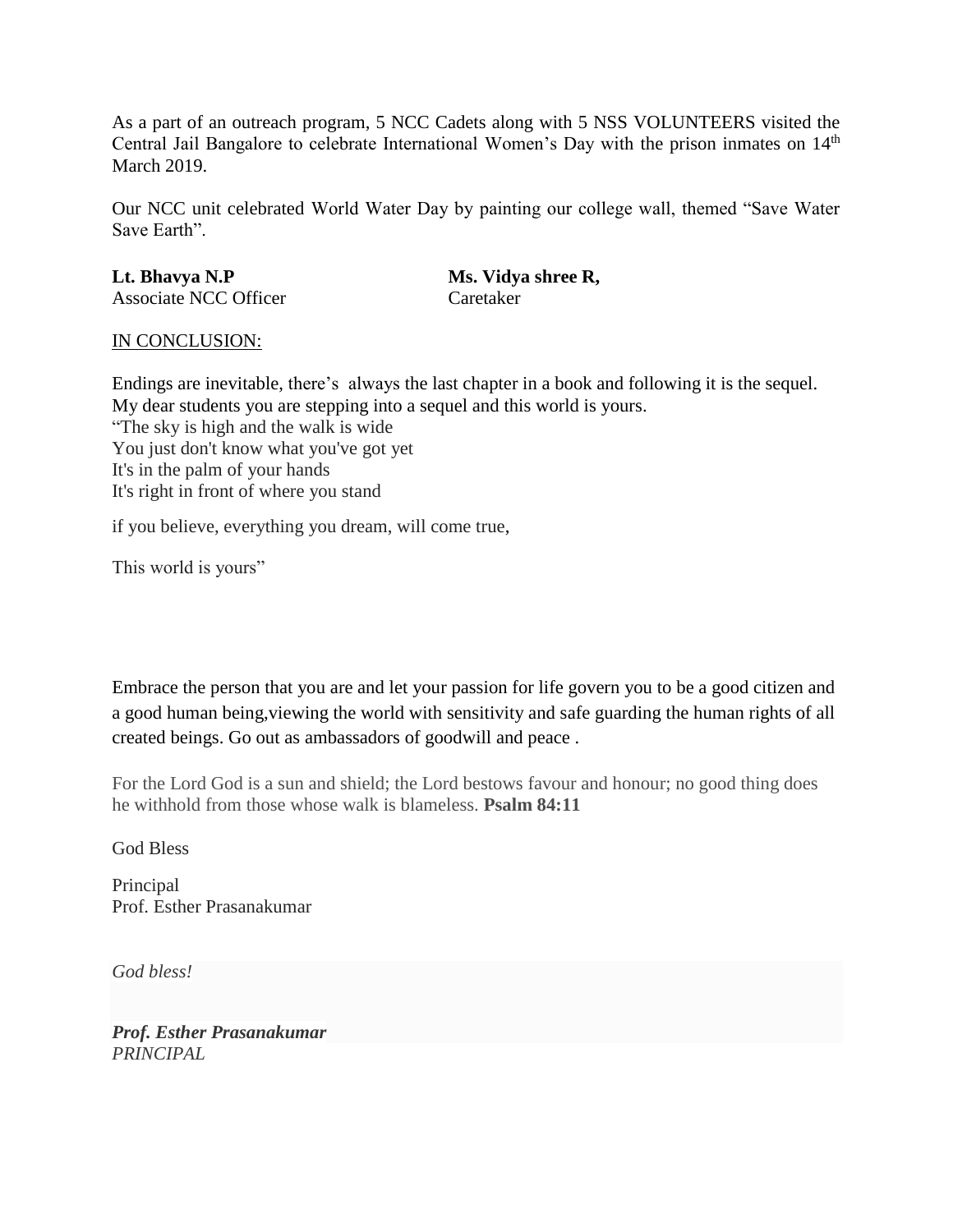As a part of an outreach program, 5 NCC Cadets along with 5 NSS VOLUNTEERS visited the Central Jail Bangalore to celebrate International Women's Day with the prison inmates on 14th March 2019.

Our NCC unit celebrated World Water Day by painting our college wall, themed "Save Water Save Earth".

| **Lt. Bhavya N.P** | **Ms. Vidya shree R,** |
| --- | --- |
| Associate NCC Officer | Caretaker |

<u>IN CONCLUSION:</u>

Endings are inevitable, there's always the last chapter in a book and following it is the sequel. My dear students you are stepping into a sequel and this world is yours.

"The sky is high and the walk is wide
You just don't know what you've got yet
It's in the palm of your hands
It's right in front of where you stand

if you believe, everything you dream, will come true,

This world is yours"

Embrace the person that you are and let your passion for life govern you to be a good citizen and a good human being,viewing the world with sensitivity and safe guarding the human rights of all created beings. Go out as ambassadors of goodwill and peace .

For the Lord God is a sun and shield; the Lord bestows favour and honour; no good thing does he withhold from those whose walk is blameless. **Psalm 84:11**

God Bless

Principal
Prof. Esther Prasanakumar

*God bless!*

***Prof. Esther Prasanakumar***
*PRINCIPAL*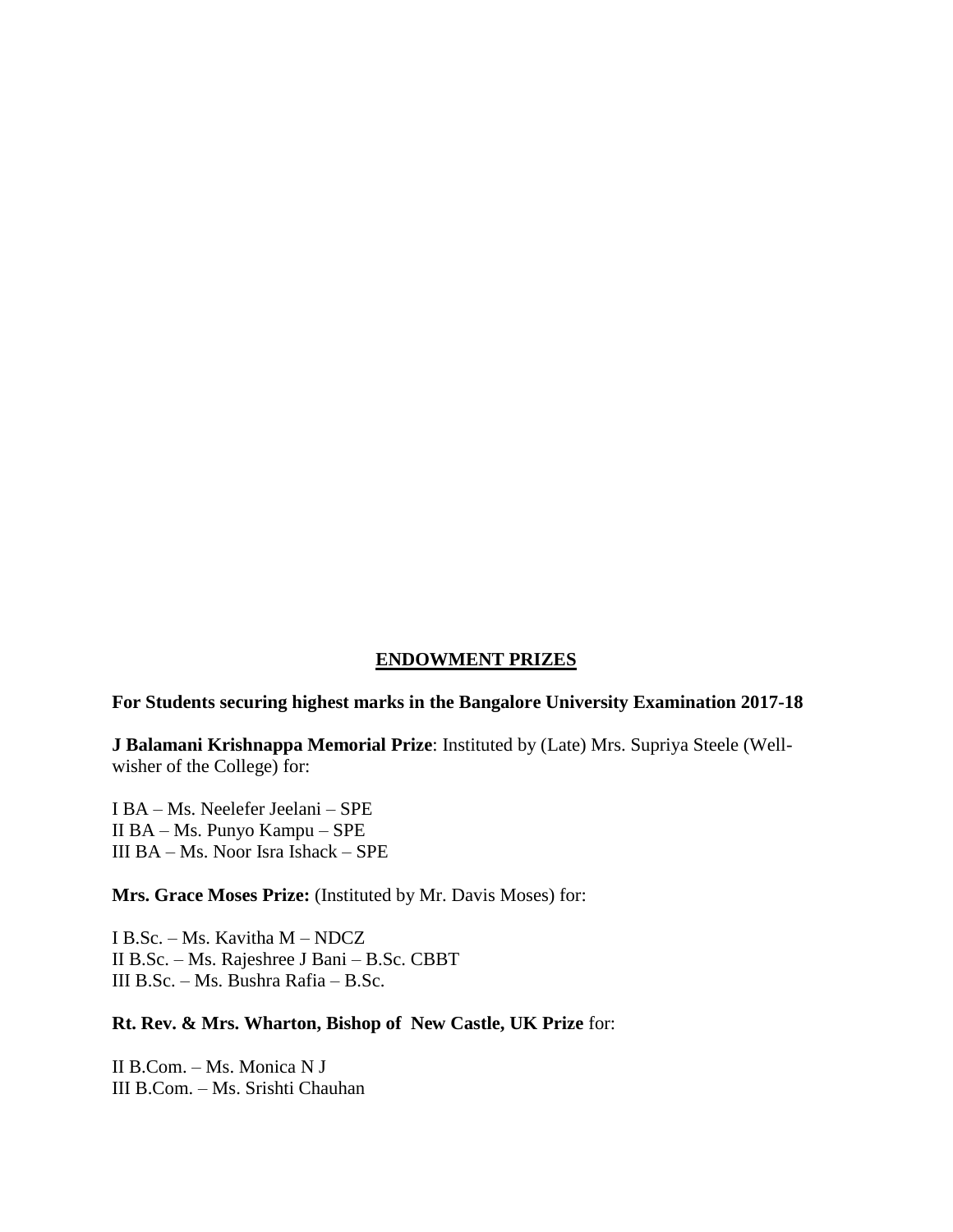## ENDOWMENT PRIZES

**For Students securing highest marks in the Bangalore University Examination 2017-18**

**J Balamani Krishnappa Memorial Prize**: Instituted by (Late) Mrs. Supriya Steele (Well-wisher of the College) for:

I BA – Ms. Neelefer Jeelani – SPE
II BA – Ms. Punyo Kampu – SPE
III BA – Ms. Noor Isra Ishack – SPE

**Mrs. Grace Moses Prize:** (Instituted by Mr. Davis Moses) for:

I B.Sc. – Ms. Kavitha M – NDCZ
II B.Sc. – Ms. Rajeshree J Bani – B.Sc. CBBT
III B.Sc. – Ms. Bushra Rafia – B.Sc.

**Rt. Rev. & Mrs. Wharton, Bishop of New Castle, UK Prize** for:

II B.Com. – Ms. Monica N J
III B.Com. – Ms. Srishti Chauhan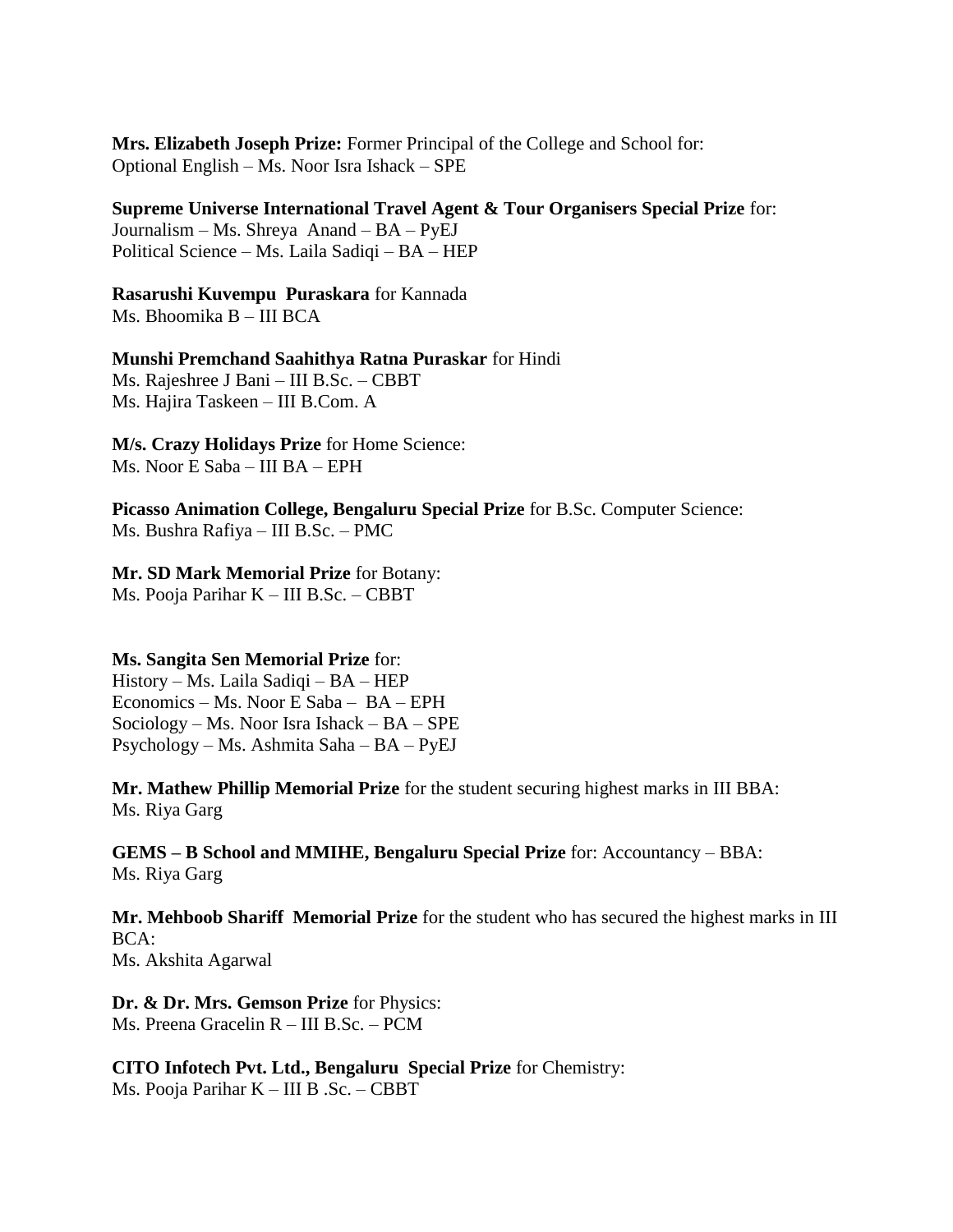**Mrs. Elizabeth Joseph Prize:** Former Principal of the College and School for:
Optional English – Ms. Noor Isra Ishack – SPE

**Supreme Universe International Travel Agent & Tour Organisers Special Prize** for:
Journalism – Ms. Shreya Anand – BA – PyEJ
Political Science – Ms. Laila Sadiqi – BA – HEP

**Rasarushi Kuvempu Puraskara** for Kannada
Ms. Bhoomika B – III BCA

**Munshi Premchand Saahithya Ratna Puraskar** for Hindi
Ms. Rajeshree J Bani – III B.Sc. – CBBT
Ms. Hajira Taskeen – III B.Com. A

**M/s. Crazy Holidays Prize** for Home Science:
Ms. Noor E Saba – III BA – EPH

**Picasso Animation College, Bengaluru Special Prize** for B.Sc. Computer Science:
Ms. Bushra Rafiya – III B.Sc. – PMC

**Mr. SD Mark Memorial Prize** for Botany:
Ms. Pooja Parihar K – III B.Sc. – CBBT

**Ms. Sangita Sen Memorial Prize** for:
History – Ms. Laila Sadiqi – BA – HEP
Economics – Ms. Noor E Saba – BA – EPH
Sociology – Ms. Noor Isra Ishack – BA – SPE
Psychology – Ms. Ashmita Saha – BA – PyEJ

**Mr. Mathew Phillip Memorial Prize** for the student securing highest marks in III BBA:
Ms. Riya Garg

**GEMS – B School and MMIHE, Bengaluru Special Prize** for: Accountancy – BBA:
Ms. Riya Garg

**Mr. Mehboob Shariff Memorial Prize** for the student who has secured the highest marks in III BCA:
Ms. Akshita Agarwal

**Dr. & Dr. Mrs. Gemson Prize** for Physics:
Ms. Preena Gracelin R – III B.Sc. – PCM

**CITO Infotech Pvt. Ltd., Bengaluru Special Prize** for Chemistry:
Ms. Pooja Parihar K – III B .Sc. – CBBT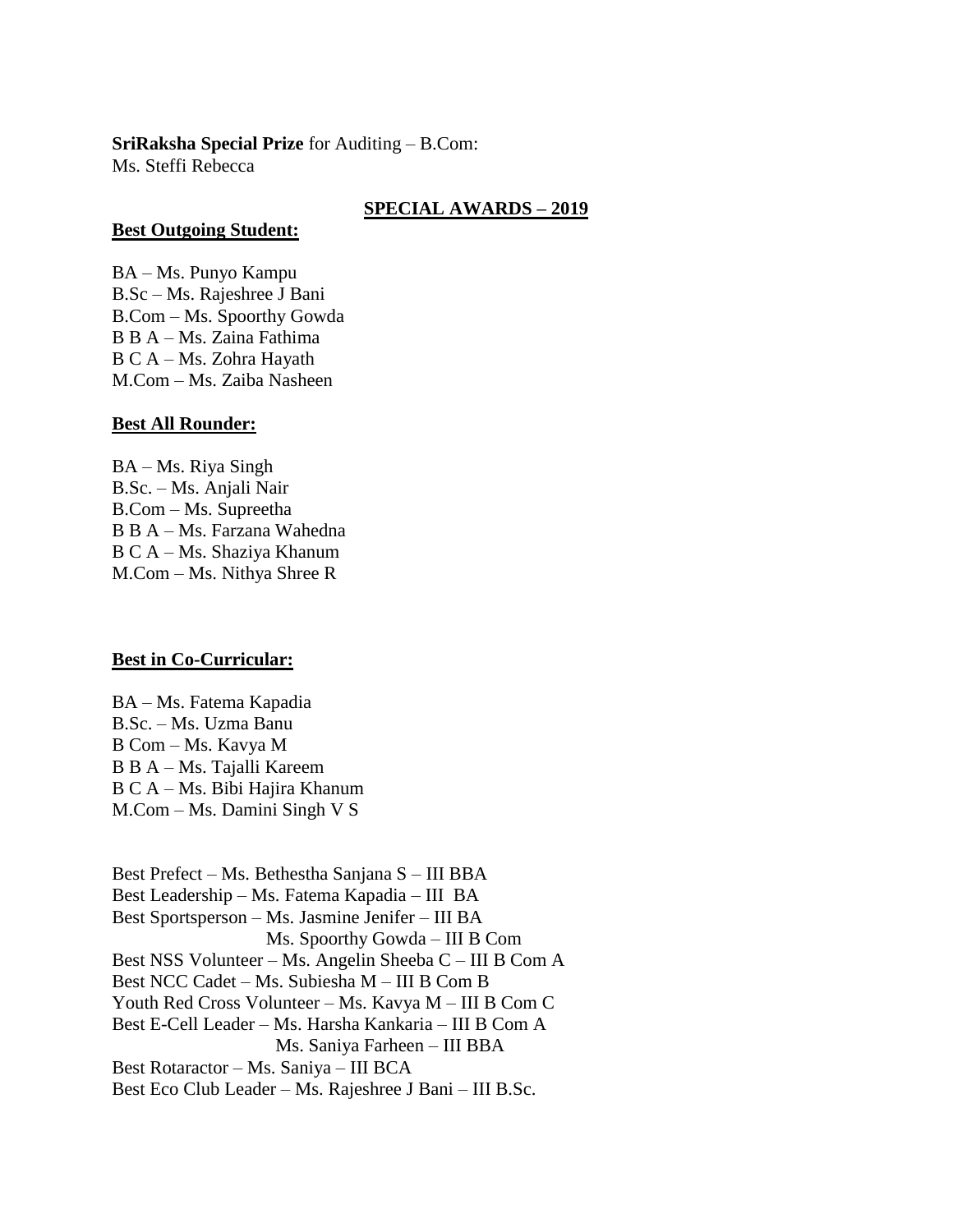**SriRaksha Special Prize** for Auditing – B.Com:
Ms. Steffi Rebecca

## SPECIAL AWARDS – 2019

**Best Outgoing Student:**

BA – Ms. Punyo Kampu
B.Sc – Ms. Rajeshree J Bani
B.Com – Ms. Spoorthy Gowda
B B A – Ms. Zaina Fathima
B C A – Ms. Zohra Hayath
M.Com – Ms. Zaiba Nasheen

**Best All Rounder:**

BA – Ms. Riya Singh
B.Sc. – Ms. Anjali Nair
B.Com – Ms. Supreetha
B B A – Ms. Farzana Wahedna
B C A – Ms. Shaziya Khanum
M.Com – Ms. Nithya Shree R

**Best in Co-Curricular:**

BA – Ms. Fatema Kapadia
B.Sc. – Ms. Uzma Banu
B Com – Ms. Kavya M
B B A – Ms. Tajalli Kareem
B C A – Ms. Bibi Hajira Khanum
M.Com – Ms. Damini Singh V S

Best Prefect – Ms. Bethestha Sanjana S – III BBA
Best Leadership – Ms. Fatema Kapadia – III BA
Best Sportsperson – Ms. Jasmine Jenifer – III BA
Ms. Spoorthy Gowda – III B Com
Best NSS Volunteer – Ms. Angelin Sheeba C – III B Com A
Best NCC Cadet – Ms. Subiesha M – III B Com B
Youth Red Cross Volunteer – Ms. Kavya M – III B Com C
Best E-Cell Leader – Ms. Harsha Kankaria – III B Com A
Ms. Saniya Farheen – III BBA
Best Rotaractor – Ms. Saniya – III BCA
Best Eco Club Leader – Ms. Rajeshree J Bani – III B.Sc.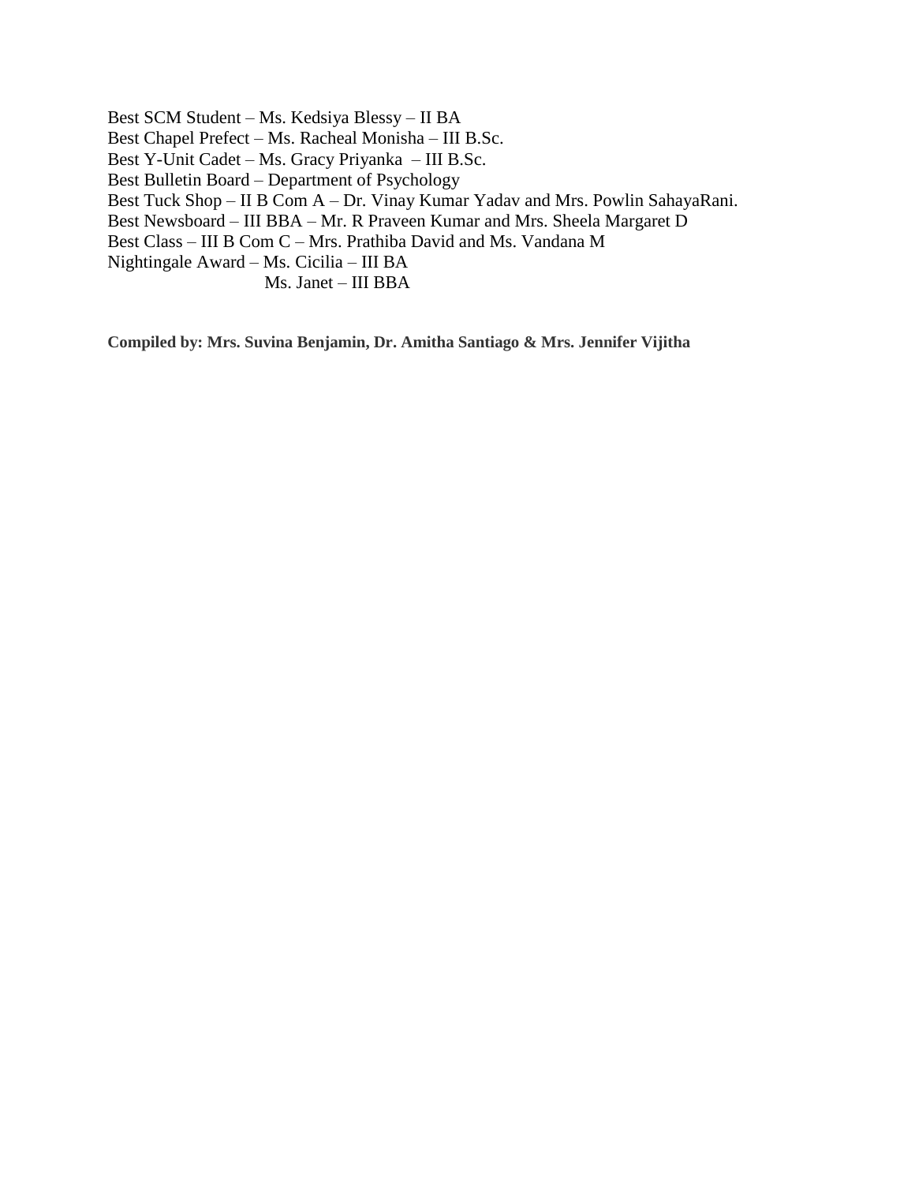Best SCM Student – Ms. Kedsiya Blessy – II BA
Best Chapel Prefect – Ms. Racheal Monisha – III B.Sc.
Best Y-Unit Cadet – Ms. Gracy Priyanka – III B.Sc.
Best Bulletin Board – Department of Psychology
Best Tuck Shop – II B Com A – Dr. Vinay Kumar Yadav and Mrs. Powlin SahayaRani.
Best Newsboard – III BBA – Mr. R Praveen Kumar and Mrs. Sheela Margaret D
Best Class – III B Com C – Mrs. Prathiba David and Ms. Vandana M
Nightingale Award – Ms. Cicilia – III BA
Ms. Janet – III BBA

**Compiled by: Mrs. Suvina Benjamin, Dr. Amitha Santiago & Mrs. Jennifer Vijitha**